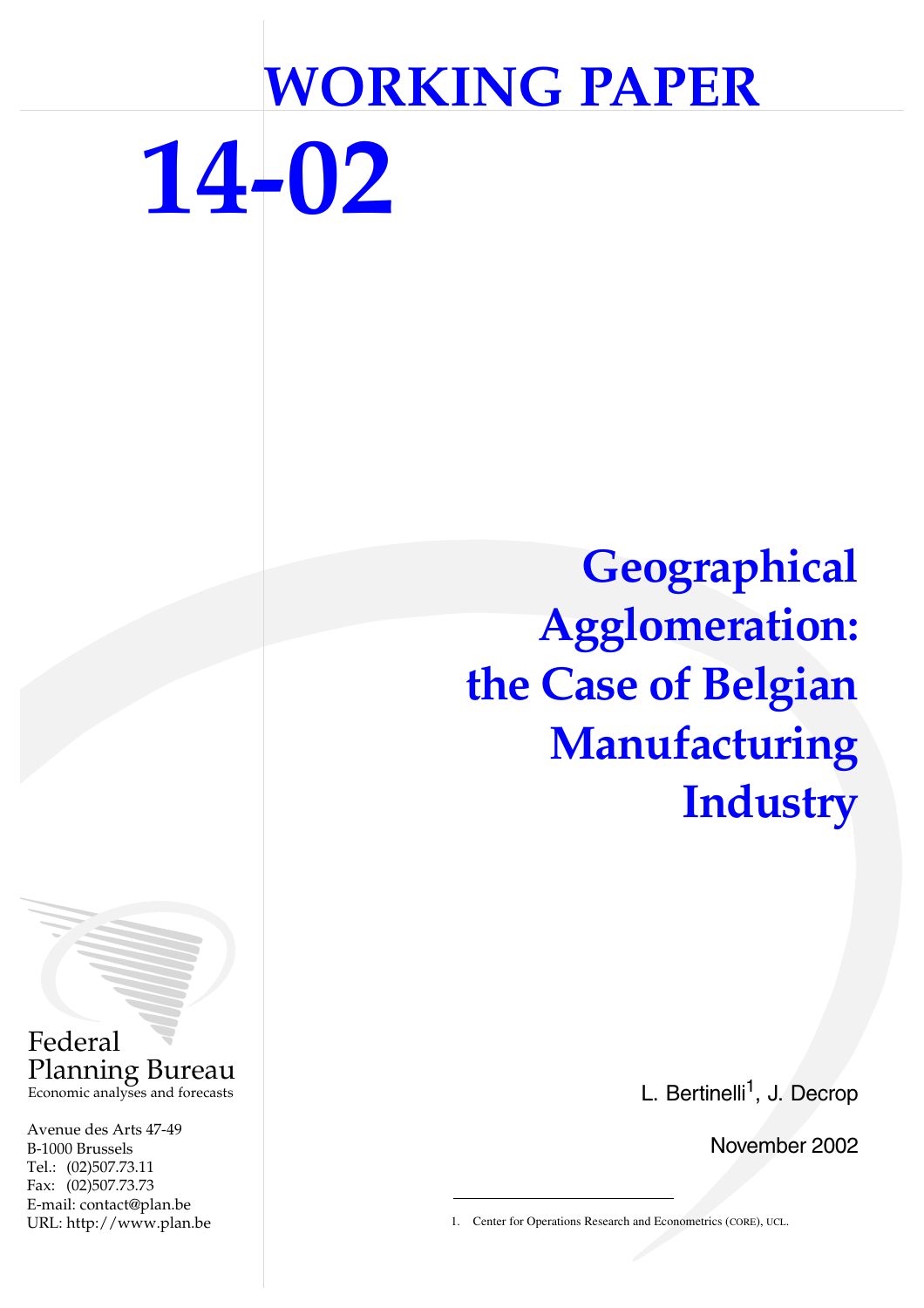# WORKING PAPER

# 14-02

# Geographical Agglomeration: the Case of Belgian Manufacturing Industry

L. Bertinelli[1], J. Decrop

November 2002

Federal
Planning Bureau
Economic analyses and forecasts

Avenue des Arts 47-49
B-1000 Brussels
Tel.: (02)507.73.11
Fax: (02)507.73.73
E-mail: contact@plan.be
URL: http://www.plan.be

1. Center for Operations Research and Econometrics (CORE), UCL.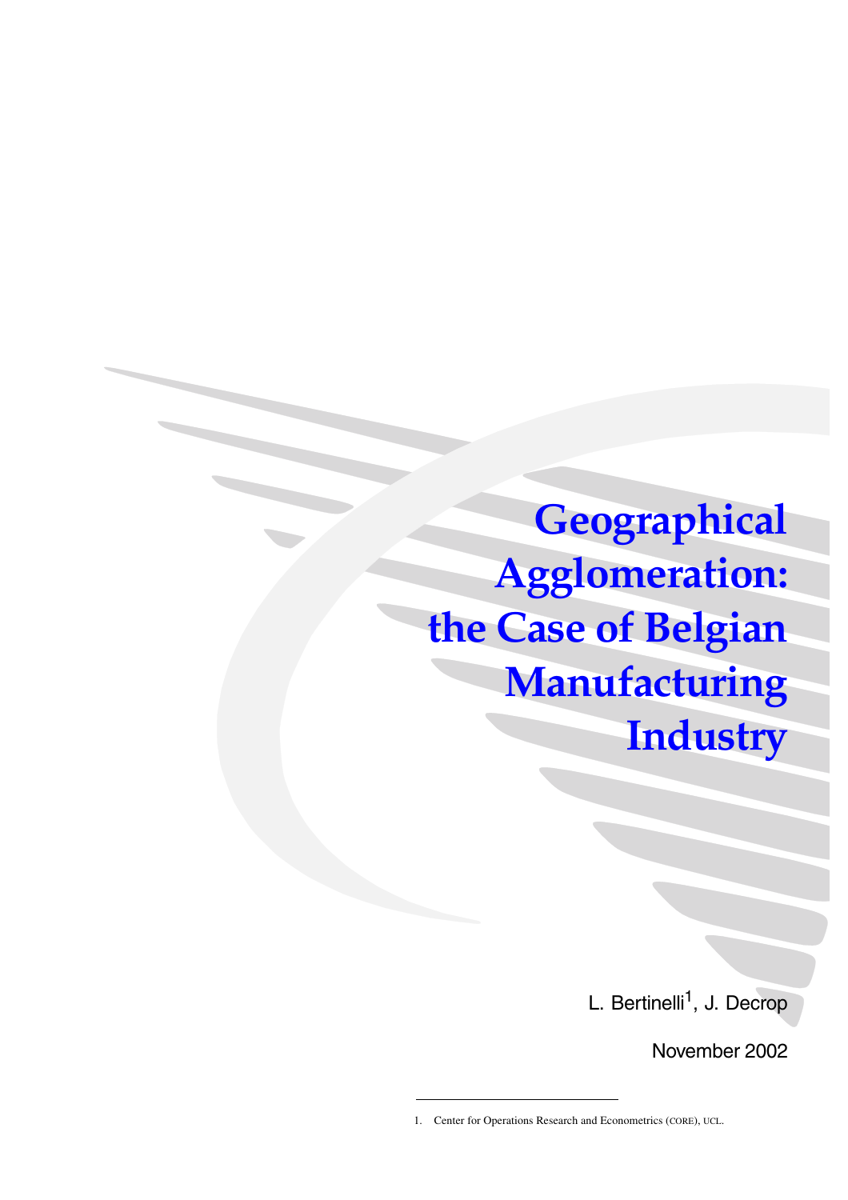# Geographical Agglomeration: the Case of Belgian Manufacturing Industry

L. Bertinelli[1], J. Decrop

November 2002

1. Center for Operations Research and Econometrics (CORE), UCL.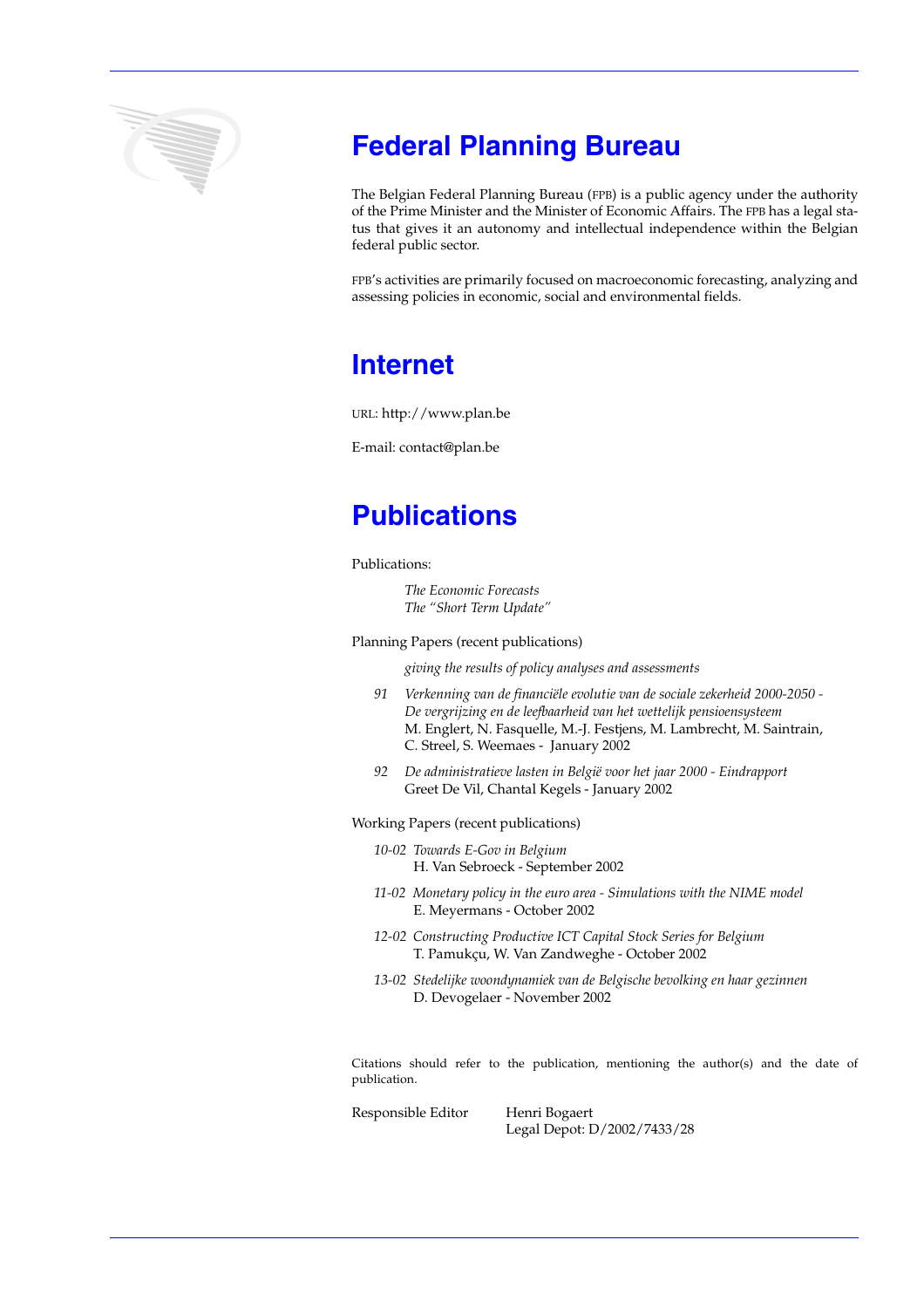# Federal Planning Bureau

The Belgian Federal Planning Bureau (FPB) is a public agency under the authority of the Prime Minister and the Minister of Economic Affairs. The FPB has a legal status that gives it an autonomy and intellectual independence within the Belgian federal public sector.

FPB's activities are primarily focused on macroeconomic forecasting, analyzing and assessing policies in economic, social and environmental fields.

# Internet

URL: http://www.plan.be

E-mail: contact@plan.be

# Publications

Publications:

*The Economic Forecasts*
*The "Short Term Update"*

Planning Papers (recent publications)

*giving the results of policy analyses and assessments*

91 *Verkenning van de financiële evolutie van de sociale zekerheid 2000-2050 - De vergrijzing en de leefbaarheid van het wettelijk pensioensysteem*
M. Englert, N. Fasquelle, M.-J. Festjens, M. Lambrecht, M. Saintrain, C. Streel, S. Weemaes - January 2002

92 *De administratieve lasten in België voor het jaar 2000 - Eindrapport*
Greet De Vil, Chantal Kegels - January 2002

Working Papers (recent publications)

10-02 *Towards E-Gov in Belgium*
H. Van Sebroeck - September 2002

11-02 *Monetary policy in the euro area - Simulations with the NIME model*
E. Meyermans - October 2002

12-02 *Constructing Productive ICT Capital Stock Series for Belgium*
T. Pamukçu, W. Van Zandweghe - October 2002

13-02 *Stedelijke woondynamiek van de Belgische bevolking en haar gezinnen*
D. Devogelaer - November 2002

Citations should refer to the publication, mentioning the author(s) and the date of publication.

Responsible Editor Henri Bogaert
Legal Depot: D/2002/7433/28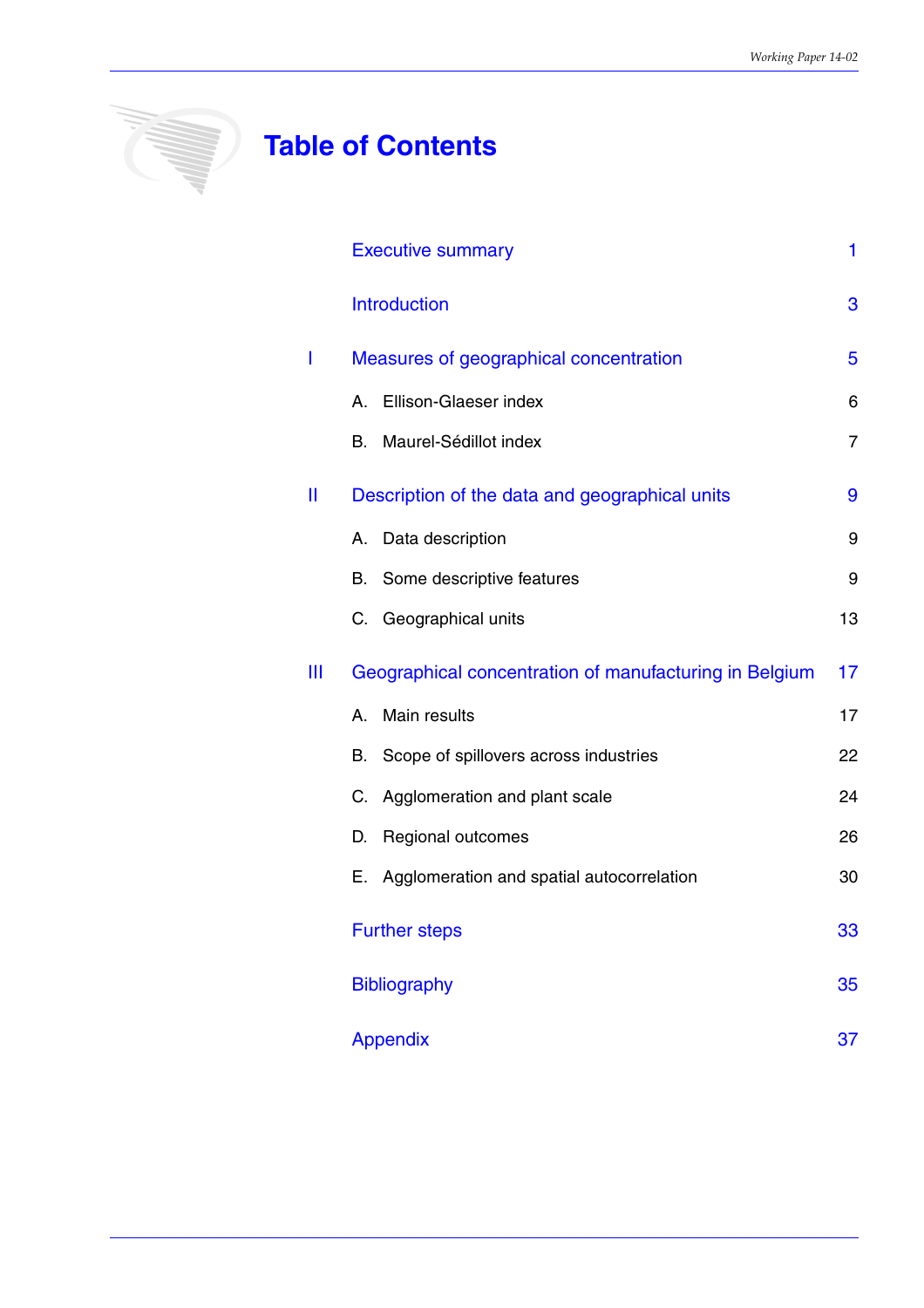# Table of Contents

| | | |
|---|---|---|
| | Executive summary | 1 |
| | Introduction | 3 |
| I | Measures of geographical concentration | 5 |
| | A. Ellison-Glaeser index | 6 |
| | B. Maurel-Sédillot index | 7 |
| II | Description of the data and geographical units | 9 |
| | A. Data description | 9 |
| | B. Some descriptive features | 9 |
| | C. Geographical units | 13 |
| III | Geographical concentration of manufacturing in Belgium | 17 |
| | A. Main results | 17 |
| | B. Scope of spillovers across industries | 22 |
| | C. Agglomeration and plant scale | 24 |
| | D. Regional outcomes | 26 |
| | E. Agglomeration and spatial autocorrelation | 30 |
| | Further steps | 33 |
| | Bibliography | 35 |
| | Appendix | 37 |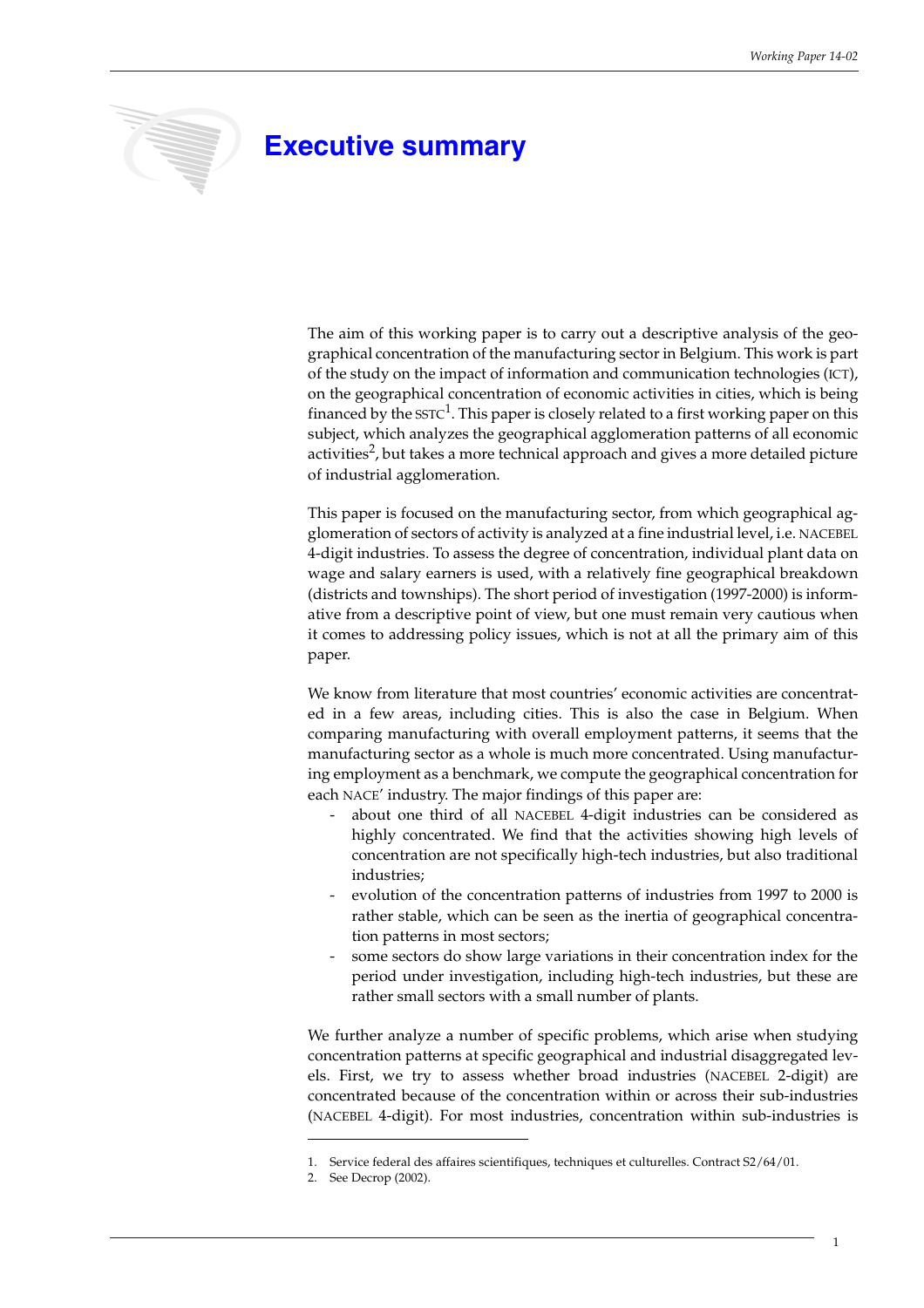# Executive summary

The aim of this working paper is to carry out a descriptive analysis of the geographical concentration of the manufacturing sector in Belgium. This work is part of the study on the impact of information and communication technologies (ICT), on the geographical concentration of economic activities in cities, which is being financed by the SSTC[1]. This paper is closely related to a first working paper on this subject, which analyzes the geographical agglomeration patterns of all economic activities[2], but takes a more technical approach and gives a more detailed picture of industrial agglomeration.

This paper is focused on the manufacturing sector, from which geographical agglomeration of sectors of activity is analyzed at a fine industrial level, i.e. NACEBEL 4-digit industries. To assess the degree of concentration, individual plant data on wage and salary earners is used, with a relatively fine geographical breakdown (districts and townships). The short period of investigation (1997-2000) is informative from a descriptive point of view, but one must remain very cautious when it comes to addressing policy issues, which is not at all the primary aim of this paper.

We know from literature that most countries' economic activities are concentrated in a few areas, including cities. This is also the case in Belgium. When comparing manufacturing with overall employment patterns, it seems that the manufacturing sector as a whole is much more concentrated. Using manufacturing employment as a benchmark, we compute the geographical concentration for each NACE' industry. The major findings of this paper are:

- about one third of all NACEBEL 4-digit industries can be considered as highly concentrated. We find that the activities showing high levels of concentration are not specifically high-tech industries, but also traditional industries;
- evolution of the concentration patterns of industries from 1997 to 2000 is rather stable, which can be seen as the inertia of geographical concentration patterns in most sectors;
- some sectors do show large variations in their concentration index for the period under investigation, including high-tech industries, but these are rather small sectors with a small number of plants.

We further analyze a number of specific problems, which arise when studying concentration patterns at specific geographical and industrial disaggregated levels. First, we try to assess whether broad industries (NACEBEL 2-digit) are concentrated because of the concentration within or across their sub-industries (NACEBEL 4-digit). For most industries, concentration within sub-industries is

1. Service federal des affaires scientifiques, techniques et culturelles. Contract S2/64/01.
2. See Decrop (2002).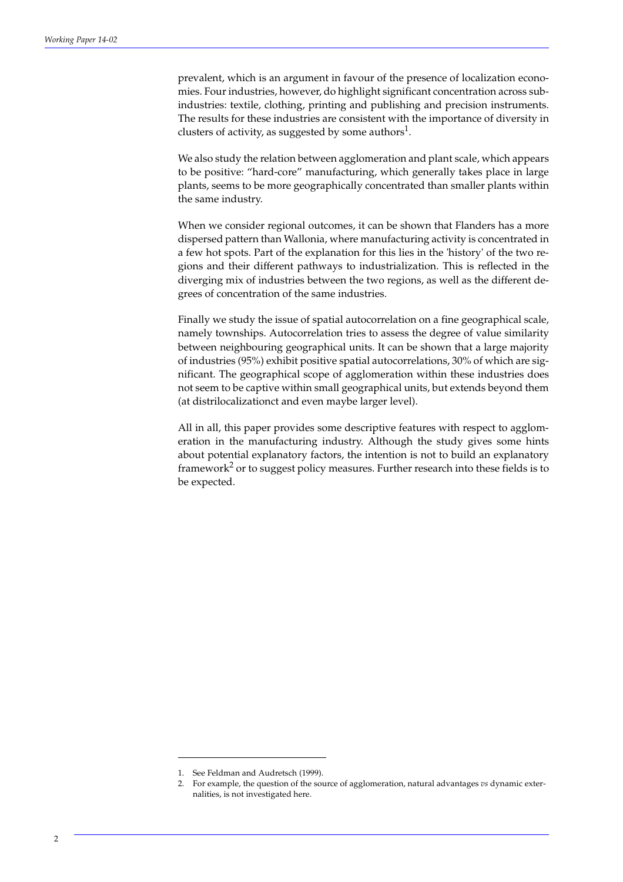prevalent, which is an argument in favour of the presence of localization economies. Four industries, however, do highlight significant concentration across subindustries: textile, clothing, printing and publishing and precision instruments. The results for these industries are consistent with the importance of diversity in clusters of activity, as suggested by some authors[1].

We also study the relation between agglomeration and plant scale, which appears to be positive: "hard-core" manufacturing, which generally takes place in large plants, seems to be more geographically concentrated than smaller plants within the same industry.

When we consider regional outcomes, it can be shown that Flanders has a more dispersed pattern than Wallonia, where manufacturing activity is concentrated in a few hot spots. Part of the explanation for this lies in the 'history' of the two regions and their different pathways to industrialization. This is reflected in the diverging mix of industries between the two regions, as well as the different degrees of concentration of the same industries.

Finally we study the issue of spatial autocorrelation on a fine geographical scale, namely townships. Autocorrelation tries to assess the degree of value similarity between neighbouring geographical units. It can be shown that a large majority of industries (95%) exhibit positive spatial autocorrelations, 30% of which are significant. The geographical scope of agglomeration within these industries does not seem to be captive within small geographical units, but extends beyond them (at distrilocalizationct and even maybe larger level).

All in all, this paper provides some descriptive features with respect to agglomeration in the manufacturing industry. Although the study gives some hints about potential explanatory factors, the intention is not to build an explanatory framework[2] or to suggest policy measures. Further research into these fields is to be expected.

1. See Feldman and Audretsch (1999).
2. For example, the question of the source of agglomeration, natural advantages *vs* dynamic externalities, is not investigated here.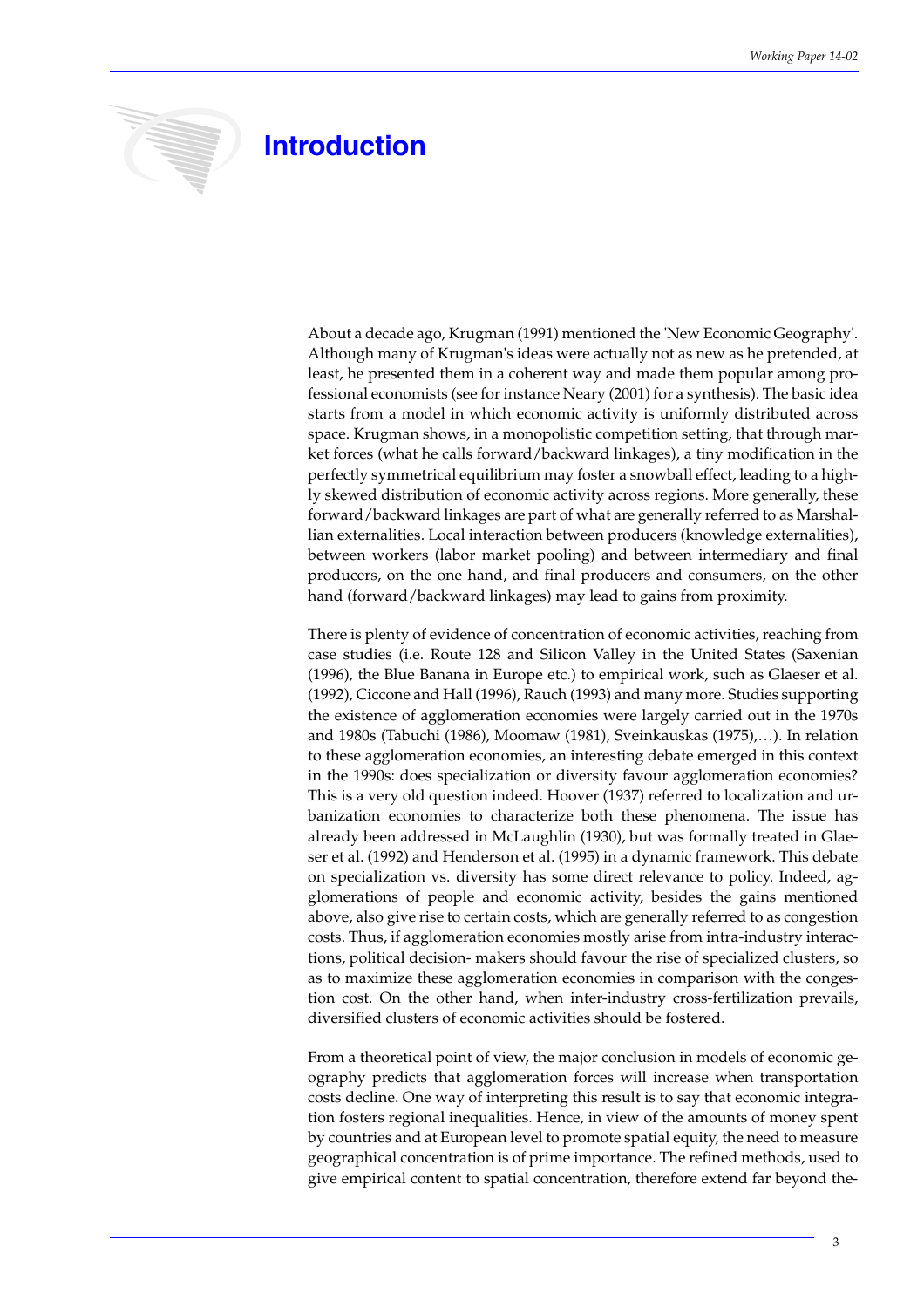# Introduction

About a decade ago, Krugman (1991) mentioned the 'New Economic Geography'. Although many of Krugman's ideas were actually not as new as he pretended, at least, he presented them in a coherent way and made them popular among professional economists (see for instance Neary (2001) for a synthesis). The basic idea starts from a model in which economic activity is uniformly distributed across space. Krugman shows, in a monopolistic competition setting, that through market forces (what he calls forward/backward linkages), a tiny modification in the perfectly symmetrical equilibrium may foster a snowball effect, leading to a highly skewed distribution of economic activity across regions. More generally, these forward/backward linkages are part of what are generally referred to as Marshallian externalities. Local interaction between producers (knowledge externalities), between workers (labor market pooling) and between intermediary and final producers, on the one hand, and final producers and consumers, on the other hand (forward/backward linkages) may lead to gains from proximity.

There is plenty of evidence of concentration of economic activities, reaching from case studies (i.e. Route 128 and Silicon Valley in the United States (Saxenian (1996), the Blue Banana in Europe etc.) to empirical work, such as Glaeser et al. (1992), Ciccone and Hall (1996), Rauch (1993) and many more. Studies supporting the existence of agglomeration economies were largely carried out in the 1970s and 1980s (Tabuchi (1986), Moomaw (1981), Sveinkauskas (1975),…). In relation to these agglomeration economies, an interesting debate emerged in this context in the 1990s: does specialization or diversity favour agglomeration economies? This is a very old question indeed. Hoover (1937) referred to localization and urbanization economies to characterize both these phenomena. The issue has already been addressed in McLaughlin (1930), but was formally treated in Glaeser et al. (1992) and Henderson et al. (1995) in a dynamic framework. This debate on specialization vs. diversity has some direct relevance to policy. Indeed, agglomerations of people and economic activity, besides the gains mentioned above, also give rise to certain costs, which are generally referred to as congestion costs. Thus, if agglomeration economies mostly arise from intra-industry interactions, political decision- makers should favour the rise of specialized clusters, so as to maximize these agglomeration economies in comparison with the congestion cost. On the other hand, when inter-industry cross-fertilization prevails, diversified clusters of economic activities should be fostered.

From a theoretical point of view, the major conclusion in models of economic geography predicts that agglomeration forces will increase when transportation costs decline. One way of interpreting this result is to say that economic integration fosters regional inequalities. Hence, in view of the amounts of money spent by countries and at European level to promote spatial equity, the need to measure geographical concentration is of prime importance. The refined methods, used to give empirical content to spatial concentration, therefore extend far beyond the-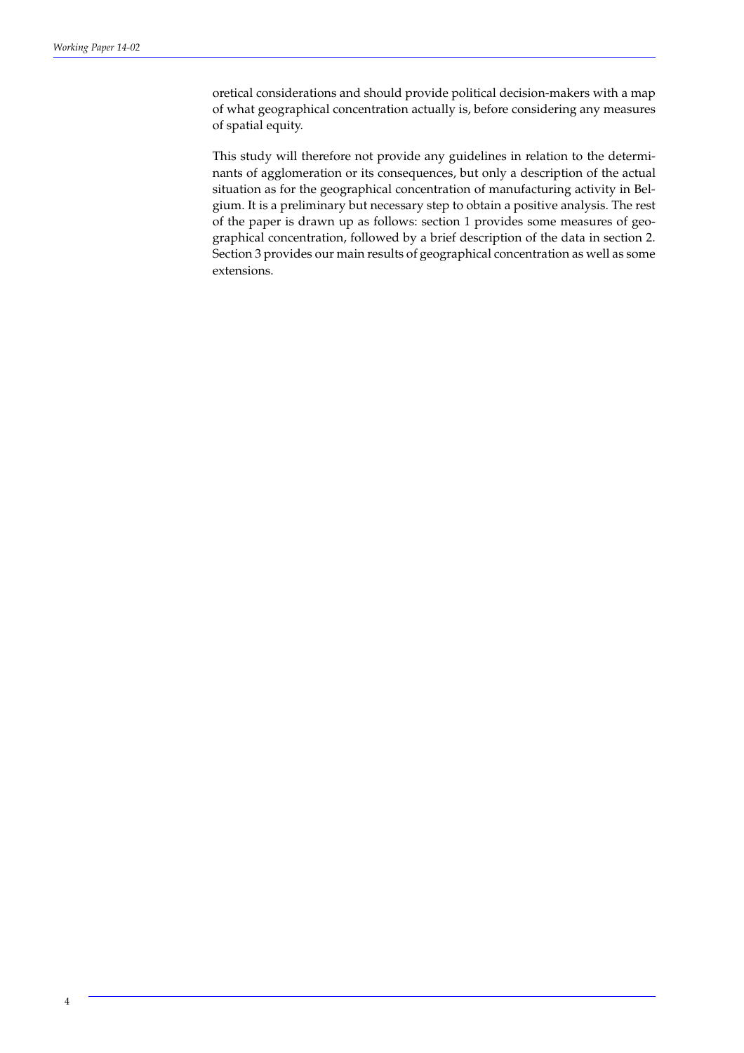oretical considerations and should provide political decision-makers with a map of what geographical concentration actually is, before considering any measures of spatial equity.

This study will therefore not provide any guidelines in relation to the determinants of agglomeration or its consequences, but only a description of the actual situation as for the geographical concentration of manufacturing activity in Belgium. It is a preliminary but necessary step to obtain a positive analysis. The rest of the paper is drawn up as follows: section 1 provides some measures of geographical concentration, followed by a brief description of the data in section 2. Section 3 provides our main results of geographical concentration as well as some extensions.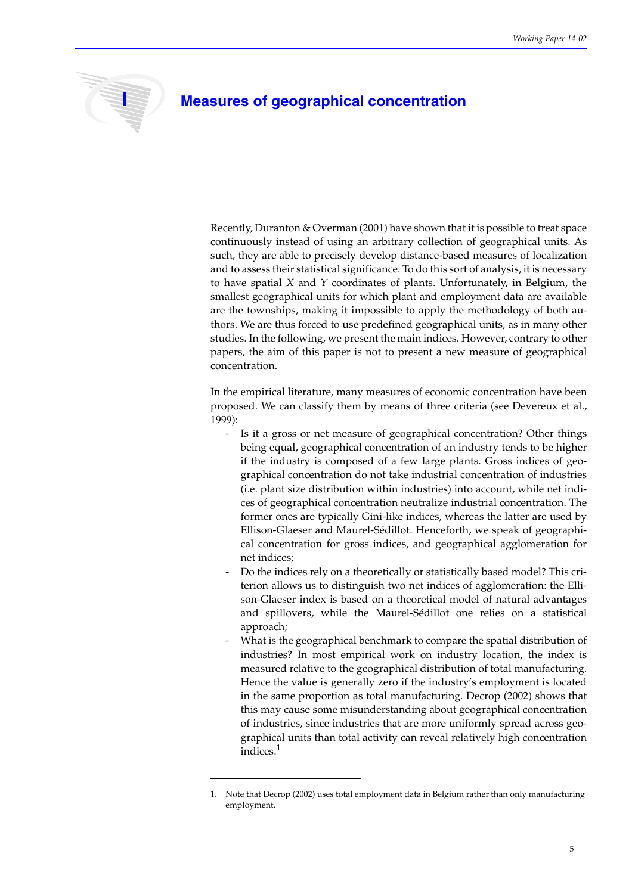# I Measures of geographical concentration

Recently, Duranton & Overman (2001) have shown that it is possible to treat space continuously instead of using an arbitrary collection of geographical units. As such, they are able to precisely develop distance-based measures of localization and to assess their statistical significance. To do this sort of analysis, it is necessary to have spatial $X$ and $Y$ coordinates of plants. Unfortunately, in Belgium, the smallest geographical units for which plant and employment data are available are the townships, making it impossible to apply the methodology of both authors. We are thus forced to use predefined geographical units, as in many other studies. In the following, we present the main indices. However, contrary to other papers, the aim of this paper is not to present a new measure of geographical concentration.

In the empirical literature, many measures of economic concentration have been proposed. We can classify them by means of three criteria (see Devereux et al., 1999):

- Is it a gross or net measure of geographical concentration? Other things being equal, geographical concentration of an industry tends to be higher if the industry is composed of a few large plants. Gross indices of geographical concentration do not take industrial concentration of industries (i.e. plant size distribution within industries) into account, while net indices of geographical concentration neutralize industrial concentration. The former ones are typically Gini-like indices, whereas the latter are used by Ellison-Glaeser and Maurel-Sédillot. Henceforth, we speak of geographical concentration for gross indices, and geographical agglomeration for net indices;
- Do the indices rely on a theoretically or statistically based model? This criterion allows us to distinguish two net indices of agglomeration: the Ellison-Glaeser index is based on a theoretical model of natural advantages and spillovers, while the Maurel-Sédillot one relies on a statistical approach;
- What is the geographical benchmark to compare the spatial distribution of industries? In most empirical work on industry location, the index is measured relative to the geographical distribution of total manufacturing. Hence the value is generally zero if the industry's employment is located in the same proportion as total manufacturing. Decrop (2002) shows that this may cause some misunderstanding about geographical concentration of industries, since industries that are more uniformly spread across geographical units than total activity can reveal relatively high concentration indices.[1]

---

1. Note that Decrop (2002) uses total employment data in Belgium rather than only manufacturing employment.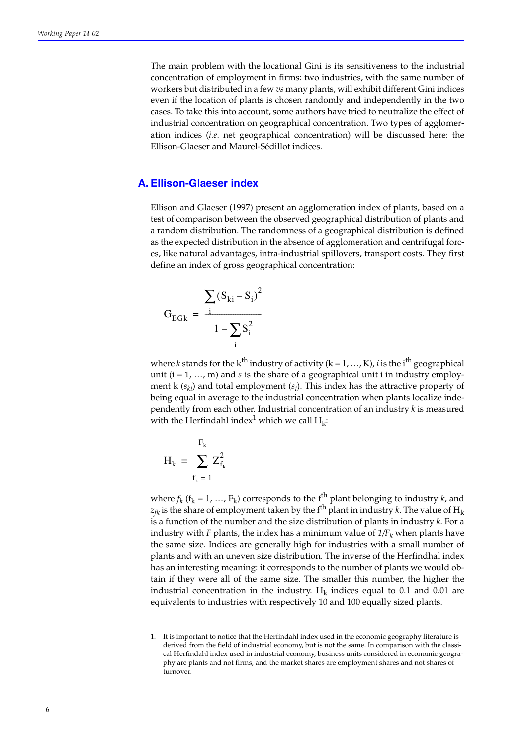The main problem with the locational Gini is its sensitiveness to the industrial concentration of employment in firms: two industries, with the same number of workers but distributed in a few *vs* many plants, will exhibit different Gini indices even if the location of plants is chosen randomly and independently in the two cases. To take this into account, some authors have tried to neutralize the effect of industrial concentration on geographical concentration. Two types of agglomeration indices (*i.e*. net geographical concentration) will be discussed here: the Ellison-Glaeser and Maurel-Sédillot indices.

## A. Ellison-Glaeser index

Ellison and Glaeser (1997) present an agglomeration index of plants, based on a test of comparison between the observed geographical distribution of plants and a random distribution. The randomness of a geographical distribution is defined as the expected distribution in the absence of agglomeration and centrifugal forces, like natural advantages, intra-industrial spillovers, transport costs. They first define an index of gross geographical concentration:

$$G_{EGk} = \frac{\sum_i (S_{ki} - S_i)^2}{1 - \sum_i S_i^2}$$

where $k$ stands for the $k^{th}$ industry of activity ($k = 1, \ldots, K$), $i$ is the $i^{th}$ geographical unit ($i = 1, \ldots, m$) and $s$ is the share of a geographical unit i in industry employment k ($s_{ki}$) and total employment ($s_i$). This index has the attractive property of being equal in average to the industrial concentration when plants localize independently from each other. Industrial concentration of an industry $k$ is measured with the Herfindahl index[1] which we call $H_k$:

$$H_k = \sum_{f_k = 1}^{F_k} Z_{f_k}^2$$

where $f_k$ ($f_k = 1, \ldots, F_k$) corresponds to the $f^{th}$ plant belonging to industry $k$, and $z_{fk}$ is the share of employment taken by the $f^{th}$ plant in industry $k$. The value of $H_k$ is a function of the number and the size distribution of plants in industry $k$. For a industry with $F$ plants, the index has a minimum value of $1/F_k$ when plants have the same size. Indices are generally high for industries with a small number of plants and with an uneven size distribution. The inverse of the Herfindhal index has an interesting meaning: it corresponds to the number of plants we would obtain if they were all of the same size. The smaller this number, the higher the industrial concentration in the industry. $H_k$ indices equal to 0.1 and 0.01 are equivalents to industries with respectively 10 and 100 equally sized plants.

---

1. It is important to notice that the Herfindahl index used in the economic geography literature is derived from the field of industrial economy, but is not the same. In comparison with the classical Herfindahl index used in industrial economy, business units considered in economic geography are plants and not firms, and the market shares are employment shares and not shares of turnover.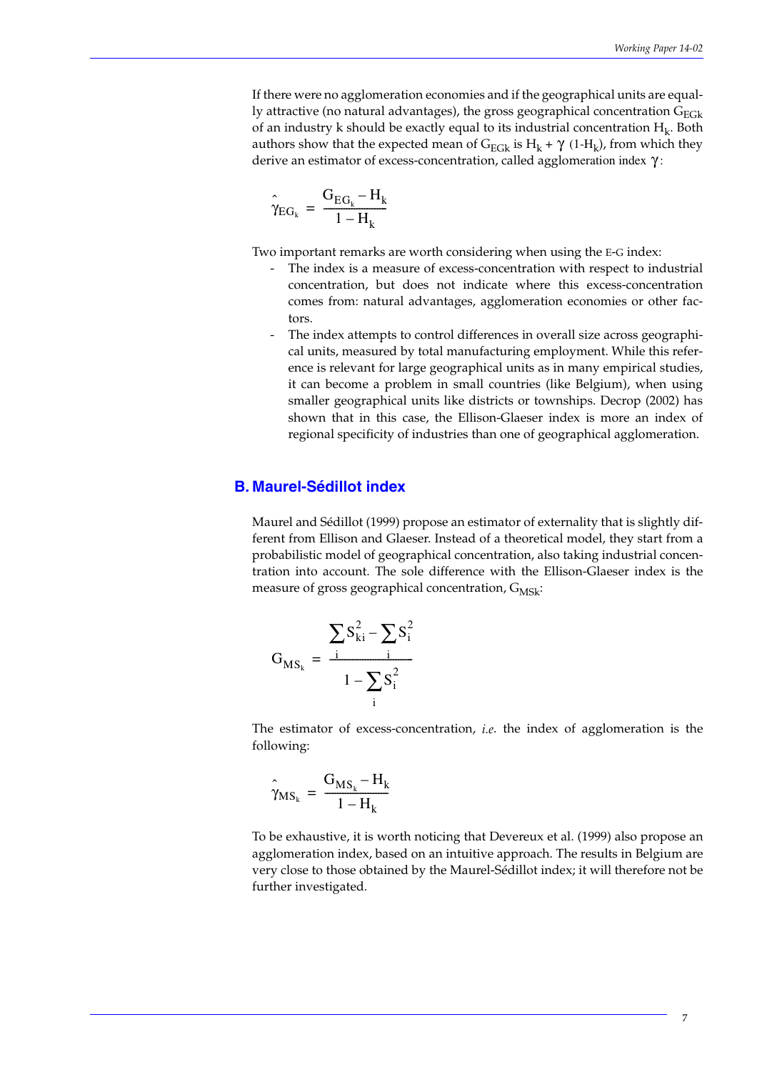If there were no agglomeration economies and if the geographical units are equally attractive (no natural advantages), the gross geographical concentration $G_{EGk}$ of an industry k should be exactly equal to its industrial concentration $H_k$. Both authors show that the expected mean of $G_{EGk}$ is $H_k + \gamma\ (1\text{-}H_k)$, from which they derive an estimator of excess-concentration, called agglomeration index $\gamma$:

$$\hat{\gamma}_{EG_k} = \frac{G_{EG_k} - H_k}{1 - H_k}$$

Two important remarks are worth considering when using the E-G index:

- The index is a measure of excess-concentration with respect to industrial concentration, but does not indicate where this excess-concentration comes from: natural advantages, agglomeration economies or other factors.
- The index attempts to control differences in overall size across geographical units, measured by total manufacturing employment. While this reference is relevant for large geographical units as in many empirical studies, it can become a problem in small countries (like Belgium), when using smaller geographical units like districts or townships. Decrop (2002) has shown that in this case, the Ellison-Glaeser index is more an index of regional specificity of industries than one of geographical agglomeration.

## B. Maurel-Sédillot index

Maurel and Sédillot (1999) propose an estimator of externality that is slightly different from Ellison and Glaeser. Instead of a theoretical model, they start from a probabilistic model of geographical concentration, also taking industrial concentration into account. The sole difference with the Ellison-Glaeser index is the measure of gross geographical concentration, $G_{MSk}$:

$$G_{MS_k} = \frac{\sum_i S_{ki}^2 - \sum_i S_i^2}{1 - \sum_i S_i^2}$$

The estimator of excess-concentration, *i.e.* the index of agglomeration is the following:

$$\hat{\gamma}_{MS_k} = \frac{G_{MS_k} - H_k}{1 - H_k}$$

To be exhaustive, it is worth noticing that Devereux et al. (1999) also propose an agglomeration index, based on an intuitive approach. The results in Belgium are very close to those obtained by the Maurel-Sédillot index; it will therefore not be further investigated.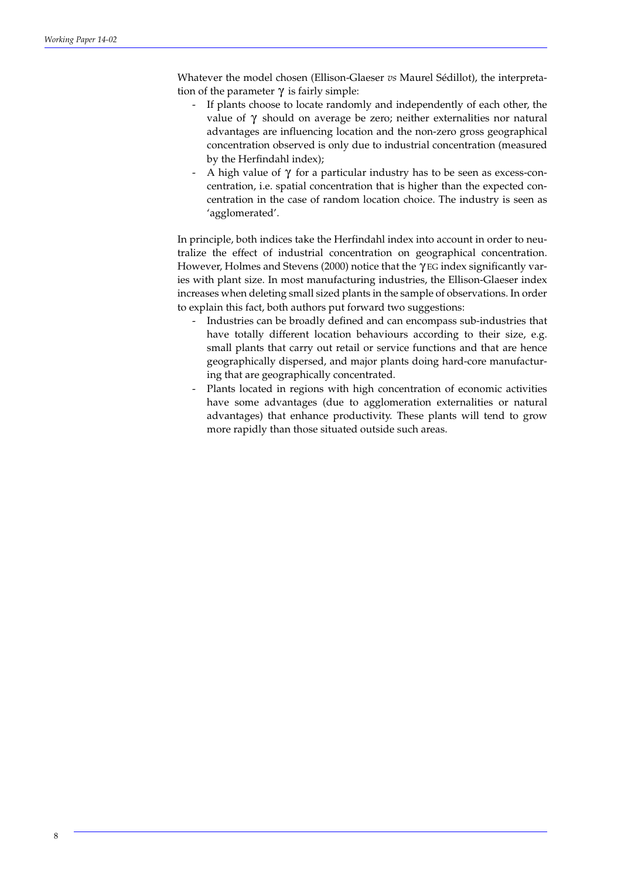Whatever the model chosen (Ellison-Glaeser *vs* Maurel Sédillot), the interpretation of the parameter $\gamma$ is fairly simple:

- If plants choose to locate randomly and independently of each other, the value of $\gamma$ should on average be zero; neither externalities nor natural advantages are influencing location and the non-zero gross geographical concentration observed is only due to industrial concentration (measured by the Herfindahl index);
- A high value of $\gamma$ for a particular industry has to be seen as excess-concentration, i.e. spatial concentration that is higher than the expected concentration in the case of random location choice. The industry is seen as 'agglomerated'.

In principle, both indices take the Herfindahl index into account in order to neutralize the effect of industrial concentration on geographical concentration. However, Holmes and Stevens (2000) notice that the $\gamma_{EG}$ index significantly varies with plant size. In most manufacturing industries, the Ellison-Glaeser index increases when deleting small sized plants in the sample of observations. In order to explain this fact, both authors put forward two suggestions:

- Industries can be broadly defined and can encompass sub-industries that have totally different location behaviours according to their size, e.g. small plants that carry out retail or service functions and that are hence geographically dispersed, and major plants doing hard-core manufacturing that are geographically concentrated.
- Plants located in regions with high concentration of economic activities have some advantages (due to agglomeration externalities or natural advantages) that enhance productivity. These plants will tend to grow more rapidly than those situated outside such areas.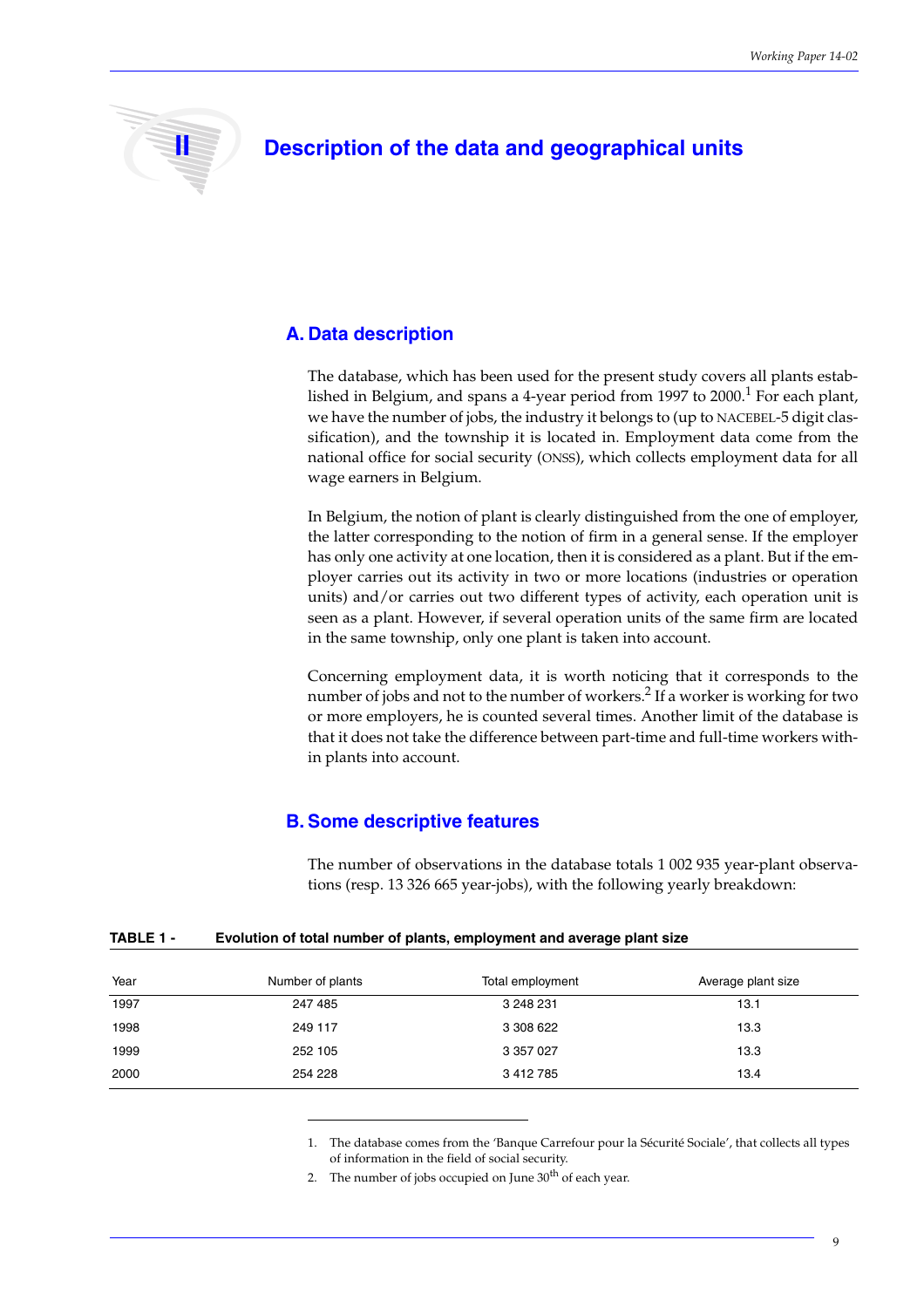# II Description of the data and geographical units

## A. Data description

The database, which has been used for the present study covers all plants established in Belgium, and spans a 4-year period from 1997 to 2000.[1] For each plant, we have the number of jobs, the industry it belongs to (up to NACEBEL-5 digit classification), and the township it is located in. Employment data come from the national office for social security (ONSS), which collects employment data for all wage earners in Belgium.

In Belgium, the notion of plant is clearly distinguished from the one of employer, the latter corresponding to the notion of firm in a general sense. If the employer has only one activity at one location, then it is considered as a plant. But if the employer carries out its activity in two or more locations (industries or operation units) and/or carries out two different types of activity, each operation unit is seen as a plant. However, if several operation units of the same firm are located in the same township, only one plant is taken into account.

Concerning employment data, it is worth noticing that it corresponds to the number of jobs and not to the number of workers.[2] If a worker is working for two or more employers, he is counted several times. Another limit of the database is that it does not take the difference between part-time and full-time workers within plants into account.

## B. Some descriptive features

The number of observations in the database totals 1 002 935 year-plant observations (resp. 13 326 665 year-jobs), with the following yearly breakdown:

**TABLE 1 - Evolution of total number of plants, employment and average plant size**

| Year | Number of plants | Total employment | Average plant size |
|---|---|---|---|
| 1997 | 247 485 | 3 248 231 | 13.1 |
| 1998 | 249 117 | 3 308 622 | 13.3 |
| 1999 | 252 105 | 3 357 027 | 13.3 |
| 2000 | 254 228 | 3 412 785 | 13.4 |

1. The database comes from the 'Banque Carrefour pour la Sécurité Sociale', that collects all types of information in the field of social security.
2. The number of jobs occupied on June 30th of each year.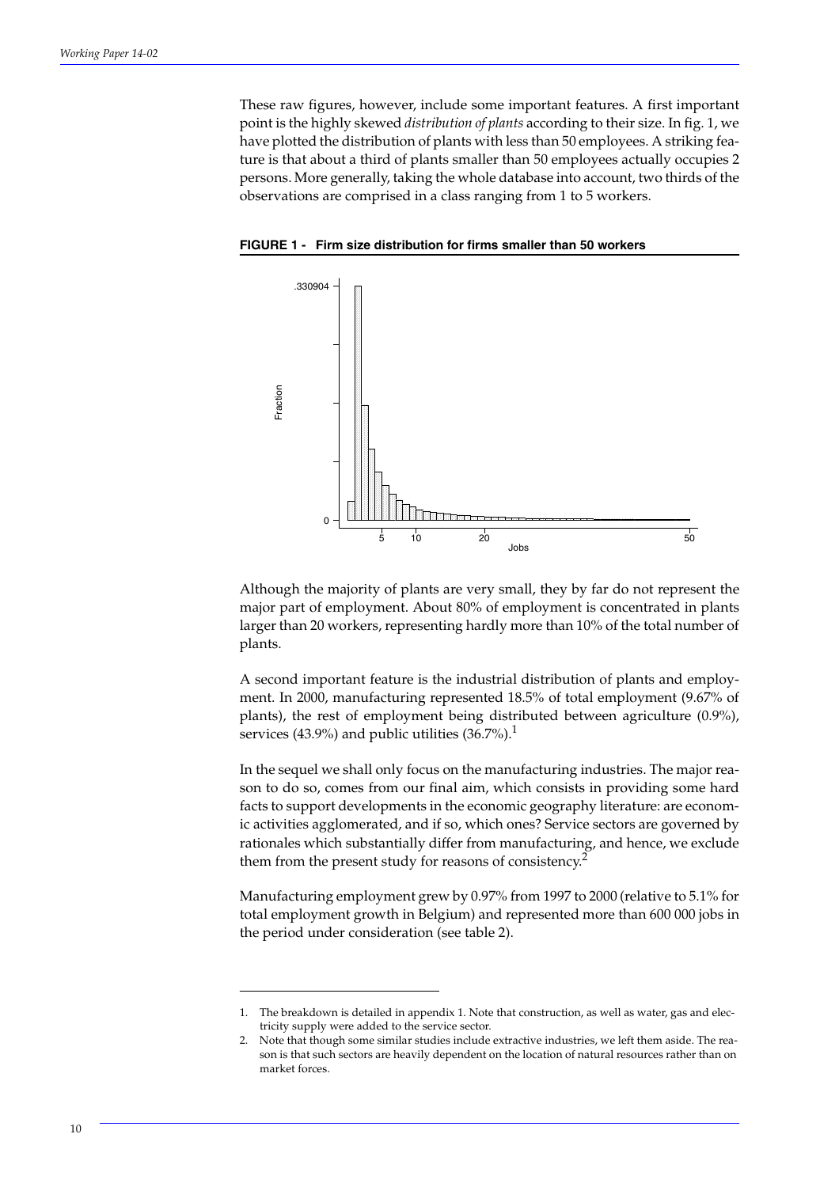These raw figures, however, include some important features. A first important point is the highly skewed *distribution of plants* according to their size. In fig. 1, we have plotted the distribution of plants with less than 50 employees. A striking feature is that about a third of plants smaller than 50 employees actually occupies 2 persons. More generally, taking the whole database into account, two thirds of the observations are comprised in a class ranging from 1 to 5 workers.

**FIGURE 1 - Firm size distribution for firms smaller than 50 workers**

Although the majority of plants are very small, they by far do not represent the major part of employment. About 80% of employment is concentrated in plants larger than 20 workers, representing hardly more than 10% of the total number of plants.

A second important feature is the industrial distribution of plants and employment. In 2000, manufacturing represented 18.5% of total employment (9.67% of plants), the rest of employment being distributed between agriculture (0.9%), services (43.9%) and public utilities (36.7%).[1]

In the sequel we shall only focus on the manufacturing industries. The major reason to do so, comes from our final aim, which consists in providing some hard facts to support developments in the economic geography literature: are economic activities agglomerated, and if so, which ones? Service sectors are governed by rationales which substantially differ from manufacturing, and hence, we exclude them from the present study for reasons of consistency.[2]

Manufacturing employment grew by 0.97% from 1997 to 2000 (relative to 5.1% for total employment growth in Belgium) and represented more than 600 000 jobs in the period under consideration (see table 2).

1. The breakdown is detailed in appendix 1. Note that construction, as well as water, gas and electricity supply were added to the service sector.
2. Note that though some similar studies include extractive industries, we left them aside. The reason is that such sectors are heavily dependent on the location of natural resources rather than on market forces.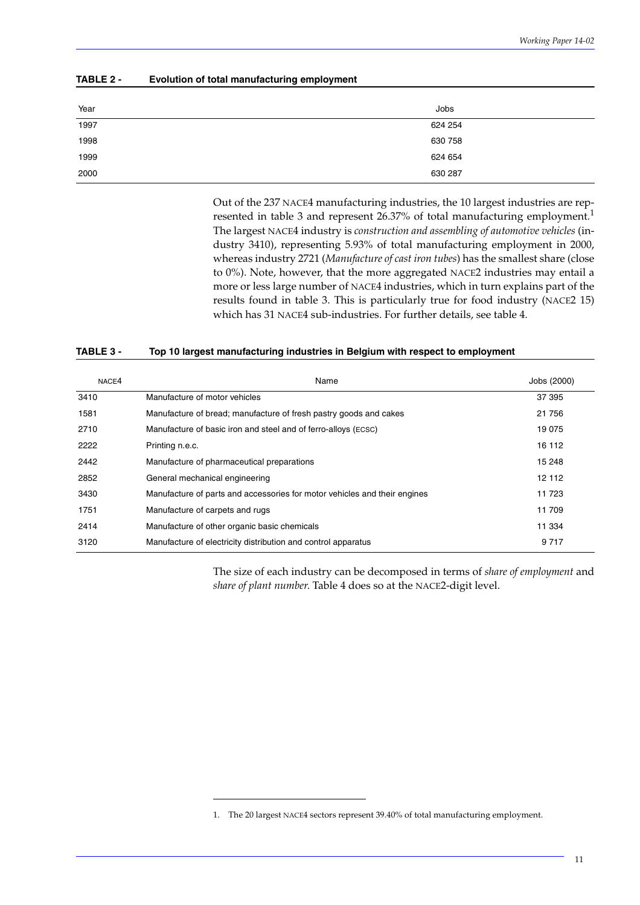**TABLE 2 - Evolution of total manufacturing employment**

| Year | Jobs |
|---|---|
| 1997 | 624 254 |
| 1998 | 630 758 |
| 1999 | 624 654 |
| 2000 | 630 287 |

Out of the 237 NACE4 manufacturing industries, the 10 largest industries are represented in table 3 and represent 26.37% of total manufacturing employment.[1] The largest NACE4 industry is *construction and assembling of automotive vehicles* (industry 3410), representing 5.93% of total manufacturing employment in 2000, whereas industry 2721 (*Manufacture of cast iron tubes*) has the smallest share (close to 0%). Note, however, that the more aggregated NACE2 industries may entail a more or less large number of NACE4 industries, which in turn explains part of the results found in table 3. This is particularly true for food industry (NACE2 15) which has 31 NACE4 sub-industries. For further details, see table 4.

**TABLE 3 - Top 10 largest manufacturing industries in Belgium with respect to employment**

| NACE4 | Name | Jobs (2000) |
|---|---|---|
| 3410 | Manufacture of motor vehicles | 37 395 |
| 1581 | Manufacture of bread; manufacture of fresh pastry goods and cakes | 21 756 |
| 2710 | Manufacture of basic iron and steel and of ferro-alloys (ECSC) | 19 075 |
| 2222 | Printing n.e.c. | 16 112 |
| 2442 | Manufacture of pharmaceutical preparations | 15 248 |
| 2852 | General mechanical engineering | 12 112 |
| 3430 | Manufacture of parts and accessories for motor vehicles and their engines | 11 723 |
| 1751 | Manufacture of carpets and rugs | 11 709 |
| 2414 | Manufacture of other organic basic chemicals | 11 334 |
| 3120 | Manufacture of electricity distribution and control apparatus | 9 717 |

The size of each industry can be decomposed in terms of *share of employment* and *share of plant number*. Table 4 does so at the NACE2-digit level.

1. The 20 largest NACE4 sectors represent 39.40% of total manufacturing employment.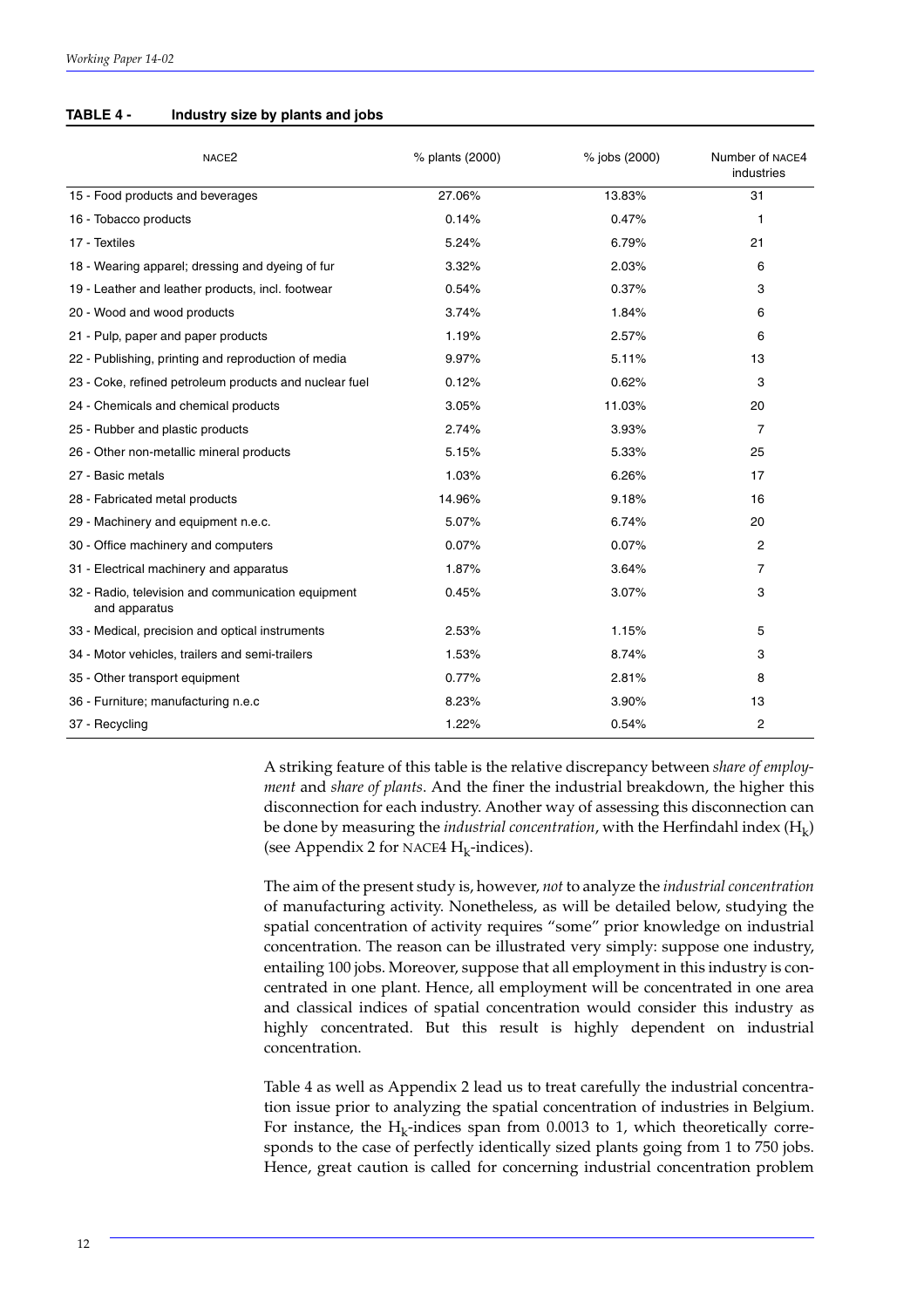**TABLE 4 - Industry size by plants and jobs**

| NACE2 | % plants (2000) | % jobs (2000) | Number of NACE4 industries |
|---|---|---|---|
| 15 - Food products and beverages | 27.06% | 13.83% | 31 |
| 16 - Tobacco products | 0.14% | 0.47% | 1 |
| 17 - Textiles | 5.24% | 6.79% | 21 |
| 18 - Wearing apparel; dressing and dyeing of fur | 3.32% | 2.03% | 6 |
| 19 - Leather and leather products, incl. footwear | 0.54% | 0.37% | 3 |
| 20 - Wood and wood products | 3.74% | 1.84% | 6 |
| 21 - Pulp, paper and paper products | 1.19% | 2.57% | 6 |
| 22 - Publishing, printing and reproduction of media | 9.97% | 5.11% | 13 |
| 23 - Coke, refined petroleum products and nuclear fuel | 0.12% | 0.62% | 3 |
| 24 - Chemicals and chemical products | 3.05% | 11.03% | 20 |
| 25 - Rubber and plastic products | 2.74% | 3.93% | 7 |
| 26 - Other non-metallic mineral products | 5.15% | 5.33% | 25 |
| 27 - Basic metals | 1.03% | 6.26% | 17 |
| 28 - Fabricated metal products | 14.96% | 9.18% | 16 |
| 29 - Machinery and equipment n.e.c. | 5.07% | 6.74% | 20 |
| 30 - Office machinery and computers | 0.07% | 0.07% | 2 |
| 31 - Electrical machinery and apparatus | 1.87% | 3.64% | 7 |
| 32 - Radio, television and communication equipment and apparatus | 0.45% | 3.07% | 3 |
| 33 - Medical, precision and optical instruments | 2.53% | 1.15% | 5 |
| 34 - Motor vehicles, trailers and semi-trailers | 1.53% | 8.74% | 3 |
| 35 - Other transport equipment | 0.77% | 2.81% | 8 |
| 36 - Furniture; manufacturing n.e.c | 8.23% | 3.90% | 13 |
| 37 - Recycling | 1.22% | 0.54% | 2 |

A striking feature of this table is the relative discrepancy between *share of employment* and *share of plants*. And the finer the industrial breakdown, the higher this disconnection for each industry. Another way of assessing this disconnection can be done by measuring the *industrial concentration*, with the Herfindahl index ($H_k$) (see Appendix 2 for NACE4 $H_k$-indices).

The aim of the present study is, however, *not* to analyze the *industrial concentration* of manufacturing activity. Nonetheless, as will be detailed below, studying the spatial concentration of activity requires "some" prior knowledge on industrial concentration. The reason can be illustrated very simply: suppose one industry, entailing 100 jobs. Moreover, suppose that all employment in this industry is concentrated in one plant. Hence, all employment will be concentrated in one area and classical indices of spatial concentration would consider this industry as highly concentrated. But this result is highly dependent on industrial concentration.

Table 4 as well as Appendix 2 lead us to treat carefully the industrial concentration issue prior to analyzing the spatial concentration of industries in Belgium. For instance, the $H_k$-indices span from 0.0013 to 1, which theoretically corresponds to the case of perfectly identically sized plants going from 1 to 750 jobs. Hence, great caution is called for concerning industrial concentration problem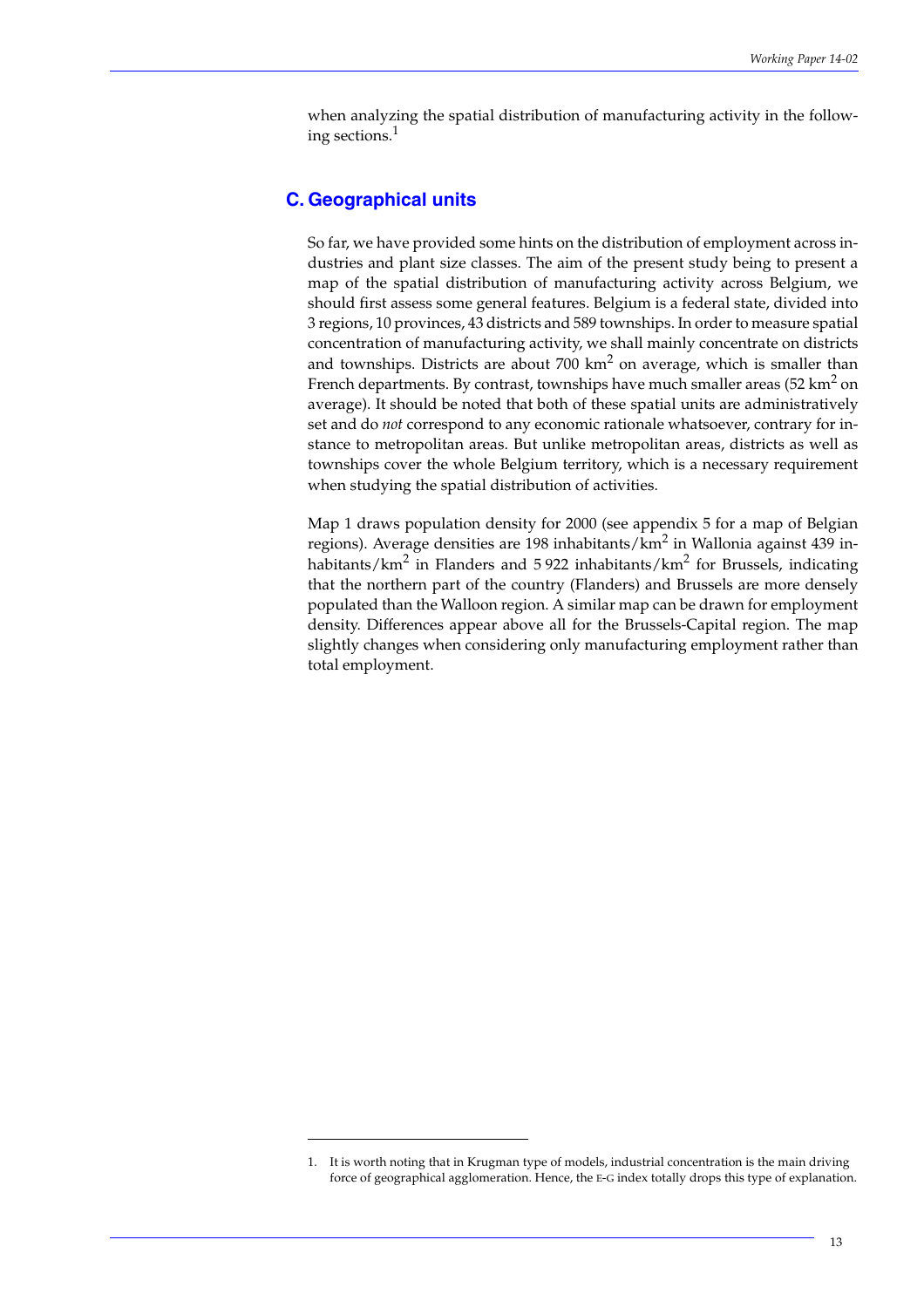when analyzing the spatial distribution of manufacturing activity in the following sections.[1]

## C. Geographical units

So far, we have provided some hints on the distribution of employment across industries and plant size classes. The aim of the present study being to present a map of the spatial distribution of manufacturing activity across Belgium, we should first assess some general features. Belgium is a federal state, divided into 3 regions, 10 provinces, 43 districts and 589 townships. In order to measure spatial concentration of manufacturing activity, we shall mainly concentrate on districts and townships. Districts are about 700 $km^2$ on average, which is smaller than French departments. By contrast, townships have much smaller areas (52 $km^2$ on average). It should be noted that both of these spatial units are administratively set and do *not* correspond to any economic rationale whatsoever, contrary for instance to metropolitan areas. But unlike metropolitan areas, districts as well as townships cover the whole Belgium territory, which is a necessary requirement when studying the spatial distribution of activities.

Map 1 draws population density for 2000 (see appendix 5 for a map of Belgian regions). Average densities are 198 inhabitants/$km^2$ in Wallonia against 439 inhabitants/$km^2$ in Flanders and 5 922 inhabitants/$km^2$ for Brussels, indicating that the northern part of the country (Flanders) and Brussels are more densely populated than the Walloon region. A similar map can be drawn for employment density. Differences appear above all for the Brussels-Capital region. The map slightly changes when considering only manufacturing employment rather than total employment.

---

1. It is worth noting that in Krugman type of models, industrial concentration is the main driving force of geographical agglomeration. Hence, the E-G index totally drops this type of explanation.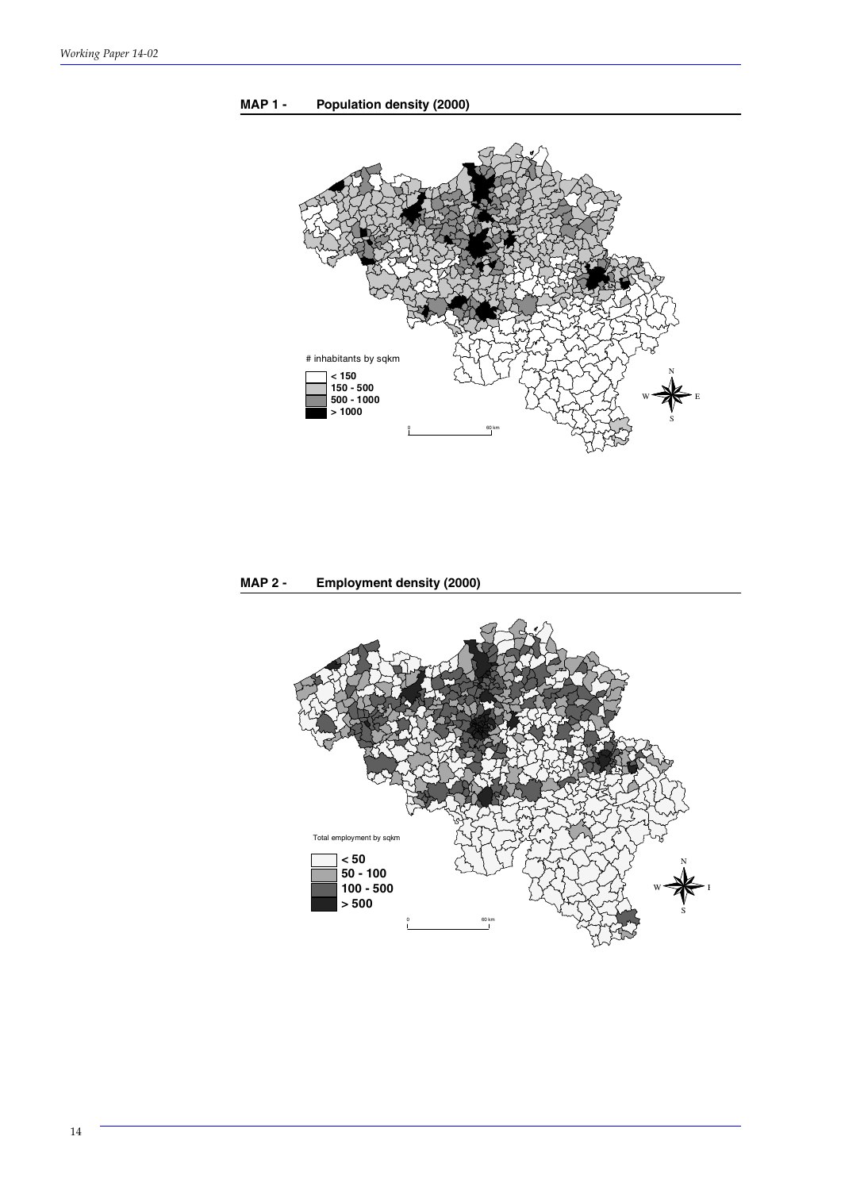**MAP 1 - Population density (2000)**

# inhabitants by sqkm

- < 150
- 150 - 500
- 500 - 1000
- > 1000

**MAP 2 - Employment density (2000)**

Total employment by sqkm

- < 50
- 50 - 100
- 100 - 500
- > 500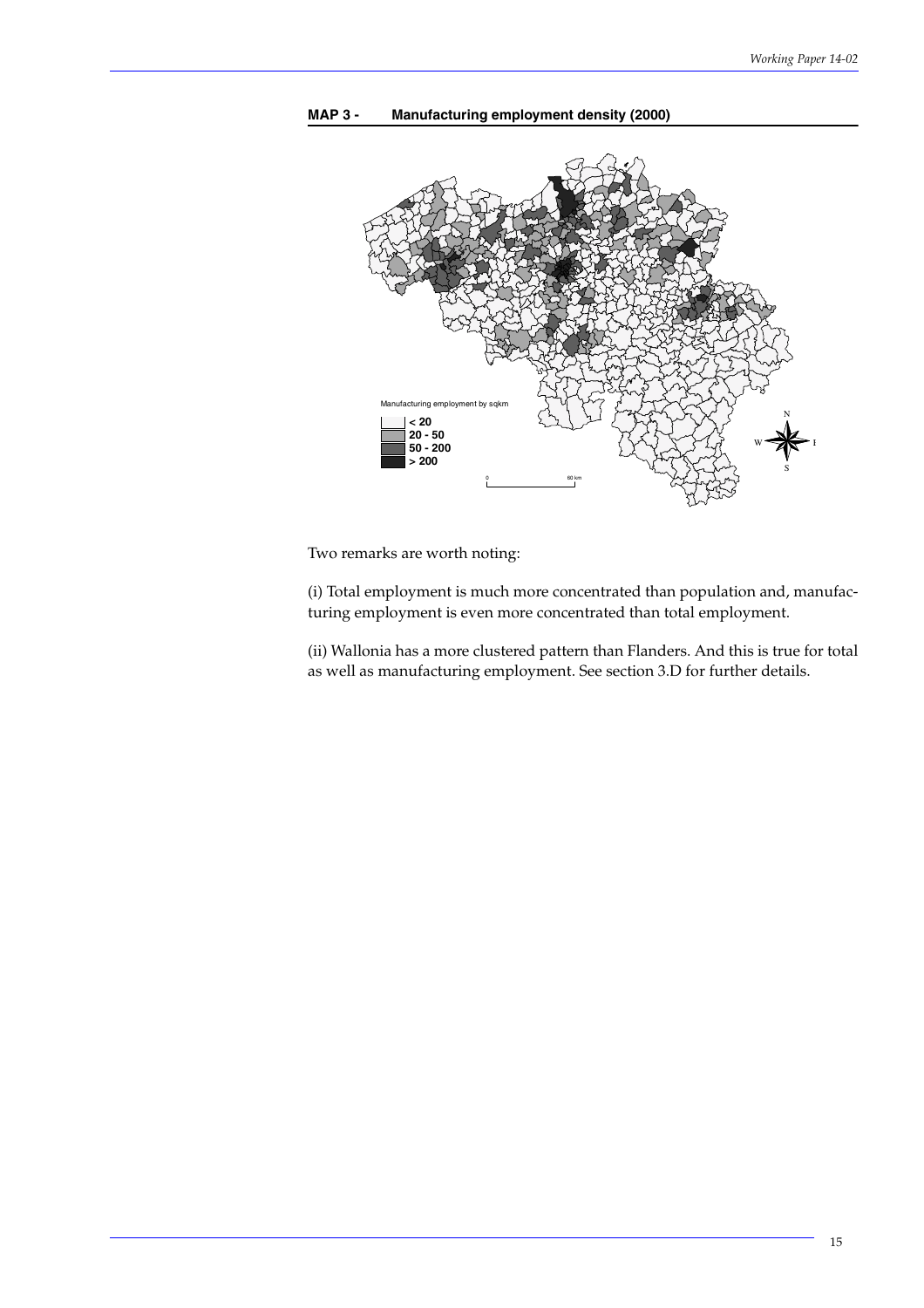**MAP 3 - Manufacturing employment density (2000)**

Two remarks are worth noting:

(i) Total employment is much more concentrated than population and, manufacturing employment is even more concentrated than total employment.

(ii) Wallonia has a more clustered pattern than Flanders. And this is true for total as well as manufacturing employment. See section 3.D for further details.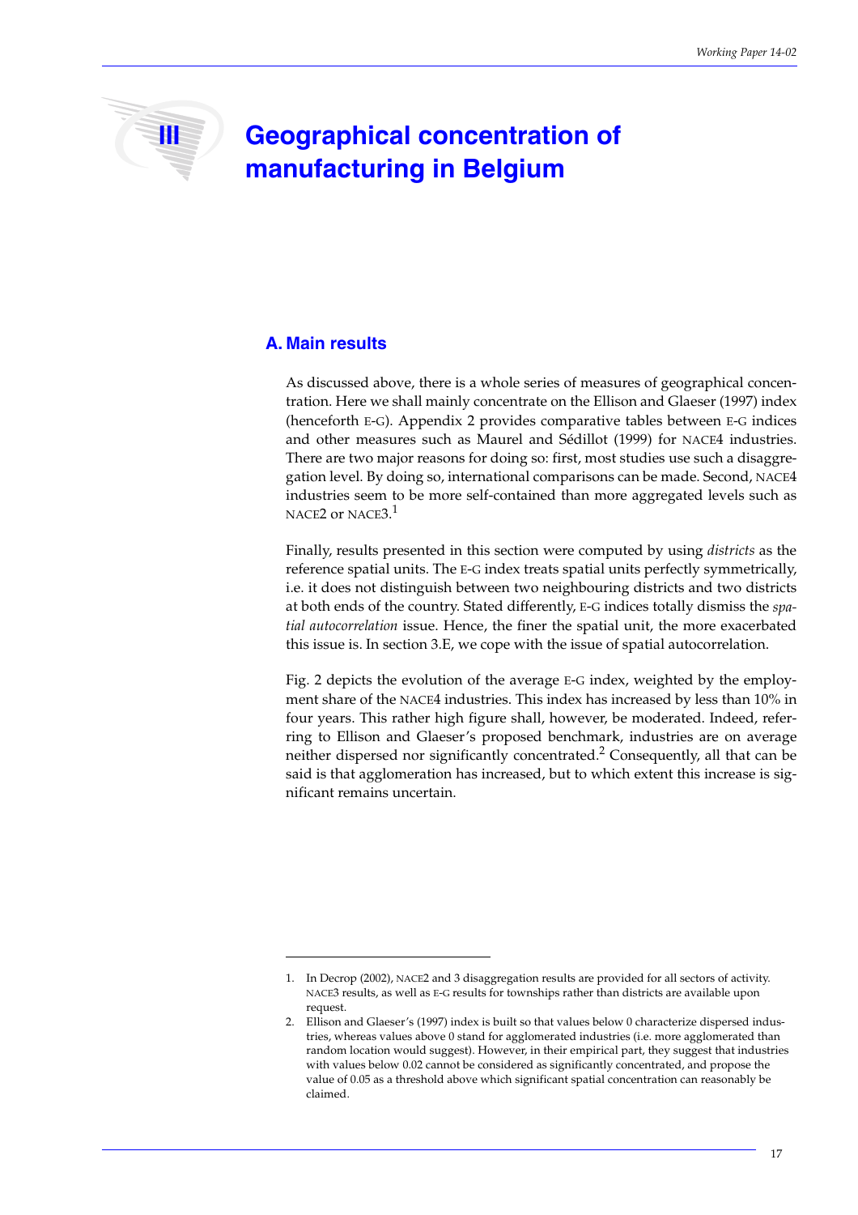# III Geographical concentration of manufacturing in Belgium

## A. Main results

As discussed above, there is a whole series of measures of geographical concentration. Here we shall mainly concentrate on the Ellison and Glaeser (1997) index (henceforth E-G). Appendix 2 provides comparative tables between E-G indices and other measures such as Maurel and Sédillot (1999) for NACE4 industries. There are two major reasons for doing so: first, most studies use such a disaggregation level. By doing so, international comparisons can be made. Second, NACE4 industries seem to be more self-contained than more aggregated levels such as NACE2 or NACE3.[1]

Finally, results presented in this section were computed by using *districts* as the reference spatial units. The E-G index treats spatial units perfectly symmetrically, i.e. it does not distinguish between two neighbouring districts and two districts at both ends of the country. Stated differently, E-G indices totally dismiss the *spatial autocorrelation* issue. Hence, the finer the spatial unit, the more exacerbated this issue is. In section 3.E, we cope with the issue of spatial autocorrelation.

Fig. 2 depicts the evolution of the average E-G index, weighted by the employment share of the NACE4 industries. This index has increased by less than 10% in four years. This rather high figure shall, however, be moderated. Indeed, referring to Ellison and Glaeser's proposed benchmark, industries are on average neither dispersed nor significantly concentrated.[2] Consequently, all that can be said is that agglomeration has increased, but to which extent this increase is significant remains uncertain.

---

1. In Decrop (2002), NACE2 and 3 disaggregation results are provided for all sectors of activity. NACE3 results, as well as E-G results for townships rather than districts are available upon request.
2. Ellison and Glaeser's (1997) index is built so that values below 0 characterize dispersed industries, whereas values above 0 stand for agglomerated industries (i.e. more agglomerated than random location would suggest). However, in their empirical part, they suggest that industries with values below 0.02 cannot be considered as significantly concentrated, and propose the value of 0.05 as a threshold above which significant spatial concentration can reasonably be claimed.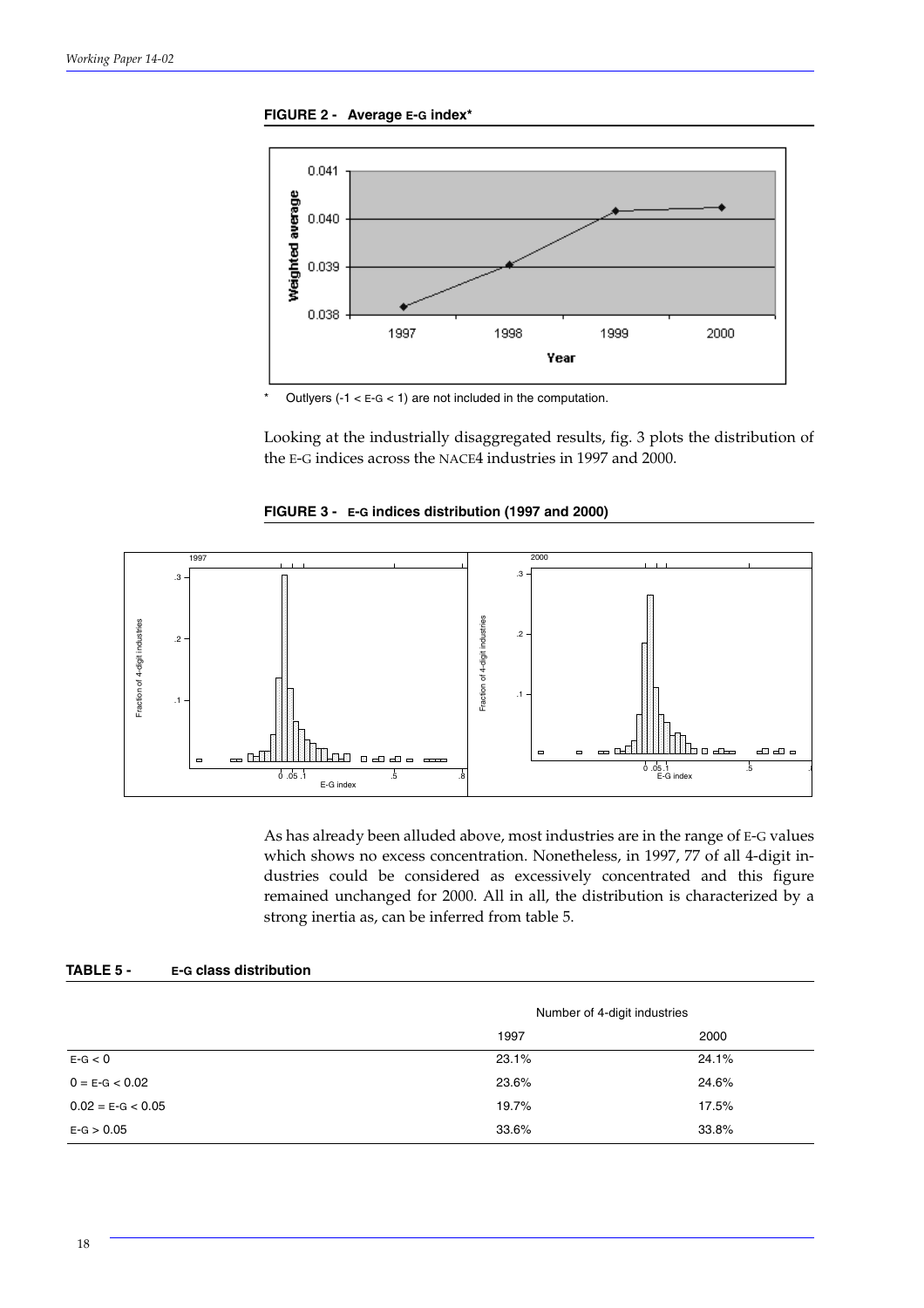**FIGURE 2 - Average E-G index***

\* Outlyers (-1 < E-G < 1) are not included in the computation.

Looking at the industrially disaggregated results, fig. 3 plots the distribution of the E-G indices across the NACE4 industries in 1997 and 2000.

**FIGURE 3 - E-G indices distribution (1997 and 2000)**

As has already been alluded above, most industries are in the range of E-G values which shows no excess concentration. Nonetheless, in 1997, 77 of all 4-digit industries could be considered as excessively concentrated and this figure remained unchanged for 2000. All in all, the distribution is characterized by a strong inertia as, can be inferred from table 5.

**TABLE 5 - E-G class distribution**

| | Number of 4-digit industries | |
|---|---|---|
| | 1997 | 2000 |
| E-G < 0 | 23.1% | 24.1% |
| 0 = E-G < 0.02 | 23.6% | 24.6% |
| 0.02 = E-G < 0.05 | 19.7% | 17.5% |
| E-G > 0.05 | 33.6% | 33.8% |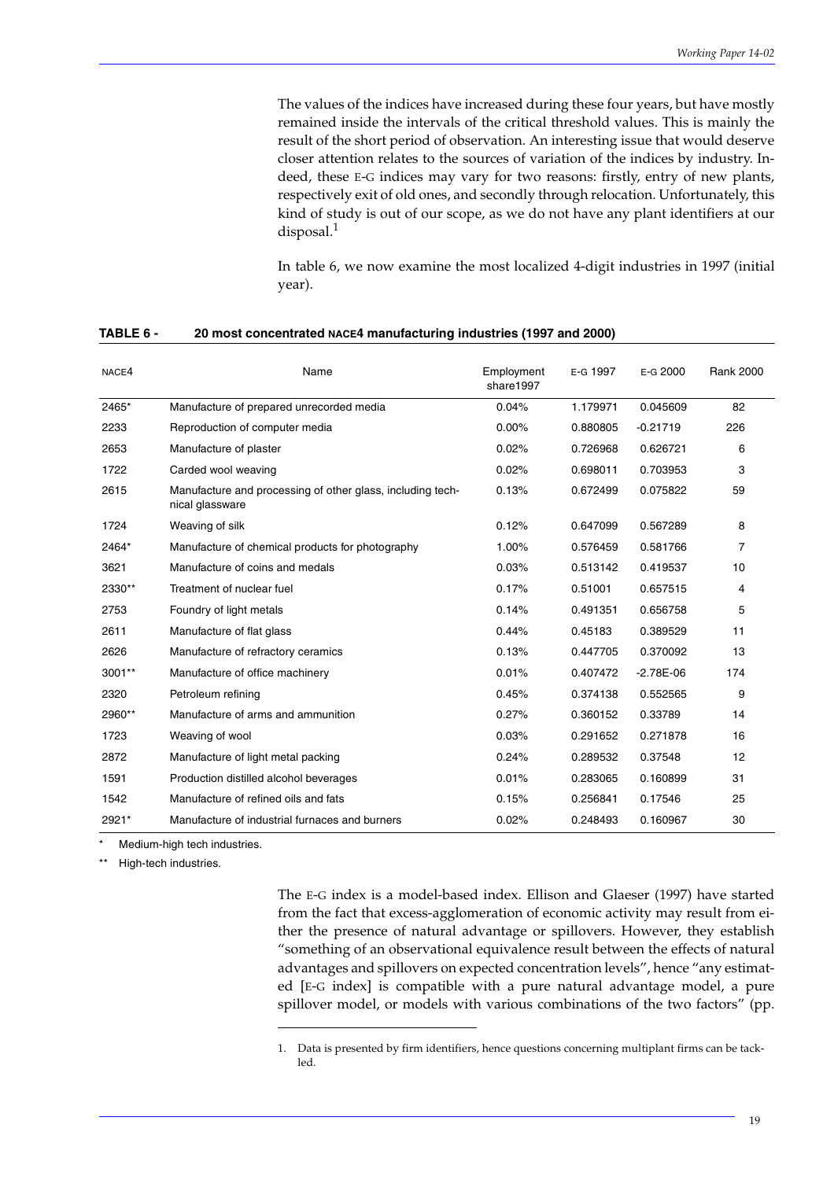The values of the indices have increased during these four years, but have mostly remained inside the intervals of the critical threshold values. This is mainly the result of the short period of observation. An interesting issue that would deserve closer attention relates to the sources of variation of the indices by industry. Indeed, these E-G indices may vary for two reasons: firstly, entry of new plants, respectively exit of old ones, and secondly through relocation. Unfortunately, this kind of study is out of our scope, as we do not have any plant identifiers at our disposal.[1]

In table 6, we now examine the most localized 4-digit industries in 1997 (initial year).

**TABLE 6 - 20 most concentrated NACE4 manufacturing industries (1997 and 2000)**

| NACE4 | Name | Employment share1997 | E-G 1997 | E-G 2000 | Rank 2000 |
|---|---|---|---|---|---|
| 2465* | Manufacture of prepared unrecorded media | 0.04% | 1.179971 | 0.045609 | 82 |
| 2233 | Reproduction of computer media | 0.00% | 0.880805 | -0.21719 | 226 |
| 2653 | Manufacture of plaster | 0.02% | 0.726968 | 0.626721 | 6 |
| 1722 | Carded wool weaving | 0.02% | 0.698011 | 0.703953 | 3 |
| 2615 | Manufacture and processing of other glass, including technical glassware | 0.13% | 0.672499 | 0.075822 | 59 |
| 1724 | Weaving of silk | 0.12% | 0.647099 | 0.567289 | 8 |
| 2464* | Manufacture of chemical products for photography | 1.00% | 0.576459 | 0.581766 | 7 |
| 3621 | Manufacture of coins and medals | 0.03% | 0.513142 | 0.419537 | 10 |
| 2330** | Treatment of nuclear fuel | 0.17% | 0.51001 | 0.657515 | 4 |
| 2753 | Foundry of light metals | 0.14% | 0.491351 | 0.656758 | 5 |
| 2611 | Manufacture of flat glass | 0.44% | 0.45183 | 0.389529 | 11 |
| 2626 | Manufacture of refractory ceramics | 0.13% | 0.447705 | 0.370092 | 13 |
| 3001** | Manufacture of office machinery | 0.01% | 0.407472 | -2.78E-06 | 174 |
| 2320 | Petroleum refining | 0.45% | 0.374138 | 0.552565 | 9 |
| 2960** | Manufacture of arms and ammunition | 0.27% | 0.360152 | 0.33789 | 14 |
| 1723 | Weaving of wool | 0.03% | 0.291652 | 0.271878 | 16 |
| 2872 | Manufacture of light metal packing | 0.24% | 0.289532 | 0.37548 | 12 |
| 1591 | Production distilled alcohol beverages | 0.01% | 0.283065 | 0.160899 | 31 |
| 1542 | Manufacture of refined oils and fats | 0.15% | 0.256841 | 0.17546 | 25 |
| 2921* | Manufacture of industrial furnaces and burners | 0.02% | 0.248493 | 0.160967 | 30 |

\* Medium-high tech industries.

** High-tech industries.

The E-G index is a model-based index. Ellison and Glaeser (1997) have started from the fact that excess-agglomeration of economic activity may result from either the presence of natural advantage or spillovers. However, they establish "something of an observational equivalence result between the effects of natural advantages and spillovers on expected concentration levels", hence "any estimated [E-G index] is compatible with a pure natural advantage model, a pure spillover model, or models with various combinations of the two factors" (pp.

1. Data is presented by firm identifiers, hence questions concerning multiplant firms can be tackled.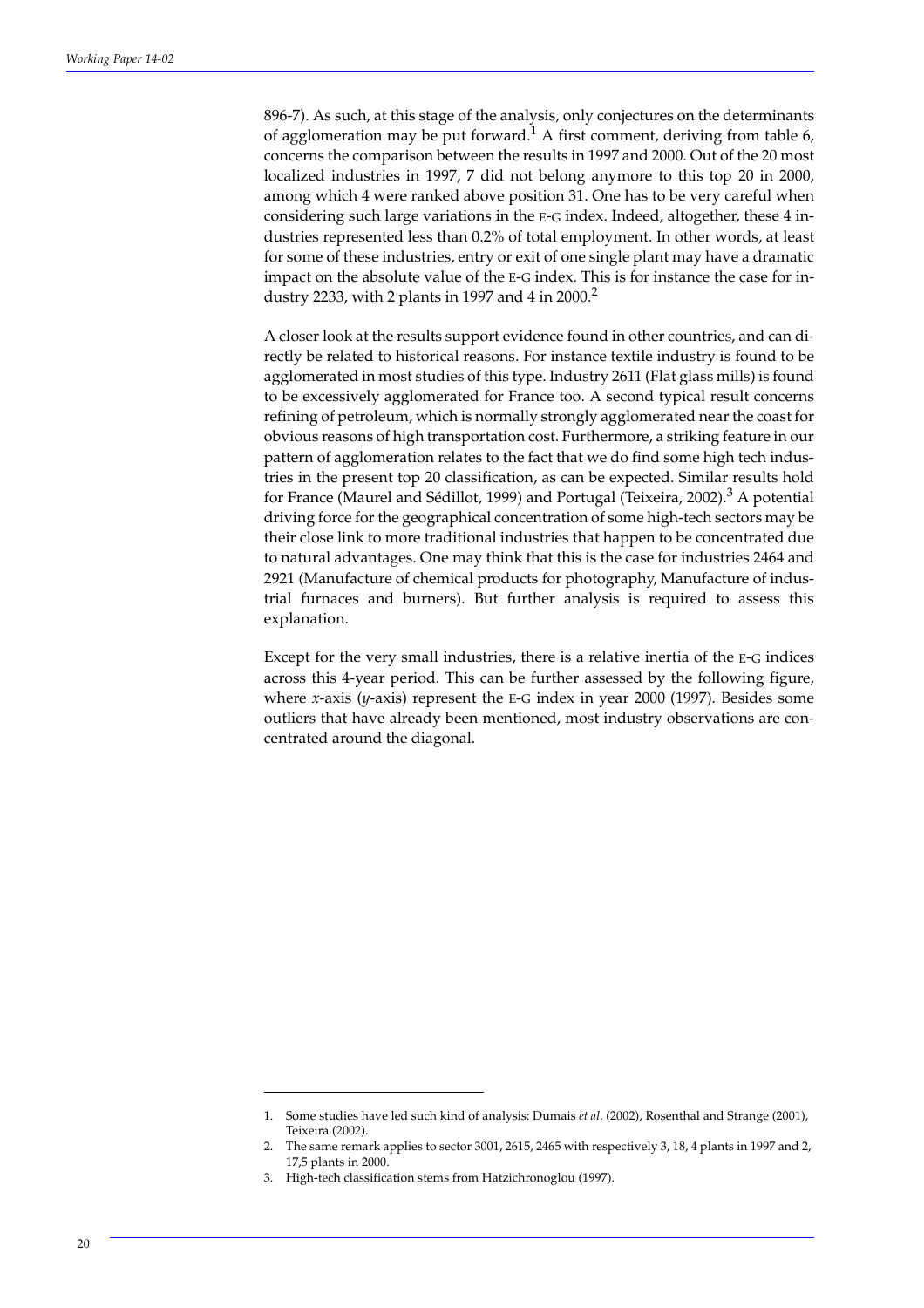896-7). As such, at this stage of the analysis, only conjectures on the determinants of agglomeration may be put forward.[1] A first comment, deriving from table 6, concerns the comparison between the results in 1997 and 2000. Out of the 20 most localized industries in 1997, 7 did not belong anymore to this top 20 in 2000, among which 4 were ranked above position 31. One has to be very careful when considering such large variations in the E-G index. Indeed, altogether, these 4 industries represented less than 0.2% of total employment. In other words, at least for some of these industries, entry or exit of one single plant may have a dramatic impact on the absolute value of the E-G index. This is for instance the case for industry 2233, with 2 plants in 1997 and 4 in 2000.[2]

A closer look at the results support evidence found in other countries, and can directly be related to historical reasons. For instance textile industry is found to be agglomerated in most studies of this type. Industry 2611 (Flat glass mills) is found to be excessively agglomerated for France too. A second typical result concerns refining of petroleum, which is normally strongly agglomerated near the coast for obvious reasons of high transportation cost. Furthermore, a striking feature in our pattern of agglomeration relates to the fact that we do find some high tech industries in the present top 20 classification, as can be expected. Similar results hold for France (Maurel and Sédillot, 1999) and Portugal (Teixeira, 2002).[3] A potential driving force for the geographical concentration of some high-tech sectors may be their close link to more traditional industries that happen to be concentrated due to natural advantages. One may think that this is the case for industries 2464 and 2921 (Manufacture of chemical products for photography, Manufacture of industrial furnaces and burners). But further analysis is required to assess this explanation.

Except for the very small industries, there is a relative inertia of the E-G indices across this 4-year period. This can be further assessed by the following figure, where $x$-axis ($y$-axis) represent the E-G index in year 2000 (1997). Besides some outliers that have already been mentioned, most industry observations are concentrated around the diagonal.

1. Some studies have led such kind of analysis: Dumais *et al*. (2002), Rosenthal and Strange (2001), Teixeira (2002).
2. The same remark applies to sector 3001, 2615, 2465 with respectively 3, 18, 4 plants in 1997 and 2, 17,5 plants in 2000.
3. High-tech classification stems from Hatzichronoglou (1997).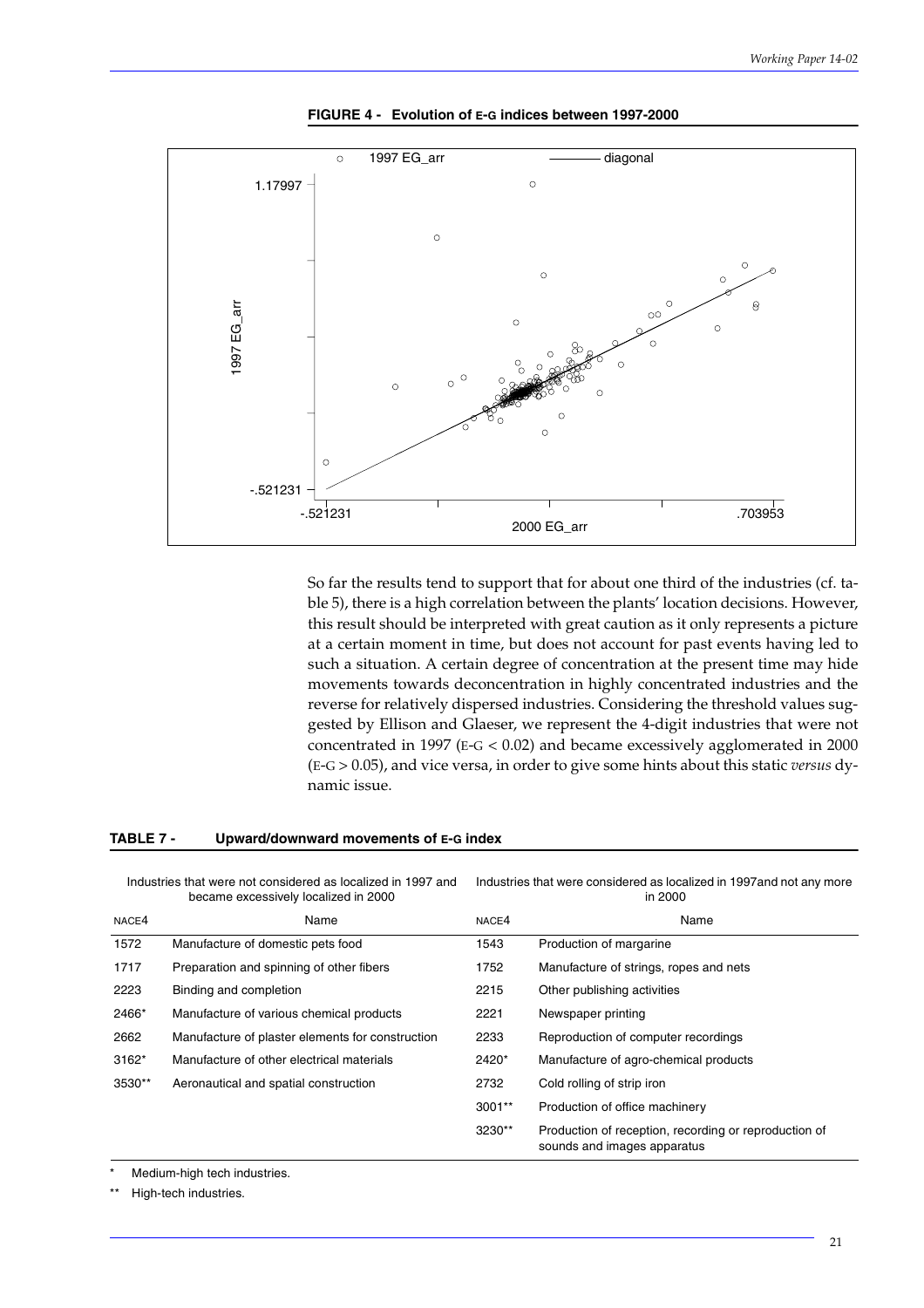**FIGURE 4 - Evolution of E-G indices between 1997-2000**

So far the results tend to support that for about one third of the industries (cf. table 5), there is a high correlation between the plants' location decisions. However, this result should be interpreted with great caution as it only represents a picture at a certain moment in time, but does not account for past events having led to such a situation. A certain degree of concentration at the present time may hide movements towards deconcentration in highly concentrated industries and the reverse for relatively dispersed industries. Considering the threshold values suggested by Ellison and Glaeser, we represent the 4-digit industries that were not concentrated in 1997 (E-G < 0.02) and became excessively agglomerated in 2000 (E-G > 0.05), and vice versa, in order to give some hints about this static *versus* dynamic issue.

**TABLE 7 - Upward/downward movements of E-G index**

| Industries that were not considered as localized in 1997 and became excessively localized in 2000 | | Industries that were considered as localized in 1997and not any more in 2000 | |
|---|---|---|---|
| NACE4 | Name | NACE4 | Name |
| 1572 | Manufacture of domestic pets food | 1543 | Production of margarine |
| 1717 | Preparation and spinning of other fibers | 1752 | Manufacture of strings, ropes and nets |
| 2223 | Binding and completion | 2215 | Other publishing activities |
| 2466* | Manufacture of various chemical products | 2221 | Newspaper printing |
| 2662 | Manufacture of plaster elements for construction | 2233 | Reproduction of computer recordings |
| 3162* | Manufacture of other electrical materials | 2420* | Manufacture of agro-chemical products |
| 3530** | Aeronautical and spatial construction | 2732 | Cold rolling of strip iron |
| | | 3001** | Production of office machinery |
| | | 3230** | Production of reception, recording or reproduction of sounds and images apparatus |

\* Medium-high tech industries.

\*\* High-tech industries.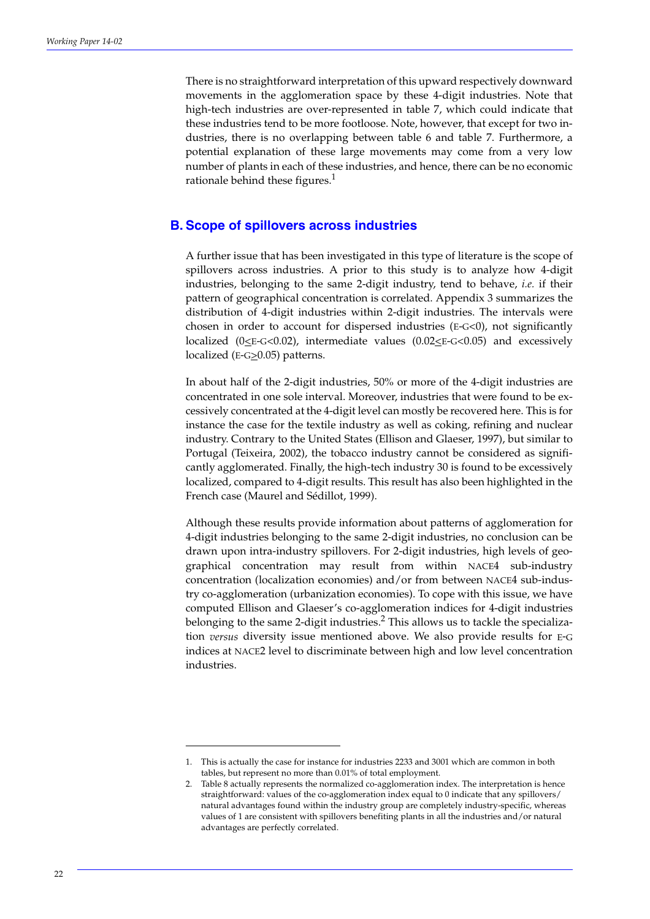There is no straightforward interpretation of this upward respectively downward movements in the agglomeration space by these 4-digit industries. Note that high-tech industries are over-represented in table 7, which could indicate that these industries tend to be more footloose. Note, however, that except for two industries, there is no overlapping between table 6 and table 7. Furthermore, a potential explanation of these large movements may come from a very low number of plants in each of these industries, and hence, there can be no economic rationale behind these figures.[1]

## B. Scope of spillovers across industries

A further issue that has been investigated in this type of literature is the scope of spillovers across industries. A prior to this study is to analyze how 4-digit industries, belonging to the same 2-digit industry, tend to behave, *i.e.* if their pattern of geographical concentration is correlated. Appendix 3 summarizes the distribution of 4-digit industries within 2-digit industries. The intervals were chosen in order to account for dispersed industries (E-G<0), not significantly localized (0≤E-G<0.02), intermediate values (0.02≤E-G<0.05) and excessively localized (E-G≥0.05) patterns.

In about half of the 2-digit industries, 50% or more of the 4-digit industries are concentrated in one sole interval. Moreover, industries that were found to be excessively concentrated at the 4-digit level can mostly be recovered here. This is for instance the case for the textile industry as well as coking, refining and nuclear industry. Contrary to the United States (Ellison and Glaeser, 1997), but similar to Portugal (Teixeira, 2002), the tobacco industry cannot be considered as significantly agglomerated. Finally, the high-tech industry 30 is found to be excessively localized, compared to 4-digit results. This result has also been highlighted in the French case (Maurel and Sédillot, 1999).

Although these results provide information about patterns of agglomeration for 4-digit industries belonging to the same 2-digit industries, no conclusion can be drawn upon intra-industry spillovers. For 2-digit industries, high levels of geographical concentration may result from within NACE4 sub-industry concentration (localization economies) and/or from between NACE4 sub-industry co-agglomeration (urbanization economies). To cope with this issue, we have computed Ellison and Glaeser's co-agglomeration indices for 4-digit industries belonging to the same 2-digit industries.[2] This allows us to tackle the specialization *versus* diversity issue mentioned above. We also provide results for E-G indices at NACE2 level to discriminate between high and low level concentration industries.

---

1. This is actually the case for instance for industries 2233 and 3001 which are common in both tables, but represent no more than 0.01% of total employment.
2. Table 8 actually represents the normalized co-agglomeration index. The interpretation is hence straightforward: values of the co-agglomeration index equal to 0 indicate that any spillovers/natural advantages found within the industry group are completely industry-specific, whereas values of 1 are consistent with spillovers benefiting plants in all the industries and/or natural advantages are perfectly correlated.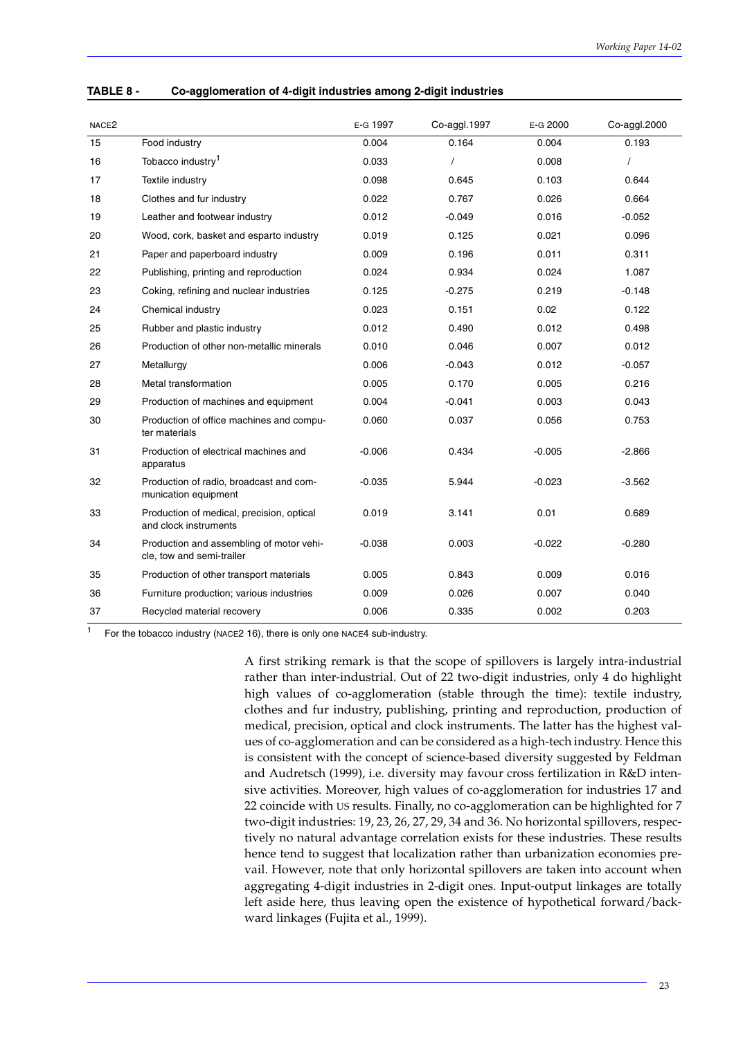**TABLE 8 - Co-agglomeration of 4-digit industries among 2-digit industries**

| NACE2 | | E-G 1997 | Co-aggl.1997 | E-G 2000 | Co-aggl.2000 |
|---|---|---|---|---|---|
| 15 | Food industry | 0.004 | 0.164 | 0.004 | 0.193 |
| 16 | Tobacco industry[1] | 0.033 | / | 0.008 | / |
| 17 | Textile industry | 0.098 | 0.645 | 0.103 | 0.644 |
| 18 | Clothes and fur industry | 0.022 | 0.767 | 0.026 | 0.664 |
| 19 | Leather and footwear industry | 0.012 | -0.049 | 0.016 | -0.052 |
| 20 | Wood, cork, basket and esparto industry | 0.019 | 0.125 | 0.021 | 0.096 |
| 21 | Paper and paperboard industry | 0.009 | 0.196 | 0.011 | 0.311 |
| 22 | Publishing, printing and reproduction | 0.024 | 0.934 | 0.024 | 1.087 |
| 23 | Coking, refining and nuclear industries | 0.125 | -0.275 | 0.219 | -0.148 |
| 24 | Chemical industry | 0.023 | 0.151 | 0.02 | 0.122 |
| 25 | Rubber and plastic industry | 0.012 | 0.490 | 0.012 | 0.498 |
| 26 | Production of other non-metallic minerals | 0.010 | 0.046 | 0.007 | 0.012 |
| 27 | Metallurgy | 0.006 | -0.043 | 0.012 | -0.057 |
| 28 | Metal transformation | 0.005 | 0.170 | 0.005 | 0.216 |
| 29 | Production of machines and equipment | 0.004 | -0.041 | 0.003 | 0.043 |
| 30 | Production of office machines and computer materials | 0.060 | 0.037 | 0.056 | 0.753 |
| 31 | Production of electrical machines and apparatus | -0.006 | 0.434 | -0.005 | -2.866 |
| 32 | Production of radio, broadcast and communication equipment | -0.035 | 5.944 | -0.023 | -3.562 |
| 33 | Production of medical, precision, optical and clock instruments | 0.019 | 3.141 | 0.01 | 0.689 |
| 34 | Production and assembling of motor vehicle, tow and semi-trailer | -0.038 | 0.003 | -0.022 | -0.280 |
| 35 | Production of other transport materials | 0.005 | 0.843 | 0.009 | 0.016 |
| 36 | Furniture production; various industries | 0.009 | 0.026 | 0.007 | 0.040 |
| 37 | Recycled material recovery | 0.006 | 0.335 | 0.002 | 0.203 |

[1] For the tobacco industry (NACE2 16), there is only one NACE4 sub-industry.

A first striking remark is that the scope of spillovers is largely intra-industrial rather than inter-industrial. Out of 22 two-digit industries, only 4 do highlight high values of co-agglomeration (stable through the time): textile industry, clothes and fur industry, publishing, printing and reproduction, production of medical, precision, optical and clock instruments. The latter has the highest values of co-agglomeration and can be considered as a high-tech industry. Hence this is consistent with the concept of science-based diversity suggested by Feldman and Audretsch (1999), i.e. diversity may favour cross fertilization in R&D intensive activities. Moreover, high values of co-agglomeration for industries 17 and 22 coincide with US results. Finally, no co-agglomeration can be highlighted for 7 two-digit industries: 19, 23, 26, 27, 29, 34 and 36. No horizontal spillovers, respectively no natural advantage correlation exists for these industries. These results hence tend to suggest that localization rather than urbanization economies prevail. However, note that only horizontal spillovers are taken into account when aggregating 4-digit industries in 2-digit ones. Input-output linkages are totally left aside here, thus leaving open the existence of hypothetical forward/backward linkages (Fujita et al., 1999).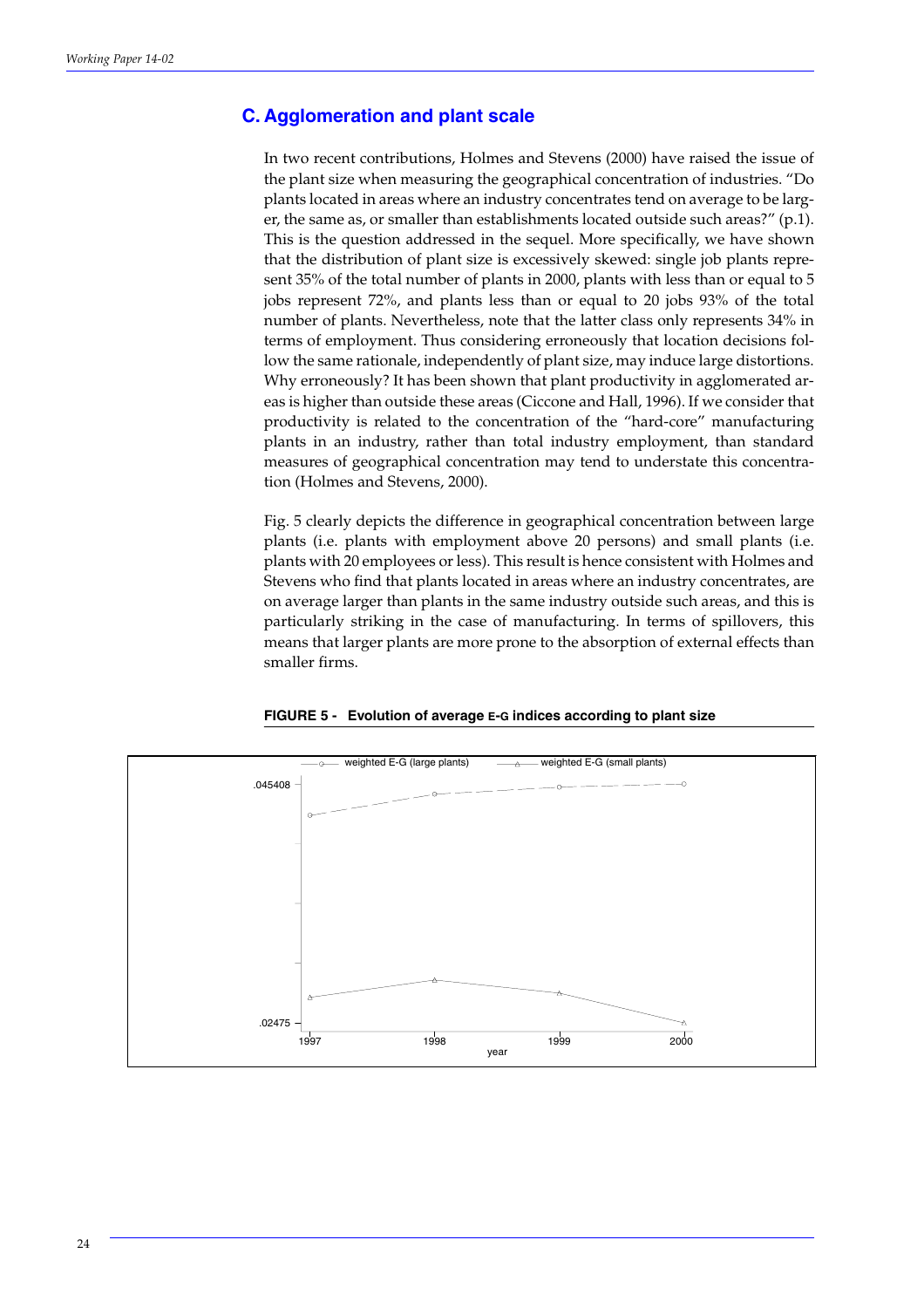## C. Agglomeration and plant scale

In two recent contributions, Holmes and Stevens (2000) have raised the issue of the plant size when measuring the geographical concentration of industries. "Do plants located in areas where an industry concentrates tend on average to be larger, the same as, or smaller than establishments located outside such areas?" (p.1). This is the question addressed in the sequel. More specifically, we have shown that the distribution of plant size is excessively skewed: single job plants represent 35% of the total number of plants in 2000, plants with less than or equal to 5 jobs represent 72%, and plants less than or equal to 20 jobs 93% of the total number of plants. Nevertheless, note that the latter class only represents 34% in terms of employment. Thus considering erroneously that location decisions follow the same rationale, independently of plant size, may induce large distortions. Why erroneously? It has been shown that plant productivity in agglomerated areas is higher than outside these areas (Ciccone and Hall, 1996). If we consider that productivity is related to the concentration of the "hard-core" manufacturing plants in an industry, rather than total industry employment, than standard measures of geographical concentration may tend to understate this concentration (Holmes and Stevens, 2000).

Fig. 5 clearly depicts the difference in geographical concentration between large plants (i.e. plants with employment above 20 persons) and small plants (i.e. plants with 20 employees or less). This result is hence consistent with Holmes and Stevens who find that plants located in areas where an industry concentrates, are on average larger than plants in the same industry outside such areas, and this is particularly striking in the case of manufacturing. In terms of spillovers, this means that larger plants are more prone to the absorption of external effects than smaller firms.

**FIGURE 5 - Evolution of average E-G indices according to plant size**

Legend: weighted E-G (large plants); weighted E-G (small plants)

Y-axis: .02475 – .045408; X-axis: year (1997, 1998, 1999, 2000)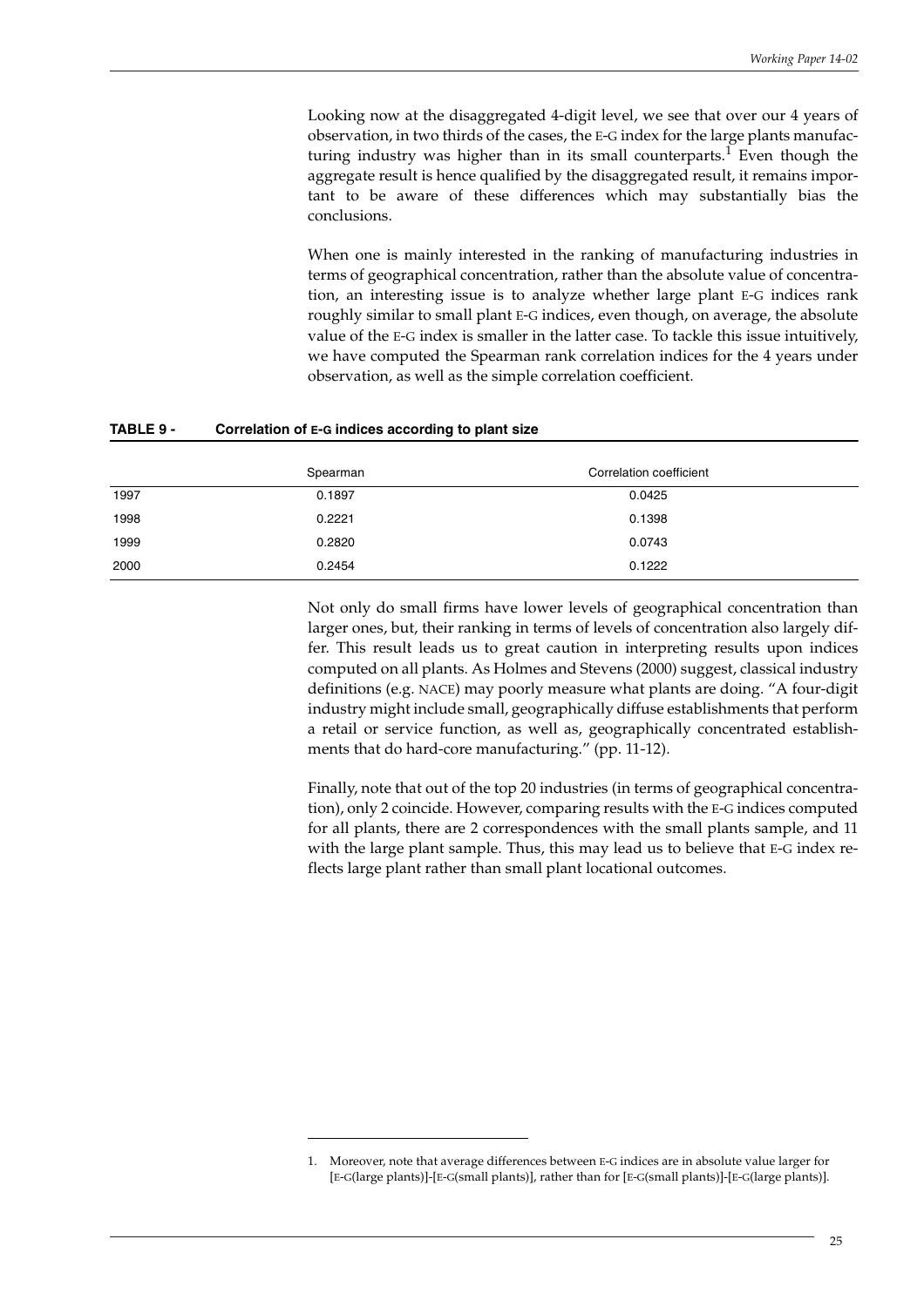Looking now at the disaggregated 4-digit level, we see that over our 4 years of observation, in two thirds of the cases, the E-G index for the large plants manufacturing industry was higher than in its small counterparts.[1] Even though the aggregate result is hence qualified by the disaggregated result, it remains important to be aware of these differences which may substantially bias the conclusions.

When one is mainly interested in the ranking of manufacturing industries in terms of geographical concentration, rather than the absolute value of concentration, an interesting issue is to analyze whether large plant E-G indices rank roughly similar to small plant E-G indices, even though, on average, the absolute value of the E-G index is smaller in the latter case. To tackle this issue intuitively, we have computed the Spearman rank correlation indices for the 4 years under observation, as well as the simple correlation coefficient.

**TABLE 9 - Correlation of E-G indices according to plant size**

| | Spearman | Correlation coefficient |
|---|---|---|
| 1997 | 0.1897 | 0.0425 |
| 1998 | 0.2221 | 0.1398 |
| 1999 | 0.2820 | 0.0743 |
| 2000 | 0.2454 | 0.1222 |

Not only do small firms have lower levels of geographical concentration than larger ones, but, their ranking in terms of levels of concentration also largely differ. This result leads us to great caution in interpreting results upon indices computed on all plants. As Holmes and Stevens (2000) suggest, classical industry definitions (e.g. NACE) may poorly measure what plants are doing. "A four-digit industry might include small, geographically diffuse establishments that perform a retail or service function, as well as, geographically concentrated establishments that do hard-core manufacturing." (pp. 11-12).

Finally, note that out of the top 20 industries (in terms of geographical concentration), only 2 coincide. However, comparing results with the E-G indices computed for all plants, there are 2 correspondences with the small plants sample, and 11 with the large plant sample. Thus, this may lead us to believe that E-G index reflects large plant rather than small plant locational outcomes.

---

1. Moreover, note that average differences between E-G indices are in absolute value larger for [E-G(large plants)]-[E-G(small plants)], rather than for [E-G(small plants)]-[E-G(large plants)].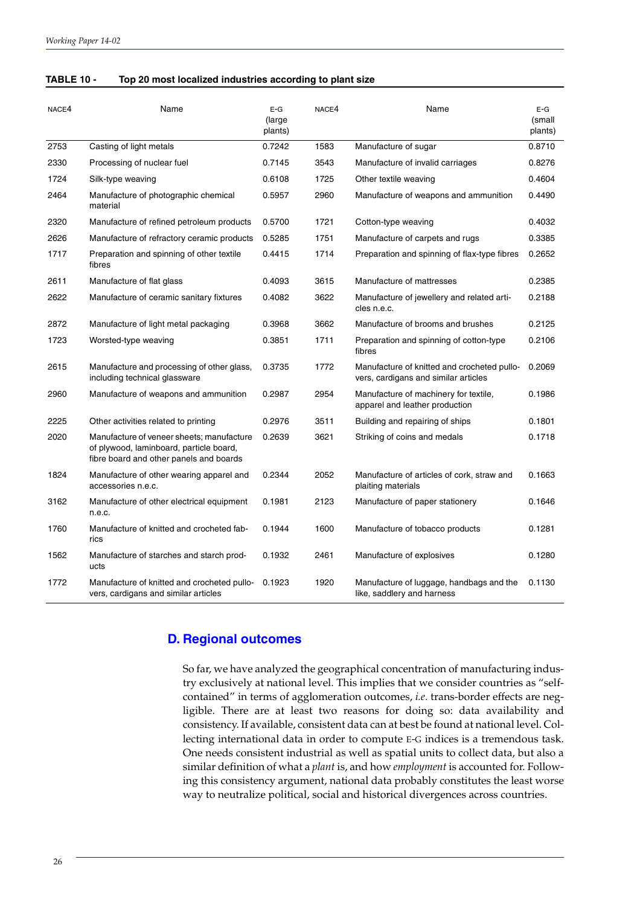**TABLE 10 - Top 20 most localized industries according to plant size**

| NACE4 | Name | E-G (large plants) | NACE4 | Name | E-G (small plants) |
|---|---|---|---|---|---|
| 2753 | Casting of light metals | 0.7242 | 1583 | Manufacture of sugar | 0.8710 |
| 2330 | Processing of nuclear fuel | 0.7145 | 3543 | Manufacture of invalid carriages | 0.8276 |
| 1724 | Silk-type weaving | 0.6108 | 1725 | Other textile weaving | 0.4604 |
| 2464 | Manufacture of photographic chemical material | 0.5957 | 2960 | Manufacture of weapons and ammunition | 0.4490 |
| 2320 | Manufacture of refined petroleum products | 0.5700 | 1721 | Cotton-type weaving | 0.4032 |
| 2626 | Manufacture of refractory ceramic products | 0.5285 | 1751 | Manufacture of carpets and rugs | 0.3385 |
| 1717 | Preparation and spinning of other textile fibres | 0.4415 | 1714 | Preparation and spinning of flax-type fibres | 0.2652 |
| 2611 | Manufacture of flat glass | 0.4093 | 3615 | Manufacture of mattresses | 0.2385 |
| 2622 | Manufacture of ceramic sanitary fixtures | 0.4082 | 3622 | Manufacture of jewellery and related articles n.e.c. | 0.2188 |
| 2872 | Manufacture of light metal packaging | 0.3968 | 3662 | Manufacture of brooms and brushes | 0.2125 |
| 1723 | Worsted-type weaving | 0.3851 | 1711 | Preparation and spinning of cotton-type fibres | 0.2106 |
| 2615 | Manufacture and processing of other glass, including technical glassware | 0.3735 | 1772 | Manufacture of knitted and crocheted pullovers, cardigans and similar articles | 0.2069 |
| 2960 | Manufacture of weapons and ammunition | 0.2987 | 2954 | Manufacture of machinery for textile, apparel and leather production | 0.1986 |
| 2225 | Other activities related to printing | 0.2976 | 3511 | Building and repairing of ships | 0.1801 |
| 2020 | Manufacture of veneer sheets; manufacture of plywood, laminboard, particle board, fibre board and other panels and boards | 0.2639 | 3621 | Striking of coins and medals | 0.1718 |
| 1824 | Manufacture of other wearing apparel and accessories n.e.c. | 0.2344 | 2052 | Manufacture of articles of cork, straw and plaiting materials | 0.1663 |
| 3162 | Manufacture of other electrical equipment n.e.c. | 0.1981 | 2123 | Manufacture of paper stationery | 0.1646 |
| 1760 | Manufacture of knitted and crocheted fabrics | 0.1944 | 1600 | Manufacture of tobacco products | 0.1281 |
| 1562 | Manufacture of starches and starch products | 0.1932 | 2461 | Manufacture of explosives | 0.1280 |
| 1772 | Manufacture of knitted and crocheted pullovers, cardigans and similar articles | 0.1923 | 1920 | Manufacture of luggage, handbags and the like, saddlery and harness | 0.1130 |

## D. Regional outcomes

So far, we have analyzed the geographical concentration of manufacturing industry exclusively at national level. This implies that we consider countries as "self-contained" in terms of agglomeration outcomes, *i.e.* trans-border effects are negligible. There are at least two reasons for doing so: data availability and consistency. If available, consistent data can at best be found at national level. Collecting international data in order to compute E-G indices is a tremendous task. One needs consistent industrial as well as spatial units to collect data, but also a similar definition of what a *plant* is, and how *employment* is accounted for. Following this consistency argument, national data probably constitutes the least worse way to neutralize political, social and historical divergences across countries.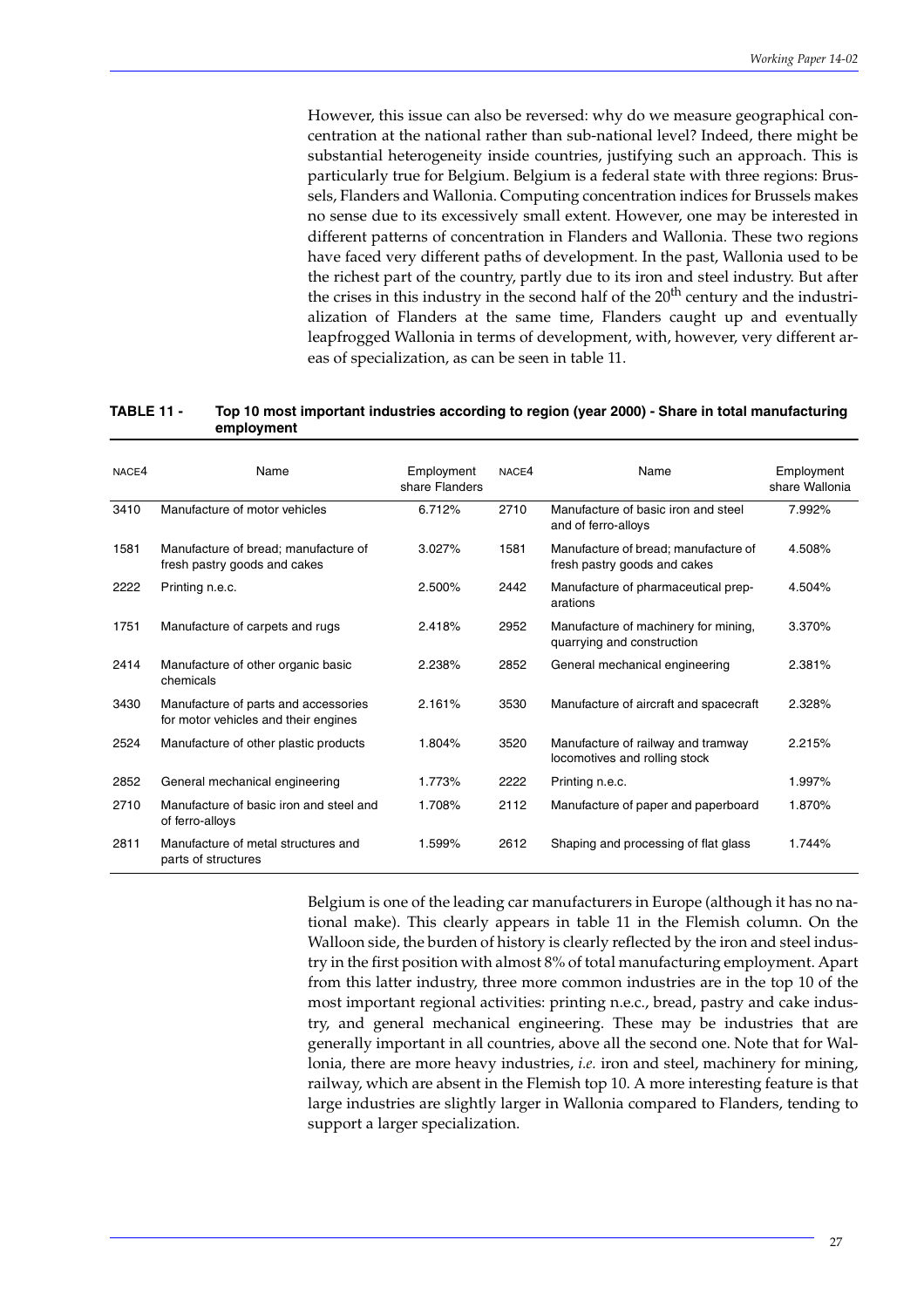However, this issue can also be reversed: why do we measure geographical concentration at the national rather than sub-national level? Indeed, there might be substantial heterogeneity inside countries, justifying such an approach. This is particularly true for Belgium. Belgium is a federal state with three regions: Brussels, Flanders and Wallonia. Computing concentration indices for Brussels makes no sense due to its excessively small extent. However, one may be interested in different patterns of concentration in Flanders and Wallonia. These two regions have faced very different paths of development. In the past, Wallonia used to be the richest part of the country, partly due to its iron and steel industry. But after the crises in this industry in the second half of the 20th century and the industrialization of Flanders at the same time, Flanders caught up and eventually leapfrogged Wallonia in terms of development, with, however, very different areas of specialization, as can be seen in table 11.

**TABLE 11 - Top 10 most important industries according to region (year 2000) - Share in total manufacturing employment**

| NACE4 | Name | Employment share Flanders | NACE4 | Name | Employment share Wallonia |
|---|---|---|---|---|---|
| 3410 | Manufacture of motor vehicles | 6.712% | 2710 | Manufacture of basic iron and steel and of ferro-alloys | 7.992% |
| 1581 | Manufacture of bread; manufacture of fresh pastry goods and cakes | 3.027% | 1581 | Manufacture of bread; manufacture of fresh pastry goods and cakes | 4.508% |
| 2222 | Printing n.e.c. | 2.500% | 2442 | Manufacture of pharmaceutical preparations | 4.504% |
| 1751 | Manufacture of carpets and rugs | 2.418% | 2952 | Manufacture of machinery for mining, quarrying and construction | 3.370% |
| 2414 | Manufacture of other organic basic chemicals | 2.238% | 2852 | General mechanical engineering | 2.381% |
| 3430 | Manufacture of parts and accessories for motor vehicles and their engines | 2.161% | 3530 | Manufacture of aircraft and spacecraft | 2.328% |
| 2524 | Manufacture of other plastic products | 1.804% | 3520 | Manufacture of railway and tramway locomotives and rolling stock | 2.215% |
| 2852 | General mechanical engineering | 1.773% | 2222 | Printing n.e.c. | 1.997% |
| 2710 | Manufacture of basic iron and steel and of ferro-alloys | 1.708% | 2112 | Manufacture of paper and paperboard | 1.870% |
| 2811 | Manufacture of metal structures and parts of structures | 1.599% | 2612 | Shaping and processing of flat glass | 1.744% |

Belgium is one of the leading car manufacturers in Europe (although it has no national make). This clearly appears in table 11 in the Flemish column. On the Walloon side, the burden of history is clearly reflected by the iron and steel industry in the first position with almost 8% of total manufacturing employment. Apart from this latter industry, three more common industries are in the top 10 of the most important regional activities: printing n.e.c., bread, pastry and cake industry, and general mechanical engineering. These may be industries that are generally important in all countries, above all the second one. Note that for Wallonia, there are more heavy industries, *i.e.* iron and steel, machinery for mining, railway, which are absent in the Flemish top 10. A more interesting feature is that large industries are slightly larger in Wallonia compared to Flanders, tending to support a larger specialization.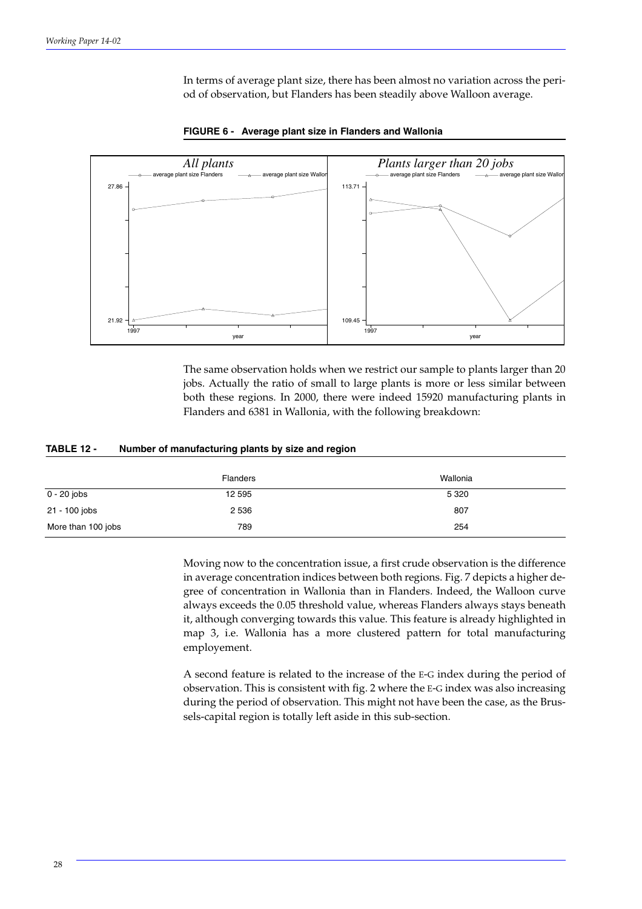In terms of average plant size, there has been almost no variation across the period of observation, but Flanders has been steadily above Walloon average.

**FIGURE 6 - Average plant size in Flanders and Wallonia**

The same observation holds when we restrict our sample to plants larger than 20 jobs. Actually the ratio of small to large plants is more or less similar between both these regions. In 2000, there were indeed 15920 manufacturing plants in Flanders and 6381 in Wallonia, with the following breakdown:

**TABLE 12 - Number of manufacturing plants by size and region**

| | Flanders | Wallonia |
|---|---|---|
| 0 - 20 jobs | 12 595 | 5 320 |
| 21 - 100 jobs | 2 536 | 807 |
| More than 100 jobs | 789 | 254 |

Moving now to the concentration issue, a first crude observation is the difference in average concentration indices between both regions. Fig. 7 depicts a higher degree of concentration in Wallonia than in Flanders. Indeed, the Walloon curve always exceeds the 0.05 threshold value, whereas Flanders always stays beneath it, although converging towards this value. This feature is already highlighted in map 3, i.e. Wallonia has a more clustered pattern for total manufacturing employement.

A second feature is related to the increase of the E-G index during the period of observation. This is consistent with fig. 2 where the E-G index was also increasing during the period of observation. This might not have been the case, as the Brussels-capital region is totally left aside in this sub-section.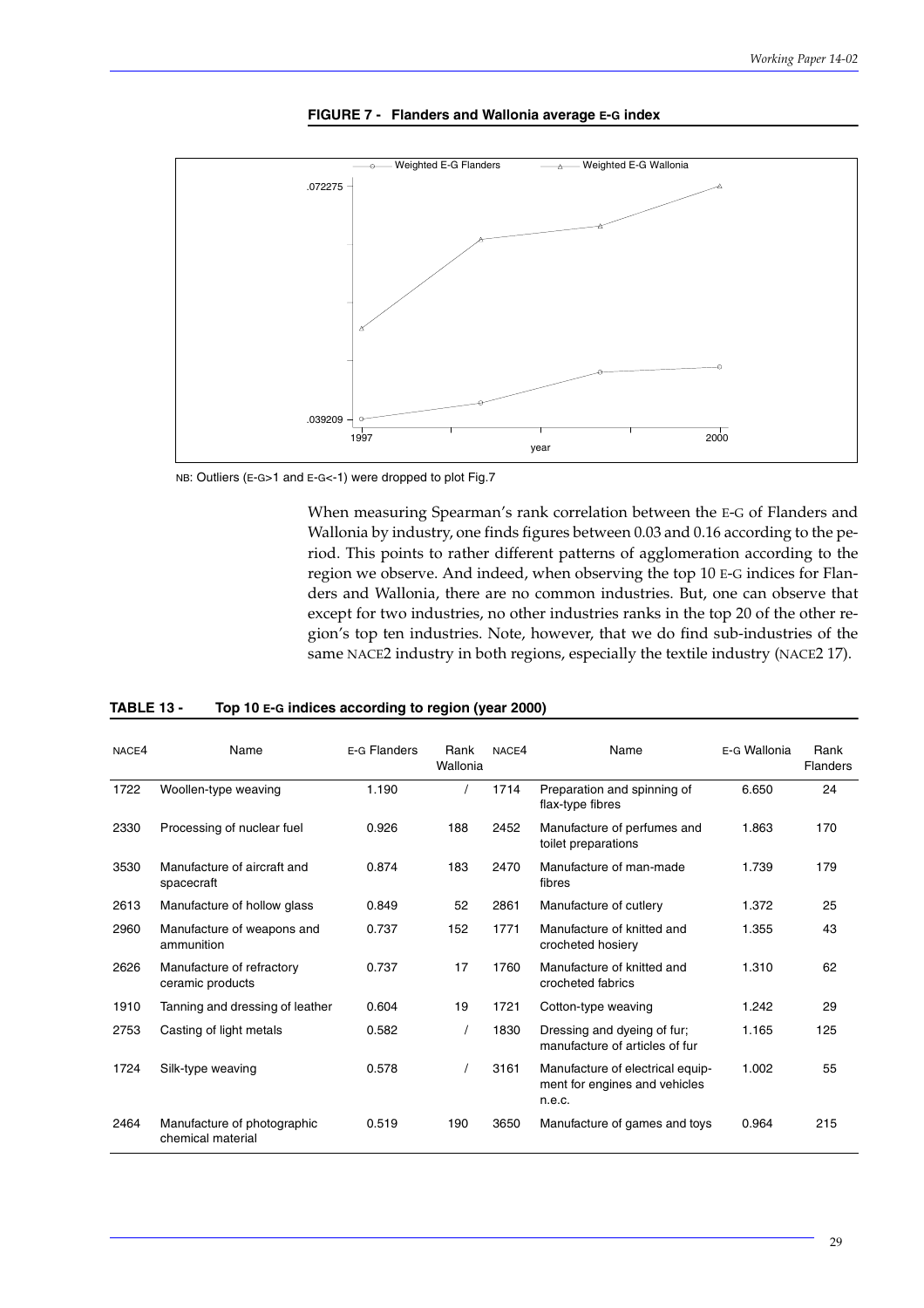**FIGURE 7 - Flanders and Wallonia average E-G index**

NB: Outliers (E-G>1 and E-G<-1) were dropped to plot Fig.7

When measuring Spearman's rank correlation between the E-G of Flanders and Wallonia by industry, one finds figures between 0.03 and 0.16 according to the period. This points to rather different patterns of agglomeration according to the region we observe. And indeed, when observing the top 10 E-G indices for Flanders and Wallonia, there are no common industries. But, one can observe that except for two industries, no other industries ranks in the top 20 of the other region's top ten industries. Note, however, that we do find sub-industries of the same NACE2 industry in both regions, especially the textile industry (NACE2 17).

**TABLE 13 - Top 10 E-G indices according to region (year 2000)**

| NACE4 | Name | E-G Flanders | Rank Wallonia | NACE4 | Name | E-G Wallonia | Rank Flanders |
|---|---|---|---|---|---|---|---|
| 1722 | Woollen-type weaving | 1.190 | / | 1714 | Preparation and spinning of flax-type fibres | 6.650 | 24 |
| 2330 | Processing of nuclear fuel | 0.926 | 188 | 2452 | Manufacture of perfumes and toilet preparations | 1.863 | 170 |
| 3530 | Manufacture of aircraft and spacecraft | 0.874 | 183 | 2470 | Manufacture of man-made fibres | 1.739 | 179 |
| 2613 | Manufacture of hollow glass | 0.849 | 52 | 2861 | Manufacture of cutlery | 1.372 | 25 |
| 2960 | Manufacture of weapons and ammunition | 0.737 | 152 | 1771 | Manufacture of knitted and crocheted hosiery | 1.355 | 43 |
| 2626 | Manufacture of refractory ceramic products | 0.737 | 17 | 1760 | Manufacture of knitted and crocheted fabrics | 1.310 | 62 |
| 1910 | Tanning and dressing of leather | 0.604 | 19 | 1721 | Cotton-type weaving | 1.242 | 29 |
| 2753 | Casting of light metals | 0.582 | / | 1830 | Dressing and dyeing of fur; manufacture of articles of fur | 1.165 | 125 |
| 1724 | Silk-type weaving | 0.578 | / | 3161 | Manufacture of electrical equipment for engines and vehicles n.e.c. | 1.002 | 55 |
| 2464 | Manufacture of photographic chemical material | 0.519 | 190 | 3650 | Manufacture of games and toys | 0.964 | 215 |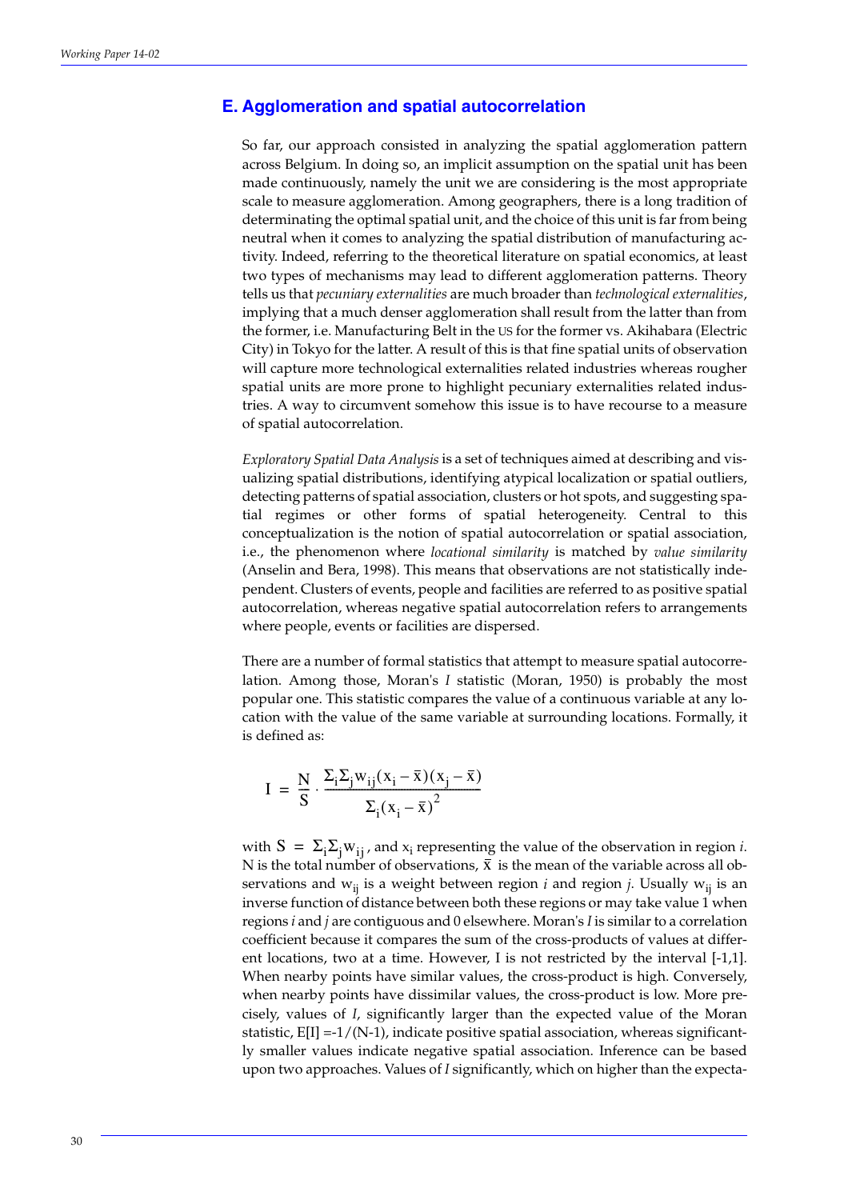## E. Agglomeration and spatial autocorrelation

So far, our approach consisted in analyzing the spatial agglomeration pattern across Belgium. In doing so, an implicit assumption on the spatial unit has been made continuously, namely the unit we are considering is the most appropriate scale to measure agglomeration. Among geographers, there is a long tradition of determinating the optimal spatial unit, and the choice of this unit is far from being neutral when it comes to analyzing the spatial distribution of manufacturing activity. Indeed, referring to the theoretical literature on spatial economics, at least two types of mechanisms may lead to different agglomeration patterns. Theory tells us that *pecuniary externalities* are much broader than *technological externalities*, implying that a much denser agglomeration shall result from the latter than from the former, i.e. Manufacturing Belt in the US for the former vs. Akihabara (Electric City) in Tokyo for the latter. A result of this is that fine spatial units of observation will capture more technological externalities related industries whereas rougher spatial units are more prone to highlight pecuniary externalities related industries. A way to circumvent somehow this issue is to have recourse to a measure of spatial autocorrelation.

*Exploratory Spatial Data Analysis* is a set of techniques aimed at describing and visualizing spatial distributions, identifying atypical localization or spatial outliers, detecting patterns of spatial association, clusters or hot spots, and suggesting spatial regimes or other forms of spatial heterogeneity. Central to this conceptualization is the notion of spatial autocorrelation or spatial association, i.e., the phenomenon where *locational similarity* is matched by *value similarity* (Anselin and Bera, 1998). This means that observations are not statistically independent. Clusters of events, people and facilities are referred to as positive spatial autocorrelation, whereas negative spatial autocorrelation refers to arrangements where people, events or facilities are dispersed.

There are a number of formal statistics that attempt to measure spatial autocorrelation. Among those, Moran's *I* statistic (Moran, 1950) is probably the most popular one. This statistic compares the value of a continuous variable at any location with the value of the same variable at surrounding locations. Formally, it is defined as:

$$I = \frac{N}{S} \cdot \frac{\Sigma_i \Sigma_j w_{ij}(x_i - \bar{x})(x_j - \bar{x})}{\Sigma_i (x_i - \bar{x})^2}$$

with $S = \Sigma_i \Sigma_j w_{ij}$, and $x_i$ representing the value of the observation in region *i*. N is the total number of observations, $\bar{x}$ is the mean of the variable across all observations and $w_{ij}$ is a weight between region *i* and region *j*. Usually $w_{ij}$ is an inverse function of distance between both these regions or may take value 1 when regions *i* and *j* are contiguous and 0 elsewhere. Moran's *I* is similar to a correlation coefficient because it compares the sum of the cross-products of values at different locations, two at a time. However, I is not restricted by the interval [-1,1]. When nearby points have similar values, the cross-product is high. Conversely, when nearby points have dissimilar values, the cross-product is low. More precisely, values of *I*, significantly larger than the expected value of the Moran statistic, $E[I] = -1/(N-1)$, indicate positive spatial association, whereas significantly smaller values indicate negative spatial association. Inference can be based upon two approaches. Values of *I* significantly, which on higher than the expecta-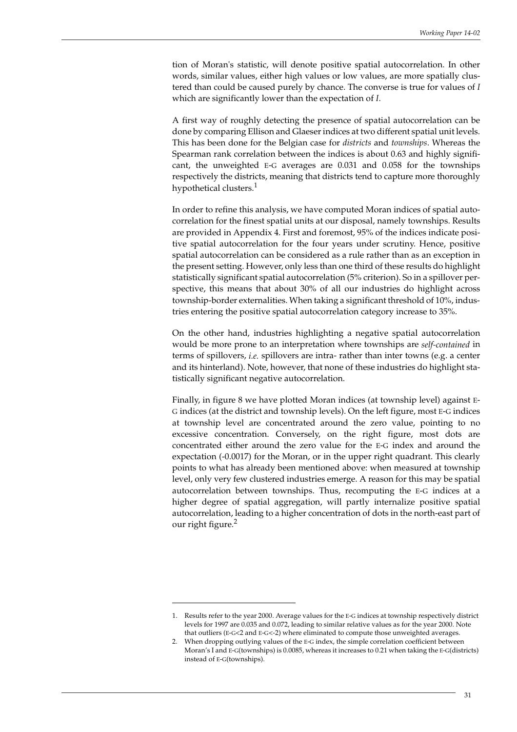tion of Moran's statistic, will denote positive spatial autocorrelation. In other words, similar values, either high values or low values, are more spatially clustered than could be caused purely by chance. The converse is true for values of $I$ which are significantly lower than the expectation of $I$.

A first way of roughly detecting the presence of spatial autocorrelation can be done by comparing Ellison and Glaeser indices at two different spatial unit levels. This has been done for the Belgian case for *districts* and *townships*. Whereas the Spearman rank correlation between the indices is about 0.63 and highly significant, the unweighted E-G averages are 0.031 and 0.058 for the townships respectively the districts, meaning that districts tend to capture more thoroughly hypothetical clusters.[1]

In order to refine this analysis, we have computed Moran indices of spatial autocorrelation for the finest spatial units at our disposal, namely townships. Results are provided in Appendix 4. First and foremost, 95% of the indices indicate positive spatial autocorrelation for the four years under scrutiny. Hence, positive spatial autocorrelation can be considered as a rule rather than as an exception in the present setting. However, only less than one third of these results do highlight statistically significant spatial autocorrelation (5% criterion). So in a spillover perspective, this means that about 30% of all our industries do highlight across township-border externalities. When taking a significant threshold of 10%, industries entering the positive spatial autocorrelation category increase to 35%.

On the other hand, industries highlighting a negative spatial autocorrelation would be more prone to an interpretation where townships are *self-contained* in terms of spillovers, *i.e.* spillovers are intra- rather than inter towns (e.g. a center and its hinterland). Note, however, that none of these industries do highlight statistically significant negative autocorrelation.

Finally, in figure 8 we have plotted Moran indices (at township level) against E-G indices (at the district and township levels). On the left figure, most E-G indices at township level are concentrated around the zero value, pointing to no excessive concentration. Conversely, on the right figure, most dots are concentrated either around the zero value for the E-G index and around the expectation (-0.0017) for the Moran, or in the upper right quadrant. This clearly points to what has already been mentioned above: when measured at township level, only very few clustered industries emerge. A reason for this may be spatial autocorrelation between townships. Thus, recomputing the E-G indices at a higher degree of spatial aggregation, will partly internalize positive spatial autocorrelation, leading to a higher concentration of dots in the north-east part of our right figure.[2]

---

1. Results refer to the year 2000. Average values for the E-G indices at township respectively district levels for 1997 are 0.035 and 0.072, leading to similar relative values as for the year 2000. Note that outliers (E-G<2 and E-G<-2) where eliminated to compute those unweighted averages.
2. When dropping outlying values of the E-G index, the simple correlation coefficient between Moran's I and E-G(townships) is 0.0085, whereas it increases to 0.21 when taking the E-G(districts) instead of E-G(townships).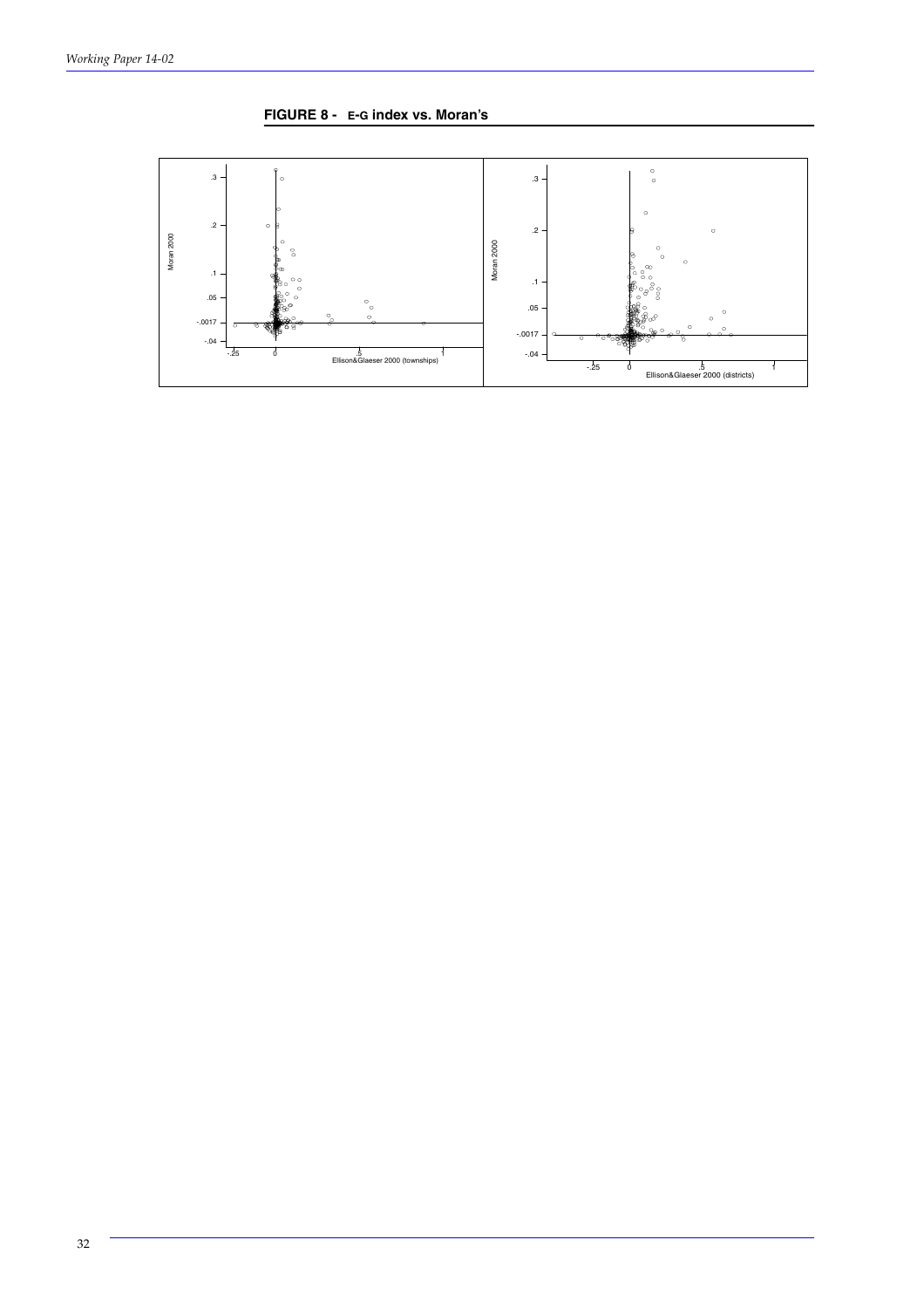**FIGURE 8 - E-G index vs. Moran's**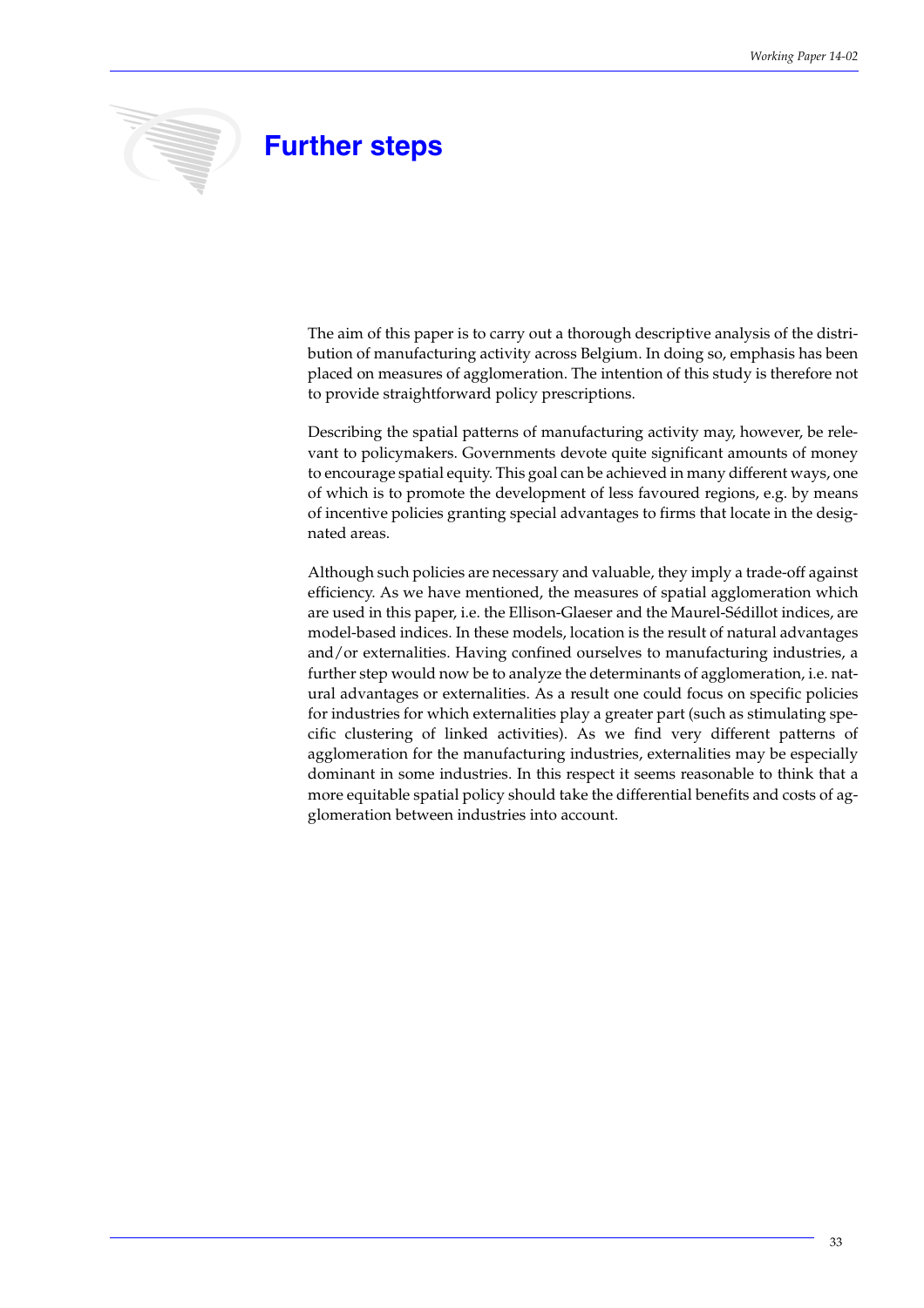# Further steps

The aim of this paper is to carry out a thorough descriptive analysis of the distribution of manufacturing activity across Belgium. In doing so, emphasis has been placed on measures of agglomeration. The intention of this study is therefore not to provide straightforward policy prescriptions.

Describing the spatial patterns of manufacturing activity may, however, be relevant to policymakers. Governments devote quite significant amounts of money to encourage spatial equity. This goal can be achieved in many different ways, one of which is to promote the development of less favoured regions, e.g. by means of incentive policies granting special advantages to firms that locate in the designated areas.

Although such policies are necessary and valuable, they imply a trade-off against efficiency. As we have mentioned, the measures of spatial agglomeration which are used in this paper, i.e. the Ellison-Glaeser and the Maurel-Sédillot indices, are model-based indices. In these models, location is the result of natural advantages and/or externalities. Having confined ourselves to manufacturing industries, a further step would now be to analyze the determinants of agglomeration, i.e. natural advantages or externalities. As a result one could focus on specific policies for industries for which externalities play a greater part (such as stimulating specific clustering of linked activities). As we find very different patterns of agglomeration for the manufacturing industries, externalities may be especially dominant in some industries. In this respect it seems reasonable to think that a more equitable spatial policy should take the differential benefits and costs of agglomeration between industries into account.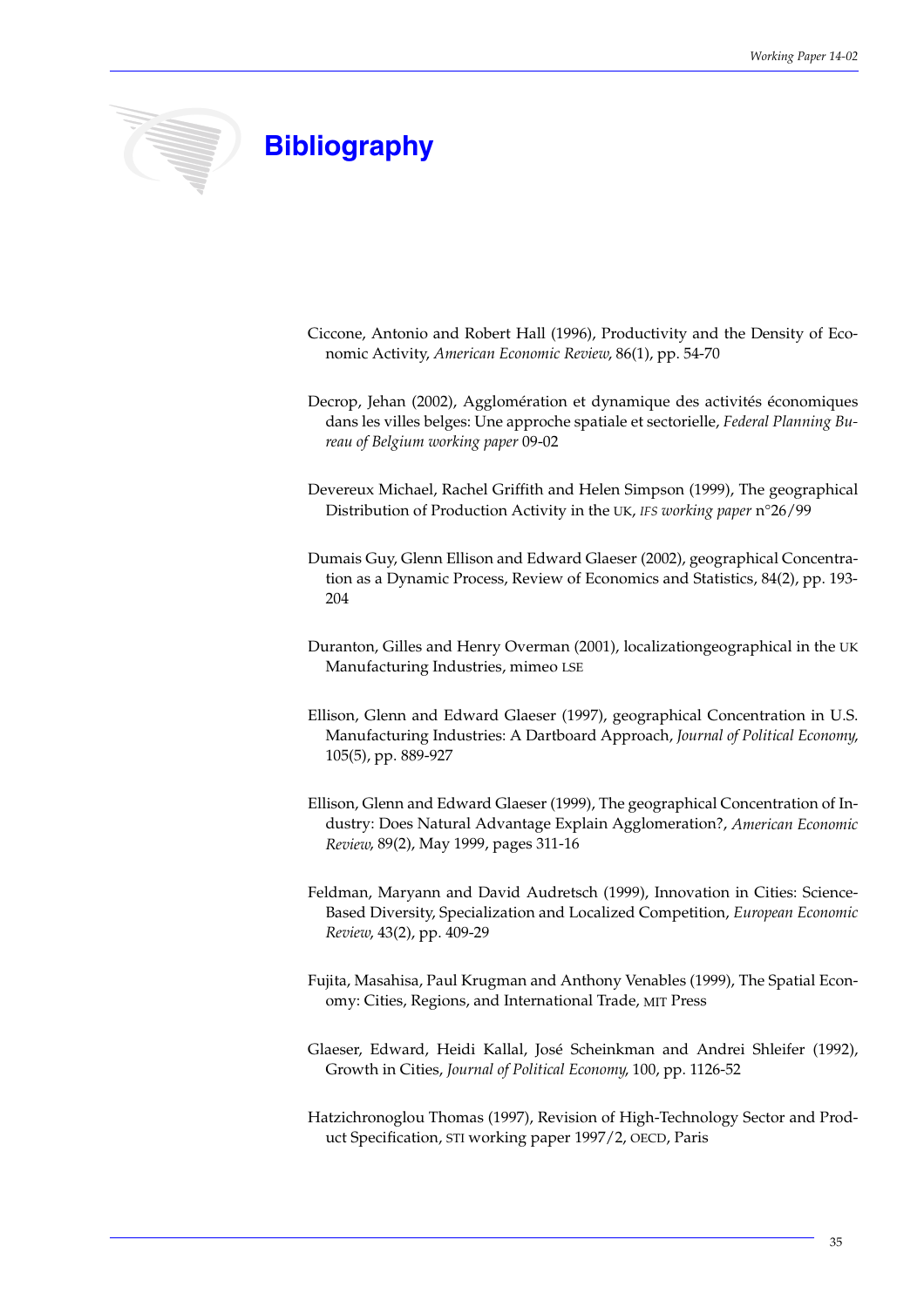# Bibliography

Ciccone, Antonio and Robert Hall (1996), Productivity and the Density of Economic Activity, *American Economic Review*, 86(1), pp. 54-70

Decrop, Jehan (2002), Agglomération et dynamique des activités économiques dans les villes belges: Une approche spatiale et sectorielle, *Federal Planning Bureau of Belgium working paper* 09-02

Devereux Michael, Rachel Griffith and Helen Simpson (1999), The geographical Distribution of Production Activity in the UK, *IFS working paper* n°26/99

Dumais Guy, Glenn Ellison and Edward Glaeser (2002), geographical Concentration as a Dynamic Process, Review of Economics and Statistics, 84(2), pp. 193-204

Duranton, Gilles and Henry Overman (2001), localizationgeographical in the UK Manufacturing Industries, mimeo LSE

Ellison, Glenn and Edward Glaeser (1997), geographical Concentration in U.S. Manufacturing Industries: A Dartboard Approach, *Journal of Political Economy*, 105(5), pp. 889-927

Ellison, Glenn and Edward Glaeser (1999), The geographical Concentration of Industry: Does Natural Advantage Explain Agglomeration?, *American Economic Review*, 89(2), May 1999, pages 311-16

Feldman, Maryann and David Audretsch (1999), Innovation in Cities: Science-Based Diversity, Specialization and Localized Competition, *European Economic Review*, 43(2), pp. 409-29

Fujita, Masahisa, Paul Krugman and Anthony Venables (1999), The Spatial Economy: Cities, Regions, and International Trade, MIT Press

Glaeser, Edward, Heidi Kallal, José Scheinkman and Andrei Shleifer (1992), Growth in Cities, *Journal of Political Economy*, 100, pp. 1126-52

Hatzichronoglou Thomas (1997), Revision of High-Technology Sector and Product Specification, STI working paper 1997/2, OECD, Paris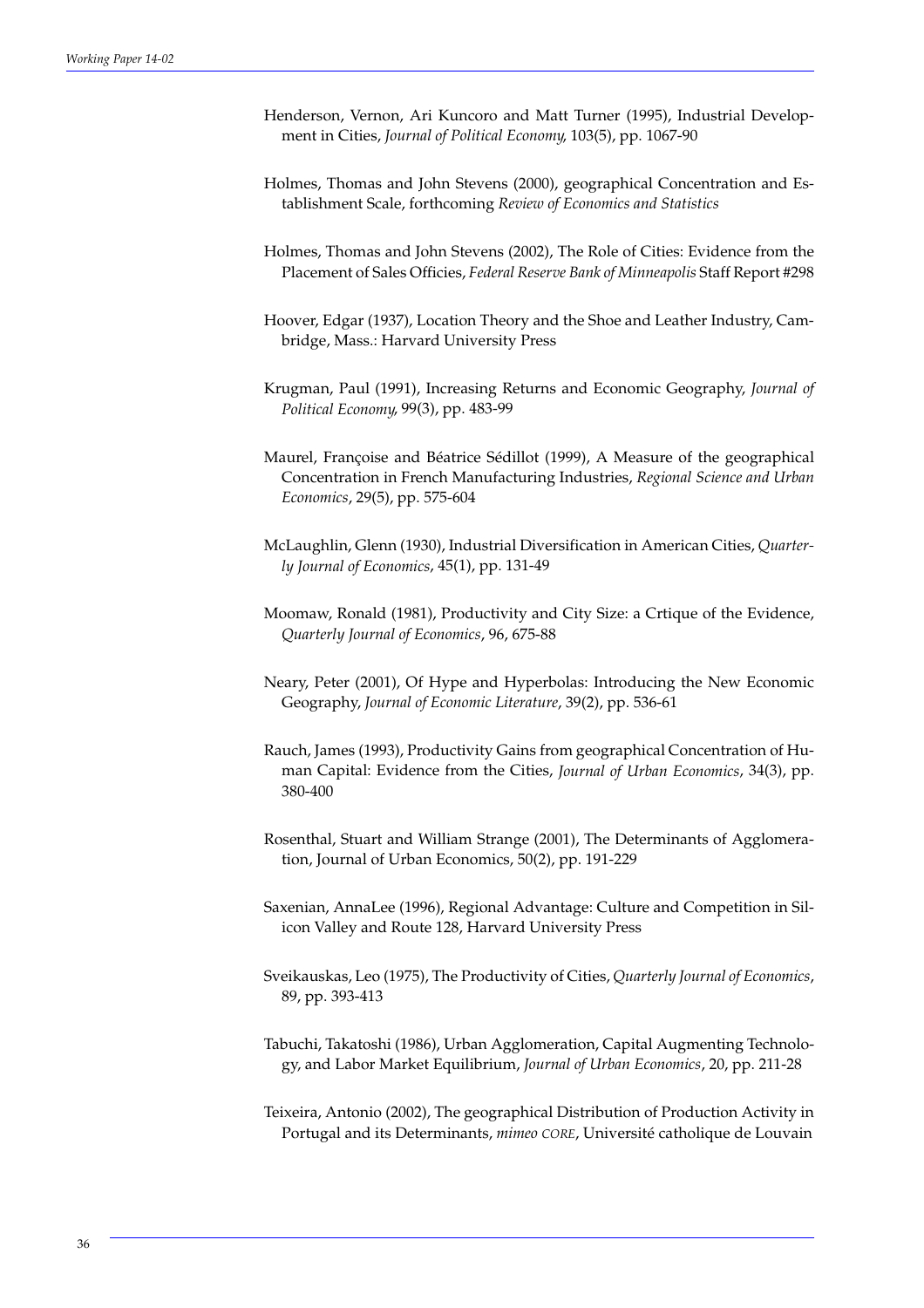Henderson, Vernon, Ari Kuncoro and Matt Turner (1995), Industrial Development in Cities, *Journal of Political Economy*, 103(5), pp. 1067-90

Holmes, Thomas and John Stevens (2000), geographical Concentration and Establishment Scale, forthcoming *Review of Economics and Statistics*

Holmes, Thomas and John Stevens (2002), The Role of Cities: Evidence from the Placement of Sales Officies, *Federal Reserve Bank of Minneapolis* Staff Report #298

Hoover, Edgar (1937), Location Theory and the Shoe and Leather Industry, Cambridge, Mass.: Harvard University Press

Krugman, Paul (1991), Increasing Returns and Economic Geography, *Journal of Political Economy*, 99(3), pp. 483-99

Maurel, Françoise and Béatrice Sédillot (1999), A Measure of the geographical Concentration in French Manufacturing Industries, *Regional Science and Urban Economics*, 29(5), pp. 575-604

McLaughlin, Glenn (1930), Industrial Diversification in American Cities, *Quarterly Journal of Economics*, 45(1), pp. 131-49

Moomaw, Ronald (1981), Productivity and City Size: a Crtique of the Evidence, *Quarterly Journal of Economics*, 96, 675-88

Neary, Peter (2001), Of Hype and Hyperbolas: Introducing the New Economic Geography, *Journal of Economic Literature*, 39(2), pp. 536-61

Rauch, James (1993), Productivity Gains from geographical Concentration of Human Capital: Evidence from the Cities, *Journal of Urban Economics*, 34(3), pp. 380-400

Rosenthal, Stuart and William Strange (2001), The Determinants of Agglomeration, Journal of Urban Economics, 50(2), pp. 191-229

Saxenian, AnnaLee (1996), Regional Advantage: Culture and Competition in Silicon Valley and Route 128, Harvard University Press

Sveikauskas, Leo (1975), The Productivity of Cities, *Quarterly Journal of Economics*, 89, pp. 393-413

Tabuchi, Takatoshi (1986), Urban Agglomeration, Capital Augmenting Technology, and Labor Market Equilibrium, *Journal of Urban Economics*, 20, pp. 211-28

Teixeira, Antonio (2002), The geographical Distribution of Production Activity in Portugal and its Determinants, *mimeo CORE*, Université catholique de Louvain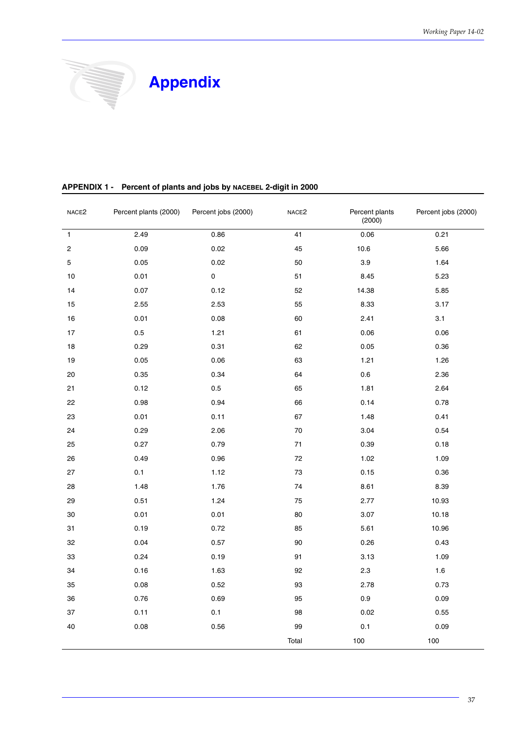# Appendix

**APPENDIX 1 - Percent of plants and jobs by NACEBEL 2-digit in 2000**

| NACE2 | Percent plants (2000) | Percent jobs (2000) | NACE2 | Percent plants (2000) | Percent jobs (2000) |
|---|---|---|---|---|---|
| 1 | 2.49 | 0.86 | 41 | 0.06 | 0.21 |
| 2 | 0.09 | 0.02 | 45 | 10.6 | 5.66 |
| 5 | 0.05 | 0.02 | 50 | 3.9 | 1.64 |
| 10 | 0.01 | 0 | 51 | 8.45 | 5.23 |
| 14 | 0.07 | 0.12 | 52 | 14.38 | 5.85 |
| 15 | 2.55 | 2.53 | 55 | 8.33 | 3.17 |
| 16 | 0.01 | 0.08 | 60 | 2.41 | 3.1 |
| 17 | 0.5 | 1.21 | 61 | 0.06 | 0.06 |
| 18 | 0.29 | 0.31 | 62 | 0.05 | 0.36 |
| 19 | 0.05 | 0.06 | 63 | 1.21 | 1.26 |
| 20 | 0.35 | 0.34 | 64 | 0.6 | 2.36 |
| 21 | 0.12 | 0.5 | 65 | 1.81 | 2.64 |
| 22 | 0.98 | 0.94 | 66 | 0.14 | 0.78 |
| 23 | 0.01 | 0.11 | 67 | 1.48 | 0.41 |
| 24 | 0.29 | 2.06 | 70 | 3.04 | 0.54 |
| 25 | 0.27 | 0.79 | 71 | 0.39 | 0.18 |
| 26 | 0.49 | 0.96 | 72 | 1.02 | 1.09 |
| 27 | 0.1 | 1.12 | 73 | 0.15 | 0.36 |
| 28 | 1.48 | 1.76 | 74 | 8.61 | 8.39 |
| 29 | 0.51 | 1.24 | 75 | 2.77 | 10.93 |
| 30 | 0.01 | 0.01 | 80 | 3.07 | 10.18 |
| 31 | 0.19 | 0.72 | 85 | 5.61 | 10.96 |
| 32 | 0.04 | 0.57 | 90 | 0.26 | 0.43 |
| 33 | 0.24 | 0.19 | 91 | 3.13 | 1.09 |
| 34 | 0.16 | 1.63 | 92 | 2.3 | 1.6 |
| 35 | 0.08 | 0.52 | 93 | 2.78 | 0.73 |
| 36 | 0.76 | 0.69 | 95 | 0.9 | 0.09 |
| 37 | 0.11 | 0.1 | 98 | 0.02 | 0.55 |
| 40 | 0.08 | 0.56 | 99 | 0.1 | 0.09 |
| | | | Total | 100 | 100 |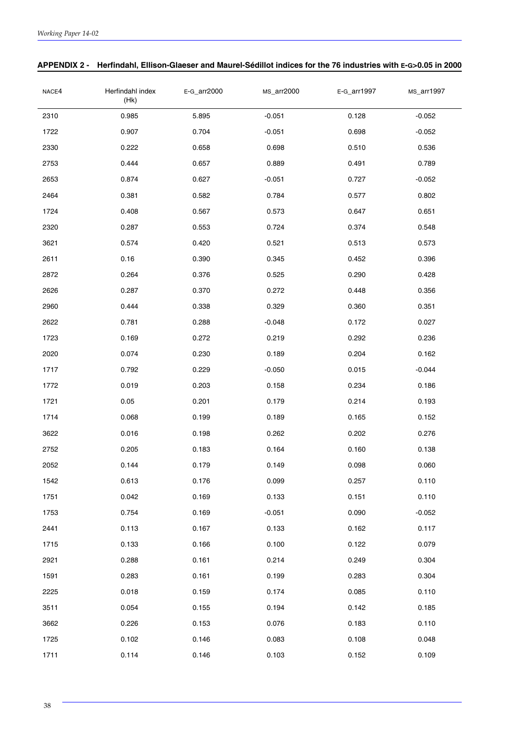## APPENDIX 2 - Herfindahl, Ellison-Glaeser and Maurel-Sédillot indices for the 76 industries with E-G>0.05 in 2000

| NACE4 | Herfindahl index (Hk) | E-G_arr2000 | MS_arr2000 | E-G_arr1997 | MS_arr1997 |
|---|---|---|---|---|---|
| 2310 | 0.985 | 5.895 | -0.051 | 0.128 | -0.052 |
| 1722 | 0.907 | 0.704 | -0.051 | 0.698 | -0.052 |
| 2330 | 0.222 | 0.658 | 0.698 | 0.510 | 0.536 |
| 2753 | 0.444 | 0.657 | 0.889 | 0.491 | 0.789 |
| 2653 | 0.874 | 0.627 | -0.051 | 0.727 | -0.052 |
| 2464 | 0.381 | 0.582 | 0.784 | 0.577 | 0.802 |
| 1724 | 0.408 | 0.567 | 0.573 | 0.647 | 0.651 |
| 2320 | 0.287 | 0.553 | 0.724 | 0.374 | 0.548 |
| 3621 | 0.574 | 0.420 | 0.521 | 0.513 | 0.573 |
| 2611 | 0.16 | 0.390 | 0.345 | 0.452 | 0.396 |
| 2872 | 0.264 | 0.376 | 0.525 | 0.290 | 0.428 |
| 2626 | 0.287 | 0.370 | 0.272 | 0.448 | 0.356 |
| 2960 | 0.444 | 0.338 | 0.329 | 0.360 | 0.351 |
| 2622 | 0.781 | 0.288 | -0.048 | 0.172 | 0.027 |
| 1723 | 0.169 | 0.272 | 0.219 | 0.292 | 0.236 |
| 2020 | 0.074 | 0.230 | 0.189 | 0.204 | 0.162 |
| 1717 | 0.792 | 0.229 | -0.050 | 0.015 | -0.044 |
| 1772 | 0.019 | 0.203 | 0.158 | 0.234 | 0.186 |
| 1721 | 0.05 | 0.201 | 0.179 | 0.214 | 0.193 |
| 1714 | 0.068 | 0.199 | 0.189 | 0.165 | 0.152 |
| 3622 | 0.016 | 0.198 | 0.262 | 0.202 | 0.276 |
| 2752 | 0.205 | 0.183 | 0.164 | 0.160 | 0.138 |
| 2052 | 0.144 | 0.179 | 0.149 | 0.098 | 0.060 |
| 1542 | 0.613 | 0.176 | 0.099 | 0.257 | 0.110 |
| 1751 | 0.042 | 0.169 | 0.133 | 0.151 | 0.110 |
| 1753 | 0.754 | 0.169 | -0.051 | 0.090 | -0.052 |
| 2441 | 0.113 | 0.167 | 0.133 | 0.162 | 0.117 |
| 1715 | 0.133 | 0.166 | 0.100 | 0.122 | 0.079 |
| 2921 | 0.288 | 0.161 | 0.214 | 0.249 | 0.304 |
| 1591 | 0.283 | 0.161 | 0.199 | 0.283 | 0.304 |
| 2225 | 0.018 | 0.159 | 0.174 | 0.085 | 0.110 |
| 3511 | 0.054 | 0.155 | 0.194 | 0.142 | 0.185 |
| 3662 | 0.226 | 0.153 | 0.076 | 0.183 | 0.110 |
| 1725 | 0.102 | 0.146 | 0.083 | 0.108 | 0.048 |
| 1711 | 0.114 | 0.146 | 0.103 | 0.152 | 0.109 |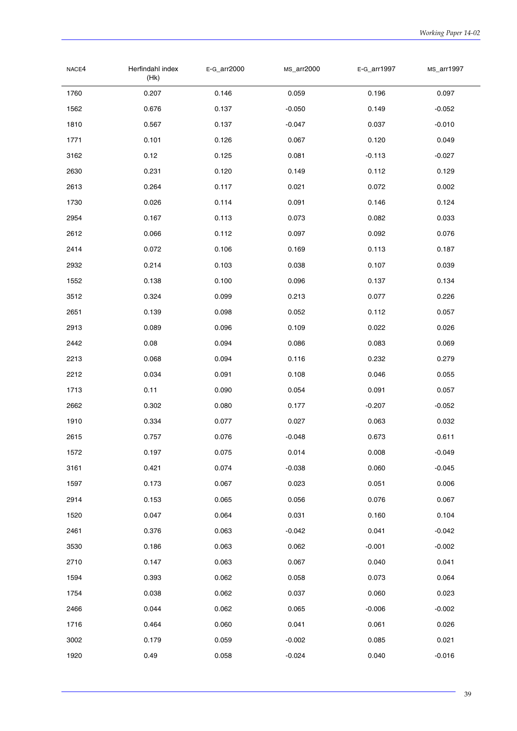| NACE4 | Herfindahl index (Hk) | E-G_arr2000 | MS_arr2000 | E-G_arr1997 | MS_arr1997 |
|---|---|---|---|---|---|
| 1760 | 0.207 | 0.146 | 0.059 | 0.196 | 0.097 |
| 1562 | 0.676 | 0.137 | -0.050 | 0.149 | -0.052 |
| 1810 | 0.567 | 0.137 | -0.047 | 0.037 | -0.010 |
| 1771 | 0.101 | 0.126 | 0.067 | 0.120 | 0.049 |
| 3162 | 0.12 | 0.125 | 0.081 | -0.113 | -0.027 |
| 2630 | 0.231 | 0.120 | 0.149 | 0.112 | 0.129 |
| 2613 | 0.264 | 0.117 | 0.021 | 0.072 | 0.002 |
| 1730 | 0.026 | 0.114 | 0.091 | 0.146 | 0.124 |
| 2954 | 0.167 | 0.113 | 0.073 | 0.082 | 0.033 |
| 2612 | 0.066 | 0.112 | 0.097 | 0.092 | 0.076 |
| 2414 | 0.072 | 0.106 | 0.169 | 0.113 | 0.187 |
| 2932 | 0.214 | 0.103 | 0.038 | 0.107 | 0.039 |
| 1552 | 0.138 | 0.100 | 0.096 | 0.137 | 0.134 |
| 3512 | 0.324 | 0.099 | 0.213 | 0.077 | 0.226 |
| 2651 | 0.139 | 0.098 | 0.052 | 0.112 | 0.057 |
| 2913 | 0.089 | 0.096 | 0.109 | 0.022 | 0.026 |
| 2442 | 0.08 | 0.094 | 0.086 | 0.083 | 0.069 |
| 2213 | 0.068 | 0.094 | 0.116 | 0.232 | 0.279 |
| 2212 | 0.034 | 0.091 | 0.108 | 0.046 | 0.055 |
| 1713 | 0.11 | 0.090 | 0.054 | 0.091 | 0.057 |
| 2662 | 0.302 | 0.080 | 0.177 | -0.207 | -0.052 |
| 1910 | 0.334 | 0.077 | 0.027 | 0.063 | 0.032 |
| 2615 | 0.757 | 0.076 | -0.048 | 0.673 | 0.611 |
| 1572 | 0.197 | 0.075 | 0.014 | 0.008 | -0.049 |
| 3161 | 0.421 | 0.074 | -0.038 | 0.060 | -0.045 |
| 1597 | 0.173 | 0.067 | 0.023 | 0.051 | 0.006 |
| 2914 | 0.153 | 0.065 | 0.056 | 0.076 | 0.067 |
| 1520 | 0.047 | 0.064 | 0.031 | 0.160 | 0.104 |
| 2461 | 0.376 | 0.063 | -0.042 | 0.041 | -0.042 |
| 3530 | 0.186 | 0.063 | 0.062 | -0.001 | -0.002 |
| 2710 | 0.147 | 0.063 | 0.067 | 0.040 | 0.041 |
| 1594 | 0.393 | 0.062 | 0.058 | 0.073 | 0.064 |
| 1754 | 0.038 | 0.062 | 0.037 | 0.060 | 0.023 |
| 2466 | 0.044 | 0.062 | 0.065 | -0.006 | -0.002 |
| 1716 | 0.464 | 0.060 | 0.041 | 0.061 | 0.026 |
| 3002 | 0.179 | 0.059 | -0.002 | 0.085 | 0.021 |
| 1920 | 0.49 | 0.058 | -0.024 | 0.040 | -0.016 |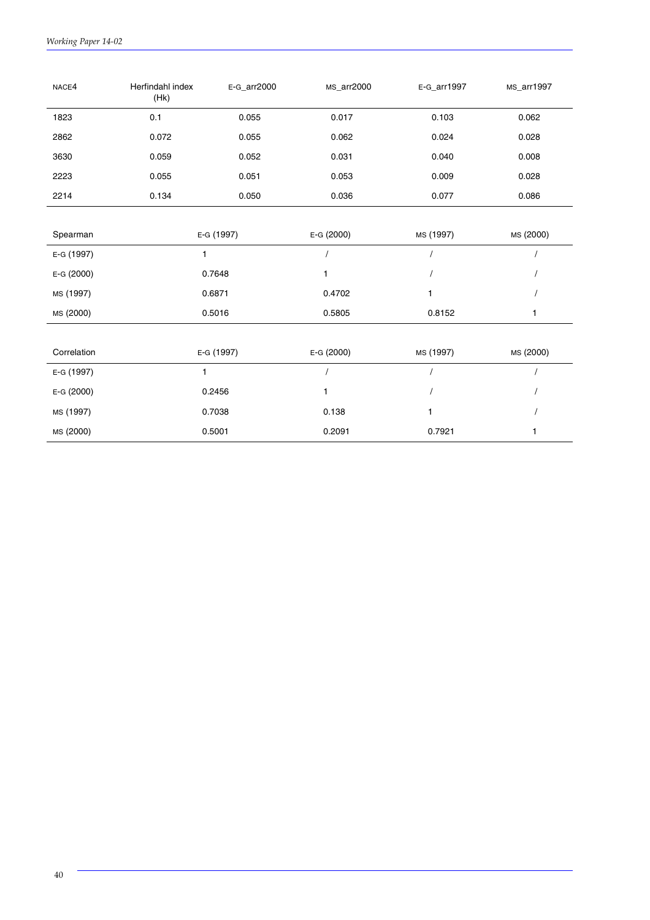| NACE4 | Herfindahl index (Hk) | E-G_arr2000 | MS_arr2000 | E-G_arr1997 | MS_arr1997 |
|---|---|---|---|---|---|
| 1823 | 0.1 | 0.055 | 0.017 | 0.103 | 0.062 |
| 2862 | 0.072 | 0.055 | 0.062 | 0.024 | 0.028 |
| 3630 | 0.059 | 0.052 | 0.031 | 0.040 | 0.008 |
| 2223 | 0.055 | 0.051 | 0.053 | 0.009 | 0.028 |
| 2214 | 0.134 | 0.050 | 0.036 | 0.077 | 0.086 |

| Spearman | E-G (1997) | E-G (2000) | MS (1997) | MS (2000) |
|---|---|---|---|---|
| E-G (1997) | 1 | / | / | / |
| E-G (2000) | 0.7648 | 1 | / | / |
| MS (1997) | 0.6871 | 0.4702 | 1 | / |
| MS (2000) | 0.5016 | 0.5805 | 0.8152 | 1 |

| Correlation | E-G (1997) | E-G (2000) | MS (1997) | MS (2000) |
|---|---|---|---|---|
| E-G (1997) | 1 | / | / | / |
| E-G (2000) | 0.2456 | 1 | / | / |
| MS (1997) | 0.7038 | 0.138 | 1 | / |
| MS (2000) | 0.5001 | 0.2091 | 0.7921 | 1 |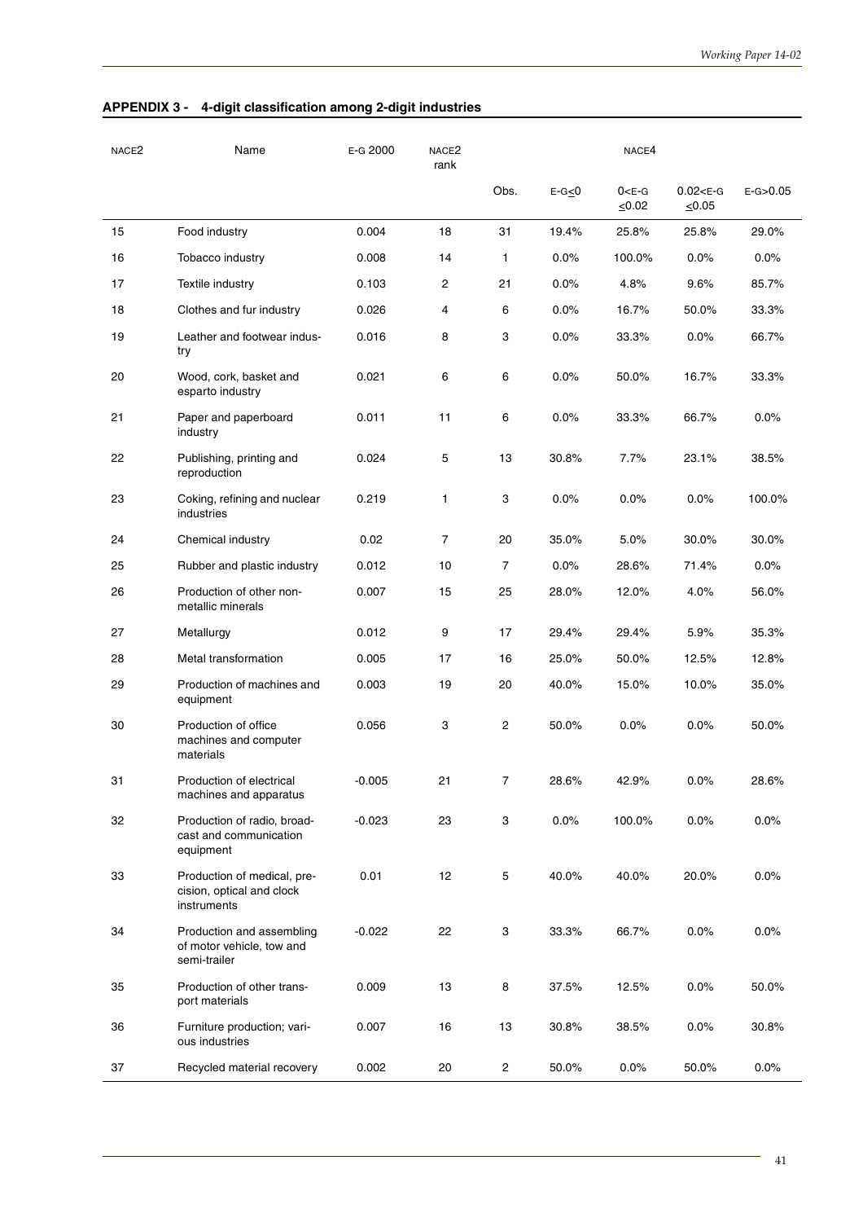## APPENDIX 3 - 4-digit classification among 2-digit industries

| NACE2 | Name | E-G 2000 | NACE2 rank | NACE4 | | | | |
|---|---|---|---|---|---|---|---|---|
| | | | | Obs. | E-G≤0 | 0<E-G ≤0.02 | 0.02<E-G ≤0.05 | E-G>0.05 |
| 15 | Food industry | 0.004 | 18 | 31 | 19.4% | 25.8% | 25.8% | 29.0% |
| 16 | Tobacco industry | 0.008 | 14 | 1 | 0.0% | 100.0% | 0.0% | 0.0% |
| 17 | Textile industry | 0.103 | 2 | 21 | 0.0% | 4.8% | 9.6% | 85.7% |
| 18 | Clothes and fur industry | 0.026 | 4 | 6 | 0.0% | 16.7% | 50.0% | 33.3% |
| 19 | Leather and footwear industry | 0.016 | 8 | 3 | 0.0% | 33.3% | 0.0% | 66.7% |
| 20 | Wood, cork, basket and esparto industry | 0.021 | 6 | 6 | 0.0% | 50.0% | 16.7% | 33.3% |
| 21 | Paper and paperboard industry | 0.011 | 11 | 6 | 0.0% | 33.3% | 66.7% | 0.0% |
| 22 | Publishing, printing and reproduction | 0.024 | 5 | 13 | 30.8% | 7.7% | 23.1% | 38.5% |
| 23 | Coking, refining and nuclear industries | 0.219 | 1 | 3 | 0.0% | 0.0% | 0.0% | 100.0% |
| 24 | Chemical industry | 0.02 | 7 | 20 | 35.0% | 5.0% | 30.0% | 30.0% |
| 25 | Rubber and plastic industry | 0.012 | 10 | 7 | 0.0% | 28.6% | 71.4% | 0.0% |
| 26 | Production of other non-metallic minerals | 0.007 | 15 | 25 | 28.0% | 12.0% | 4.0% | 56.0% |
| 27 | Metallurgy | 0.012 | 9 | 17 | 29.4% | 29.4% | 5.9% | 35.3% |
| 28 | Metal transformation | 0.005 | 17 | 16 | 25.0% | 50.0% | 12.5% | 12.8% |
| 29 | Production of machines and equipment | 0.003 | 19 | 20 | 40.0% | 15.0% | 10.0% | 35.0% |
| 30 | Production of office machines and computer materials | 0.056 | 3 | 2 | 50.0% | 0.0% | 0.0% | 50.0% |
| 31 | Production of electrical machines and apparatus | -0.005 | 21 | 7 | 28.6% | 42.9% | 0.0% | 28.6% |
| 32 | Production of radio, broadcast and communication equipment | -0.023 | 23 | 3 | 0.0% | 100.0% | 0.0% | 0.0% |
| 33 | Production of medical, precision, optical and clock instruments | 0.01 | 12 | 5 | 40.0% | 40.0% | 20.0% | 0.0% |
| 34 | Production and assembling of motor vehicle, tow and semi-trailer | -0.022 | 22 | 3 | 33.3% | 66.7% | 0.0% | 0.0% |
| 35 | Production of other transport materials | 0.009 | 13 | 8 | 37.5% | 12.5% | 0.0% | 50.0% |
| 36 | Furniture production; various industries | 0.007 | 16 | 13 | 30.8% | 38.5% | 0.0% | 30.8% |
| 37 | Recycled material recovery | 0.002 | 20 | 2 | 50.0% | 0.0% | 50.0% | 0.0% |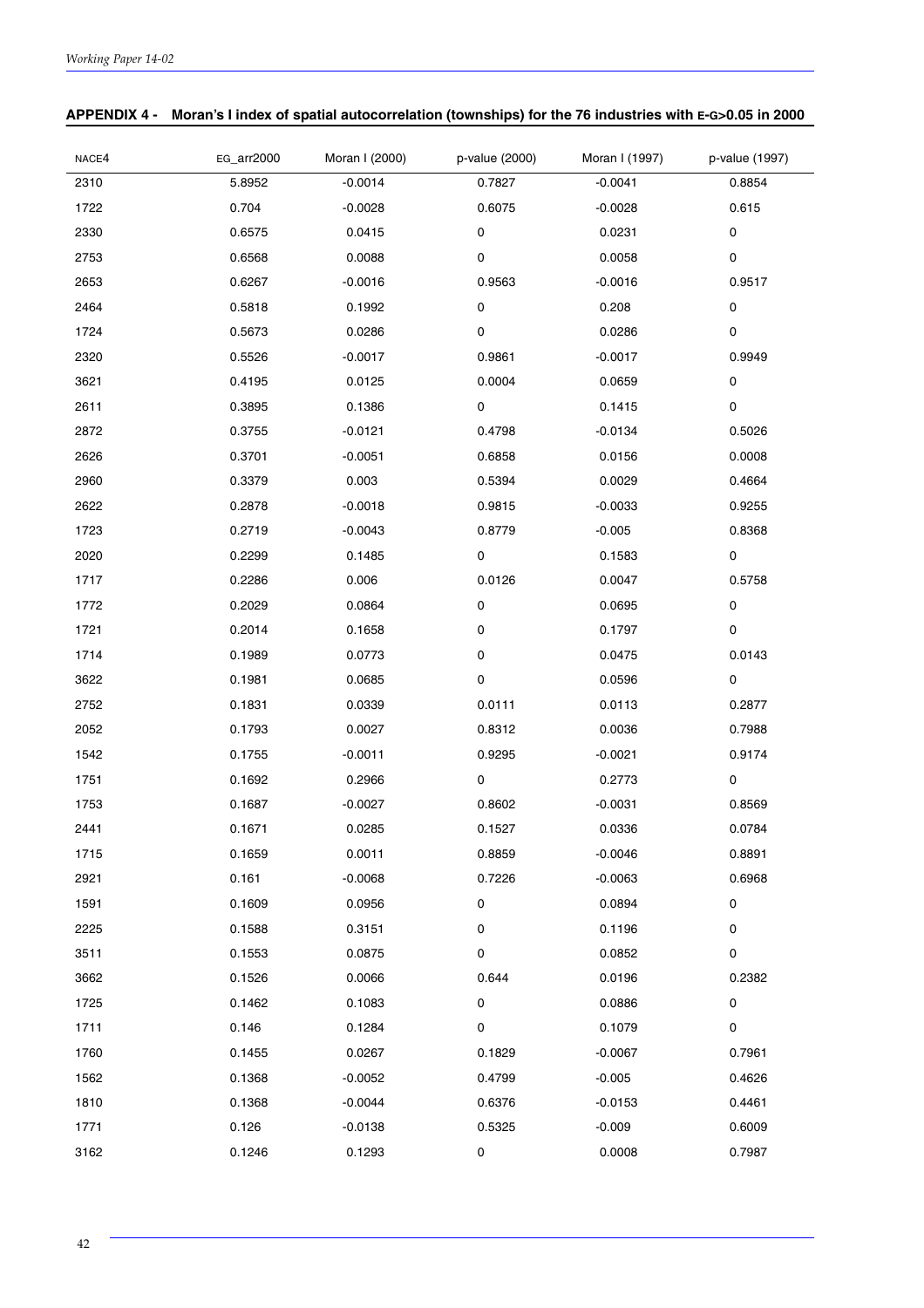## APPENDIX 4 - Moran's I index of spatial autocorrelation (townships) for the 76 industries with E-G>0.05 in 2000

| NACE4 | EG_arr2000 | Moran I (2000) | p-value (2000) | Moran I (1997) | p-value (1997) |
|---|---|---|---|---|---|
| 2310 | 5.8952 | -0.0014 | 0.7827 | -0.0041 | 0.8854 |
| 1722 | 0.704 | -0.0028 | 0.6075 | -0.0028 | 0.615 |
| 2330 | 0.6575 | 0.0415 | 0 | 0.0231 | 0 |
| 2753 | 0.6568 | 0.0088 | 0 | 0.0058 | 0 |
| 2653 | 0.6267 | -0.0016 | 0.9563 | -0.0016 | 0.9517 |
| 2464 | 0.5818 | 0.1992 | 0 | 0.208 | 0 |
| 1724 | 0.5673 | 0.0286 | 0 | 0.0286 | 0 |
| 2320 | 0.5526 | -0.0017 | 0.9861 | -0.0017 | 0.9949 |
| 3621 | 0.4195 | 0.0125 | 0.0004 | 0.0659 | 0 |
| 2611 | 0.3895 | 0.1386 | 0 | 0.1415 | 0 |
| 2872 | 0.3755 | -0.0121 | 0.4798 | -0.0134 | 0.5026 |
| 2626 | 0.3701 | -0.0051 | 0.6858 | 0.0156 | 0.0008 |
| 2960 | 0.3379 | 0.003 | 0.5394 | 0.0029 | 0.4664 |
| 2622 | 0.2878 | -0.0018 | 0.9815 | -0.0033 | 0.9255 |
| 1723 | 0.2719 | -0.0043 | 0.8779 | -0.005 | 0.8368 |
| 2020 | 0.2299 | 0.1485 | 0 | 0.1583 | 0 |
| 1717 | 0.2286 | 0.006 | 0.0126 | 0.0047 | 0.5758 |
| 1772 | 0.2029 | 0.0864 | 0 | 0.0695 | 0 |
| 1721 | 0.2014 | 0.1658 | 0 | 0.1797 | 0 |
| 1714 | 0.1989 | 0.0773 | 0 | 0.0475 | 0.0143 |
| 3622 | 0.1981 | 0.0685 | 0 | 0.0596 | 0 |
| 2752 | 0.1831 | 0.0339 | 0.0111 | 0.0113 | 0.2877 |
| 2052 | 0.1793 | 0.0027 | 0.8312 | 0.0036 | 0.7988 |
| 1542 | 0.1755 | -0.0011 | 0.9295 | -0.0021 | 0.9174 |
| 1751 | 0.1692 | 0.2966 | 0 | 0.2773 | 0 |
| 1753 | 0.1687 | -0.0027 | 0.8602 | -0.0031 | 0.8569 |
| 2441 | 0.1671 | 0.0285 | 0.1527 | 0.0336 | 0.0784 |
| 1715 | 0.1659 | 0.0011 | 0.8859 | -0.0046 | 0.8891 |
| 2921 | 0.161 | -0.0068 | 0.7226 | -0.0063 | 0.6968 |
| 1591 | 0.1609 | 0.0956 | 0 | 0.0894 | 0 |
| 2225 | 0.1588 | 0.3151 | 0 | 0.1196 | 0 |
| 3511 | 0.1553 | 0.0875 | 0 | 0.0852 | 0 |
| 3662 | 0.1526 | 0.0066 | 0.644 | 0.0196 | 0.2382 |
| 1725 | 0.1462 | 0.1083 | 0 | 0.0886 | 0 |
| 1711 | 0.146 | 0.1284 | 0 | 0.1079 | 0 |
| 1760 | 0.1455 | 0.0267 | 0.1829 | -0.0067 | 0.7961 |
| 1562 | 0.1368 | -0.0052 | 0.4799 | -0.005 | 0.4626 |
| 1810 | 0.1368 | -0.0044 | 0.6376 | -0.0153 | 0.4461 |
| 1771 | 0.126 | -0.0138 | 0.5325 | -0.009 | 0.6009 |
| 3162 | 0.1246 | 0.1293 | 0 | 0.0008 | 0.7987 |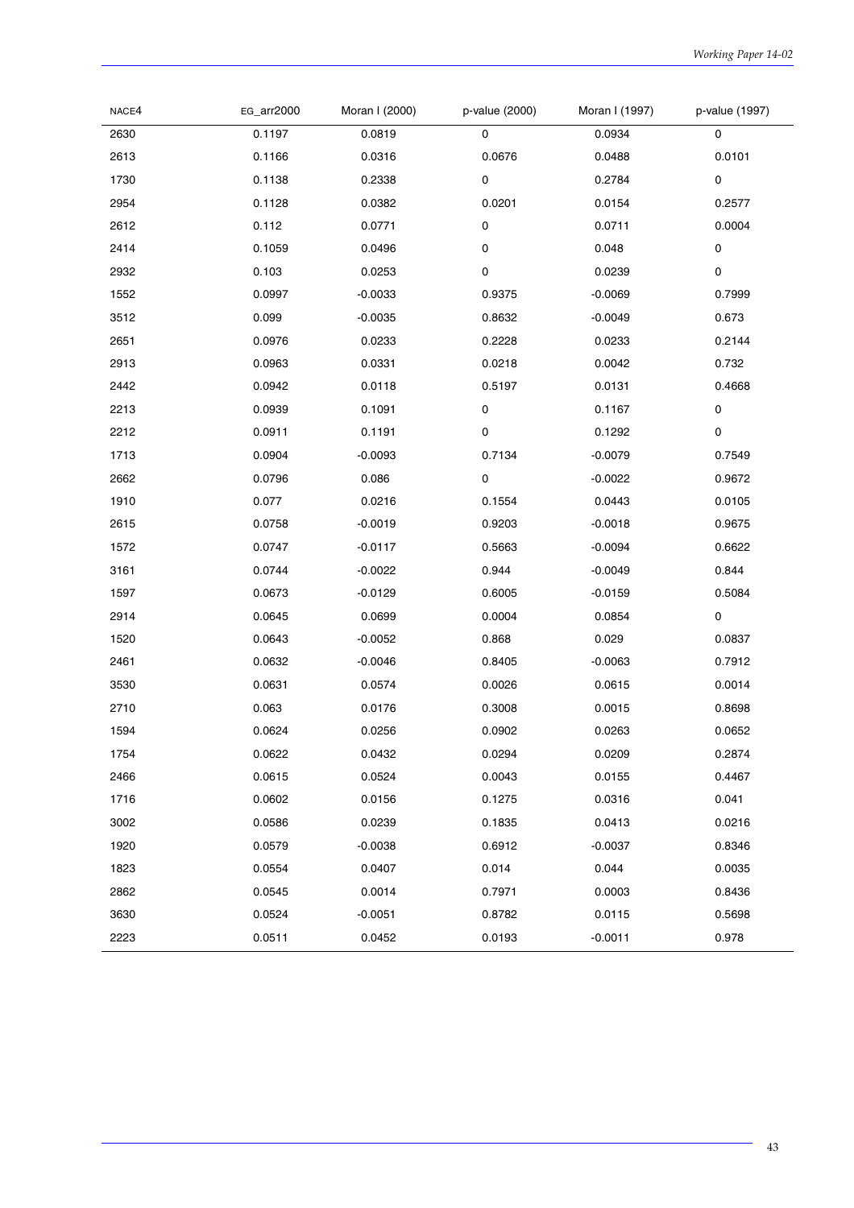| NACE4 | EG_arr2000 | Moran I (2000) | p-value (2000) | Moran I (1997) | p-value (1997) |
|---|---|---|---|---|---|
| 2630 | 0.1197 | 0.0819 | 0 | 0.0934 | 0 |
| 2613 | 0.1166 | 0.0316 | 0.0676 | 0.0488 | 0.0101 |
| 1730 | 0.1138 | 0.2338 | 0 | 0.2784 | 0 |
| 2954 | 0.1128 | 0.0382 | 0.0201 | 0.0154 | 0.2577 |
| 2612 | 0.112 | 0.0771 | 0 | 0.0711 | 0.0004 |
| 2414 | 0.1059 | 0.0496 | 0 | 0.048 | 0 |
| 2932 | 0.103 | 0.0253 | 0 | 0.0239 | 0 |
| 1552 | 0.0997 | -0.0033 | 0.9375 | -0.0069 | 0.7999 |
| 3512 | 0.099 | -0.0035 | 0.8632 | -0.0049 | 0.673 |
| 2651 | 0.0976 | 0.0233 | 0.2228 | 0.0233 | 0.2144 |
| 2913 | 0.0963 | 0.0331 | 0.0218 | 0.0042 | 0.732 |
| 2442 | 0.0942 | 0.0118 | 0.5197 | 0.0131 | 0.4668 |
| 2213 | 0.0939 | 0.1091 | 0 | 0.1167 | 0 |
| 2212 | 0.0911 | 0.1191 | 0 | 0.1292 | 0 |
| 1713 | 0.0904 | -0.0093 | 0.7134 | -0.0079 | 0.7549 |
| 2662 | 0.0796 | 0.086 | 0 | -0.0022 | 0.9672 |
| 1910 | 0.077 | 0.0216 | 0.1554 | 0.0443 | 0.0105 |
| 2615 | 0.0758 | -0.0019 | 0.9203 | -0.0018 | 0.9675 |
| 1572 | 0.0747 | -0.0117 | 0.5663 | -0.0094 | 0.6622 |
| 3161 | 0.0744 | -0.0022 | 0.944 | -0.0049 | 0.844 |
| 1597 | 0.0673 | -0.0129 | 0.6005 | -0.0159 | 0.5084 |
| 2914 | 0.0645 | 0.0699 | 0.0004 | 0.0854 | 0 |
| 1520 | 0.0643 | -0.0052 | 0.868 | 0.029 | 0.0837 |
| 2461 | 0.0632 | -0.0046 | 0.8405 | -0.0063 | 0.7912 |
| 3530 | 0.0631 | 0.0574 | 0.0026 | 0.0615 | 0.0014 |
| 2710 | 0.063 | 0.0176 | 0.3008 | 0.0015 | 0.8698 |
| 1594 | 0.0624 | 0.0256 | 0.0902 | 0.0263 | 0.0652 |
| 1754 | 0.0622 | 0.0432 | 0.0294 | 0.0209 | 0.2874 |
| 2466 | 0.0615 | 0.0524 | 0.0043 | 0.0155 | 0.4467 |
| 1716 | 0.0602 | 0.0156 | 0.1275 | 0.0316 | 0.041 |
| 3002 | 0.0586 | 0.0239 | 0.1835 | 0.0413 | 0.0216 |
| 1920 | 0.0579 | -0.0038 | 0.6912 | -0.0037 | 0.8346 |
| 1823 | 0.0554 | 0.0407 | 0.014 | 0.044 | 0.0035 |
| 2862 | 0.0545 | 0.0014 | 0.7971 | 0.0003 | 0.8436 |
| 3630 | 0.0524 | -0.0051 | 0.8782 | 0.0115 | 0.5698 |
| 2223 | 0.0511 | 0.0452 | 0.0193 | -0.0011 | 0.978 |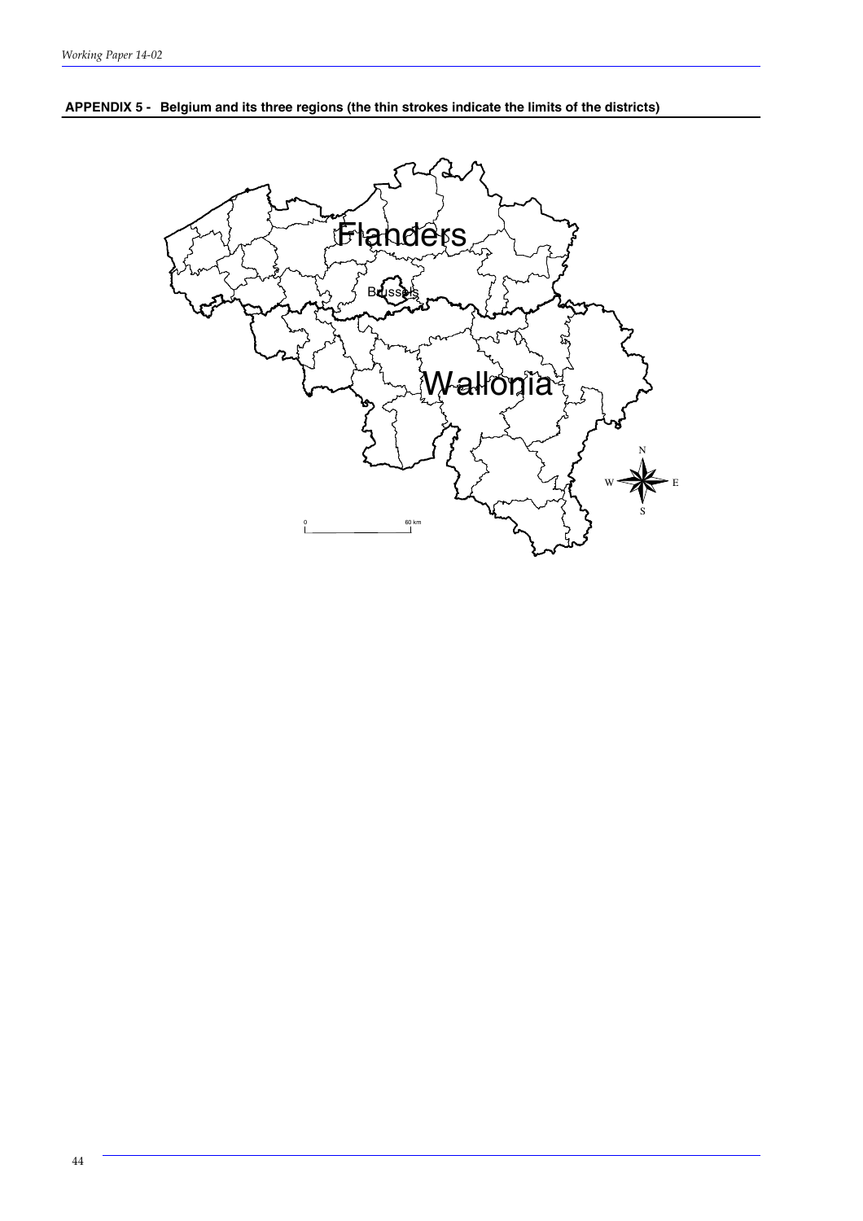**APPENDIX 5 - Belgium and its three regions (the thin strokes indicate the limits of the districts)**

Flanders

Brussels

Wallonia

N

W

E

S

0

60 km